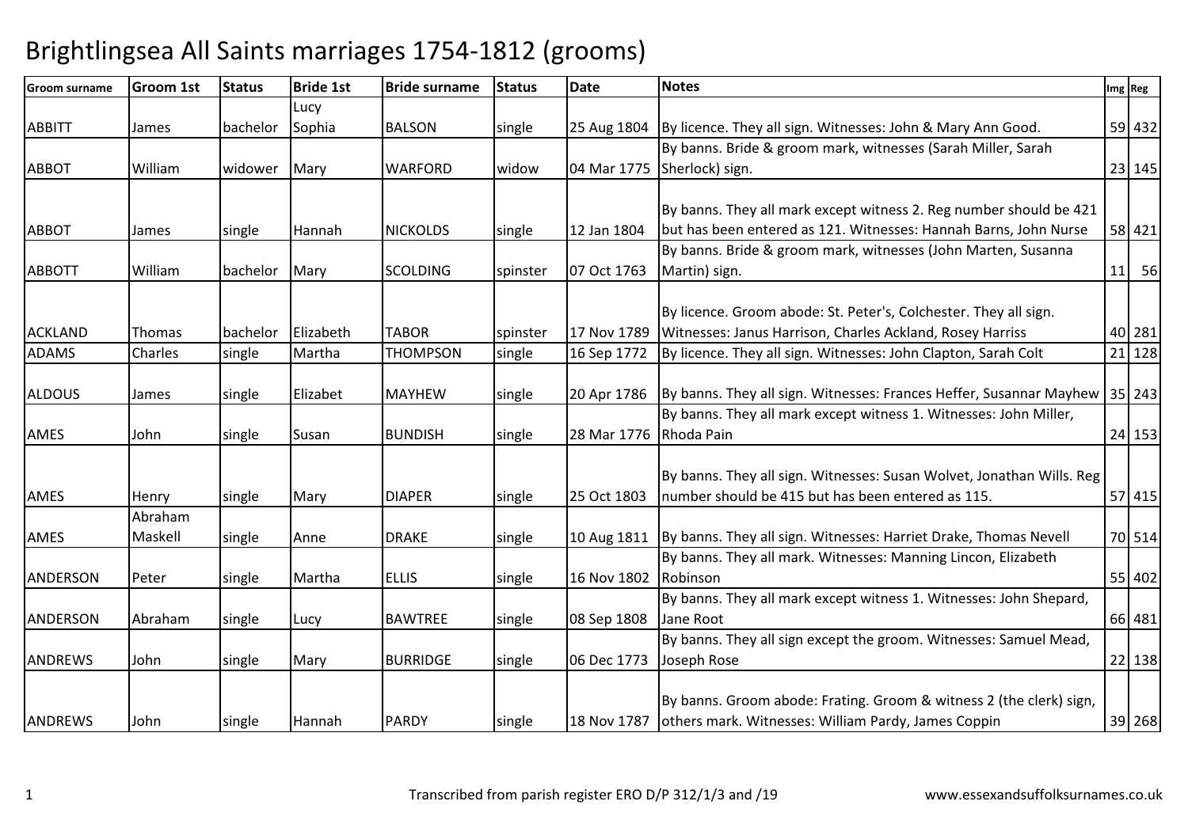# Brightlingsea All Saints marriages 1754-1812 (grooms)

| Groom surname | Groom 1st | Status | Bride 1st | Bride surname | Status | Date | Notes | Img | Reg |
|---|---|---|---|---|---|---|---|---|---|
| ABBITT | James | bachelor | Lucy Sophia | BALSON | single | 25 Aug 1804 | By licence. They all sign. Witnesses: John & Mary Ann Good. | 59 | 432 |
| ABBOT | William | widower | Mary | WARFORD | widow | 04 Mar 1775 | By banns. Bride & groom mark, witnesses (Sarah Miller, Sarah Sherlock) sign. | 23 | 145 |
| ABBOT | James | single | Hannah | NICKOLDS | single | 12 Jan 1804 | By banns. They all mark except witness 2. Reg number should be 421 but has been entered as 121. Witnesses: Hannah Barns, John Nurse | 58 | 421 |
| ABBOTT | William | bachelor | Mary | SCOLDING | spinster | 07 Oct 1763 | By banns. Bride & groom mark, witnesses (John Marten, Susanna Martin) sign. | 11 | 56 |
| ACKLAND | Thomas | bachelor | Elizabeth | TABOR | spinster | 17 Nov 1789 | By licence. Groom abode: St. Peter's, Colchester. They all sign. Witnesses: Janus Harrison, Charles Ackland, Rosey Harriss | 40 | 281 |
| ADAMS | Charles | single | Martha | THOMPSON | single | 16 Sep 1772 | By licence. They all sign. Witnesses: John Clapton, Sarah Colt | 21 | 128 |
| ALDOUS | James | single | Elizabet | MAYHEW | single | 20 Apr 1786 | By banns. They all sign. Witnesses: Frances Heffer, Susannar Mayhew | 35 | 243 |
| AMES | John | single | Susan | BUNDISH | single | 28 Mar 1776 | By banns. They all mark except witness 1. Witnesses: John Miller, Rhoda Pain | 24 | 153 |
| AMES | Henry | single | Mary | DIAPER | single | 25 Oct 1803 | By banns. They all sign. Witnesses: Susan Wolvet, Jonathan Wills. Reg number should be 415 but has been entered as 115. | 57 | 415 |
| AMES | Abraham Maskell | single | Anne | DRAKE | single | 10 Aug 1811 | By banns. They all sign. Witnesses: Harriet Drake, Thomas Nevell | 70 | 514 |
| ANDERSON | Peter | single | Martha | ELLIS | single | 16 Nov 1802 | By banns. They all mark. Witnesses: Manning Lincon, Elizabeth Robinson | 55 | 402 |
| ANDERSON | Abraham | single | Lucy | BAWTREE | single | 08 Sep 1808 | By banns. They all mark except witness 1. Witnesses: John Shepard, Jane Root | 66 | 481 |
| ANDREWS | John | single | Mary | BURRIDGE | single | 06 Dec 1773 | By banns. They all sign except the groom. Witnesses: Samuel Mead, Joseph Rose | 22 | 138 |
| ANDREWS | John | single | Hannah | PARDY | single | 18 Nov 1787 | By banns. Groom abode: Frating. Groom & witness 2 (the clerk) sign, others mark. Witnesses: William Pardy, James Coppin | 39 | 268 |

Transcribed from parish register ERO D/P 312/1/3 and /19 www.essexandsuffolksurnames.co.uk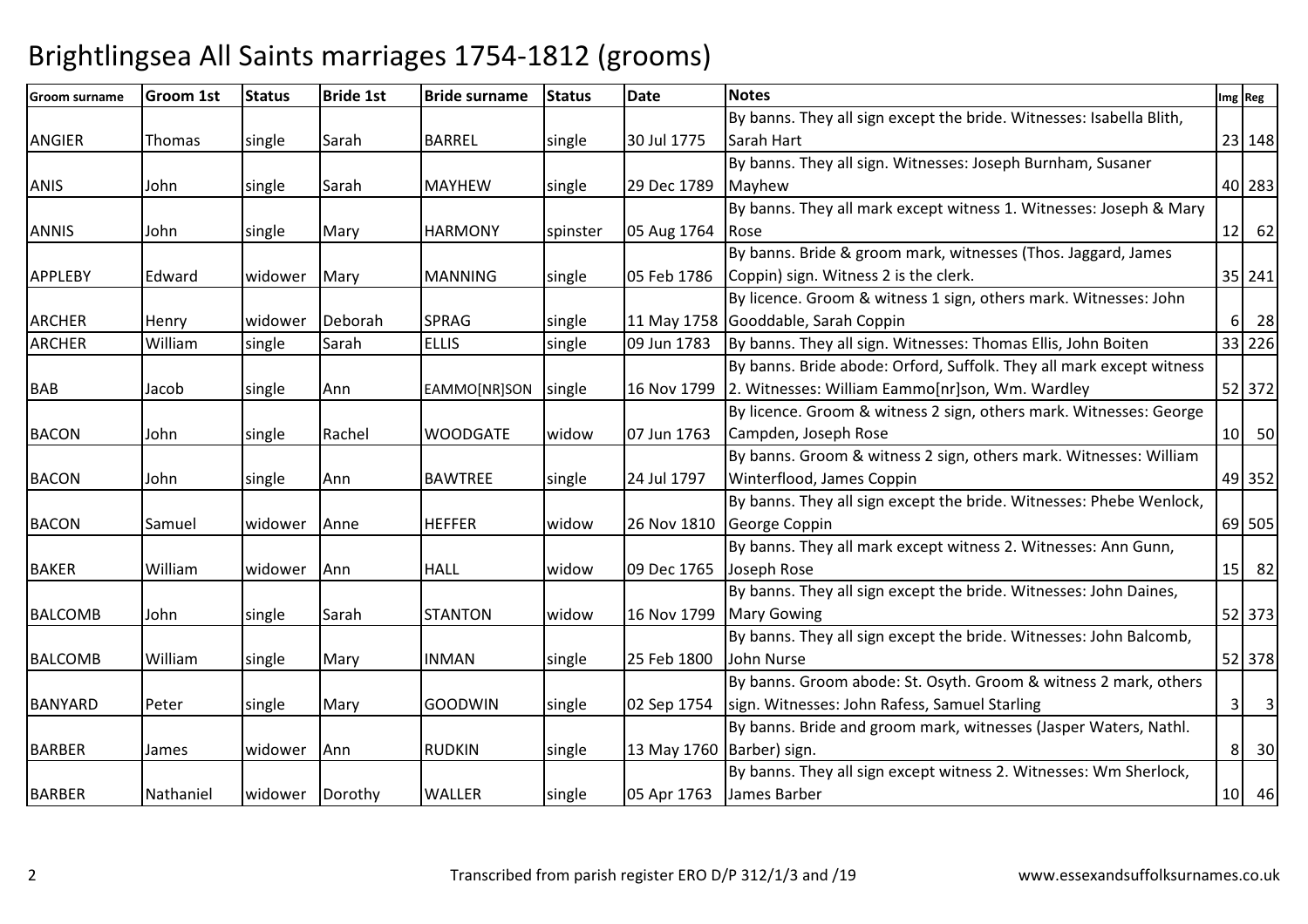# Brightlingsea All Saints marriages 1754-1812 (grooms)

| Groom surname | Groom 1st | Status | Bride 1st | Bride surname | Status | Date | Notes | Img | Reg |
|---|---|---|---|---|---|---|---|---|---|
| ANGIER | Thomas | single | Sarah | BARREL | single | 30 Jul 1775 | By banns. They all sign except the bride. Witnesses: Isabella Blith, Sarah Hart | 23 | 148 |
| ANIS | John | single | Sarah | MAYHEW | single | 29 Dec 1789 | By banns. They all sign. Witnesses: Joseph Burnham, Susaner Mayhew | 40 | 283 |
| ANNIS | John | single | Mary | HARMONY | spinster | 05 Aug 1764 | By banns. They all mark except witness 1. Witnesses: Joseph & Mary Rose | 12 | 62 |
| APPLEBY | Edward | widower | Mary | MANNING | single | 05 Feb 1786 | By banns. Bride & groom mark, witnesses (Thos. Jaggard, James Coppin) sign. Witness 2 is the clerk. | 35 | 241 |
| ARCHER | Henry | widower | Deborah | SPRAG | single | 11 May 1758 | By licence. Groom & witness 1 sign, others mark. Witnesses: John Gooddable, Sarah Coppin | 6 | 28 |
| ARCHER | William | single | Sarah | ELLIS | single | 09 Jun 1783 | By banns. They all sign. Witnesses: Thomas Ellis, John Boiten | 33 | 226 |
| BAB | Jacob | single | Ann | EAMMO[NR]SON | single | 16 Nov 1799 | By banns. Bride abode: Orford, Suffolk. They all mark except witness 2. Witnesses: William Eammo[nr]son, Wm. Wardley | 52 | 372 |
| BACON | John | single | Rachel | WOODGATE | widow | 07 Jun 1763 | By licence. Groom & witness 2 sign, others mark. Witnesses: George Campden, Joseph Rose | 10 | 50 |
| BACON | John | single | Ann | BAWTREE | single | 24 Jul 1797 | By banns. Groom & witness 2 sign, others mark. Witnesses: William Winterflood, James Coppin | 49 | 352 |
| BACON | Samuel | widower | Anne | HEFFER | widow | 26 Nov 1810 | By banns. They all sign except the bride. Witnesses: Phebe Wenlock, George Coppin | 69 | 505 |
| BAKER | William | widower | Ann | HALL | widow | 09 Dec 1765 | By banns. They all mark except witness 2. Witnesses: Ann Gunn, Joseph Rose | 15 | 82 |
| BALCOMB | John | single | Sarah | STANTON | widow | 16 Nov 1799 | By banns. They all sign except the bride. Witnesses: John Daines, Mary Gowing | 52 | 373 |
| BALCOMB | William | single | Mary | INMAN | single | 25 Feb 1800 | By banns. They all sign except the bride. Witnesses: John Balcomb, John Nurse | 52 | 378 |
| BANYARD | Peter | single | Mary | GOODWIN | single | 02 Sep 1754 | By banns. Groom abode: St. Osyth. Groom & witness 2 mark, others sign. Witnesses: John Rafess, Samuel Starling | 3 | 3 |
| BARBER | James | widower | Ann | RUDKIN | single | 13 May 1760 | By banns. Bride and groom mark, witnesses (Jasper Waters, Nathl. Barber) sign. | 8 | 30 |
| BARBER | Nathaniel | widower | Dorothy | WALLER | single | 05 Apr 1763 | By banns. They all sign except witness 2. Witnesses: Wm Sherlock, James Barber | 10 | 46 |

Transcribed from parish register ERO D/P 312/1/3 and /19

www.essexandsuffolksurnames.co.uk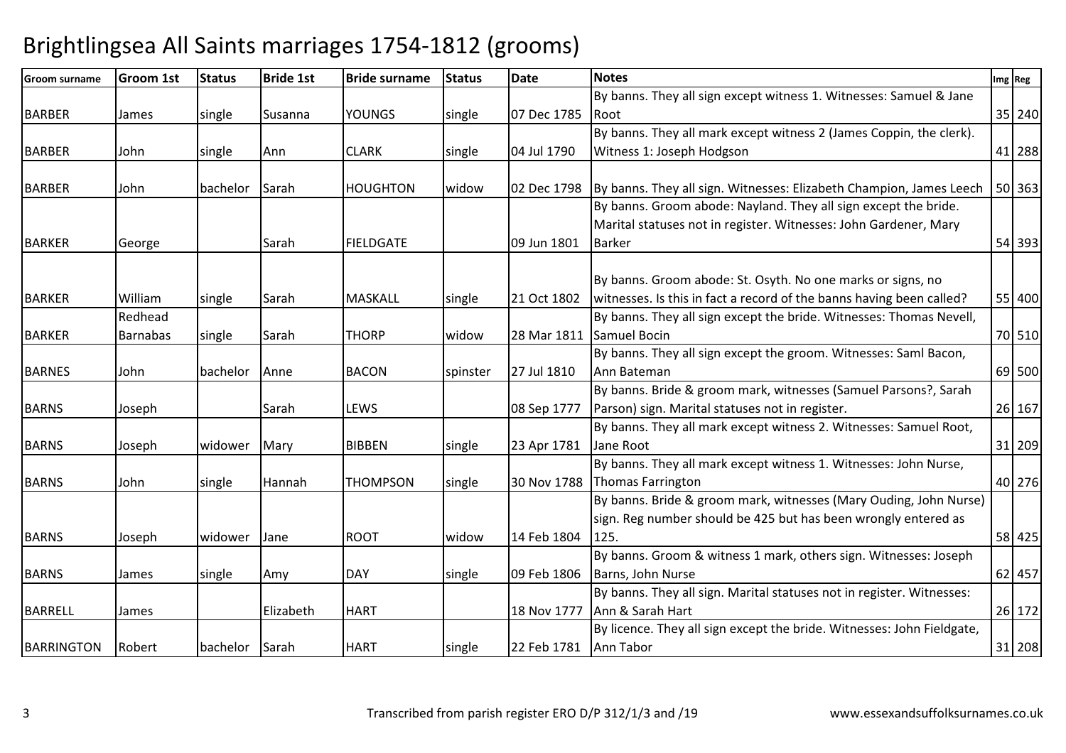# Brightlingsea All Saints marriages 1754-1812 (grooms)

| Groom surname | Groom 1st | Status | Bride 1st | Bride surname | Status | Date | Notes | Img | Reg |
|---|---|---|---|---|---|---|---|---|---|
| BARBER | James | single | Susanna | YOUNGS | single | 07 Dec 1785 | By banns. They all sign except witness 1. Witnesses: Samuel & Jane Root | 35 | 240 |
| BARBER | John | single | Ann | CLARK | single | 04 Jul 1790 | By banns. They all mark except witness 2 (James Coppin, the clerk). Witness 1: Joseph Hodgson | 41 | 288 |
| BARBER | John | bachelor | Sarah | HOUGHTON | widow | 02 Dec 1798 | By banns. They all sign. Witnesses: Elizabeth Champion, James Leech | 50 | 363 |
| BARKER | George | | Sarah | FIELDGATE | | 09 Jun 1801 | By banns. Groom abode: Nayland. They all sign except the bride. Marital statuses not in register. Witnesses: John Gardener, Mary Barker | 54 | 393 |
| BARKER | William | single | Sarah | MASKALL | single | 21 Oct 1802 | By banns. Groom abode: St. Osyth. No one marks or signs, no witnesses. Is this in fact a record of the banns having been called? | 55 | 400 |
| BARKER | Redhead Barnabas | single | Sarah | THORP | widow | 28 Mar 1811 | By banns. They all sign except the bride. Witnesses: Thomas Nevell, Samuel Bocin | 70 | 510 |
| BARNES | John | bachelor | Anne | BACON | spinster | 27 Jul 1810 | By banns. They all sign except the groom. Witnesses: Saml Bacon, Ann Bateman | 69 | 500 |
| BARNS | Joseph | | Sarah | LEWS | | 08 Sep 1777 | By banns. Bride & groom mark, witnesses (Samuel Parsons?, Sarah Parson) sign. Marital statuses not in register. | 26 | 167 |
| BARNS | Joseph | widower | Mary | BIBBEN | single | 23 Apr 1781 | By banns. They all mark except witness 2. Witnesses: Samuel Root, Jane Root | 31 | 209 |
| BARNS | John | single | Hannah | THOMPSON | single | 30 Nov 1788 | By banns. They all mark except witness 1. Witnesses: John Nurse, Thomas Farrington | 40 | 276 |
| BARNS | Joseph | widower | Jane | ROOT | widow | 14 Feb 1804 | By banns. Bride & groom mark, witnesses (Mary Ouding, John Nurse) sign. Reg number should be 425 but has been wrongly entered as 125. | 58 | 425 |
| BARNS | James | single | Amy | DAY | single | 09 Feb 1806 | By banns. Groom & witness 1 mark, others sign. Witnesses: Joseph Barns, John Nurse | 62 | 457 |
| BARRELL | James | | Elizabeth | HART | | 18 Nov 1777 | By banns. They all sign. Marital statuses not in register. Witnesses: Ann & Sarah Hart | 26 | 172 |
| BARRINGTON | Robert | bachelor | Sarah | HART | single | 22 Feb 1781 | By licence. They all sign except the bride. Witnesses: John Fieldgate, Ann Tabor | 31 | 208 |

Transcribed from parish register ERO D/P 312/1/3 and /19

www.essexandsuffolksurnames.co.uk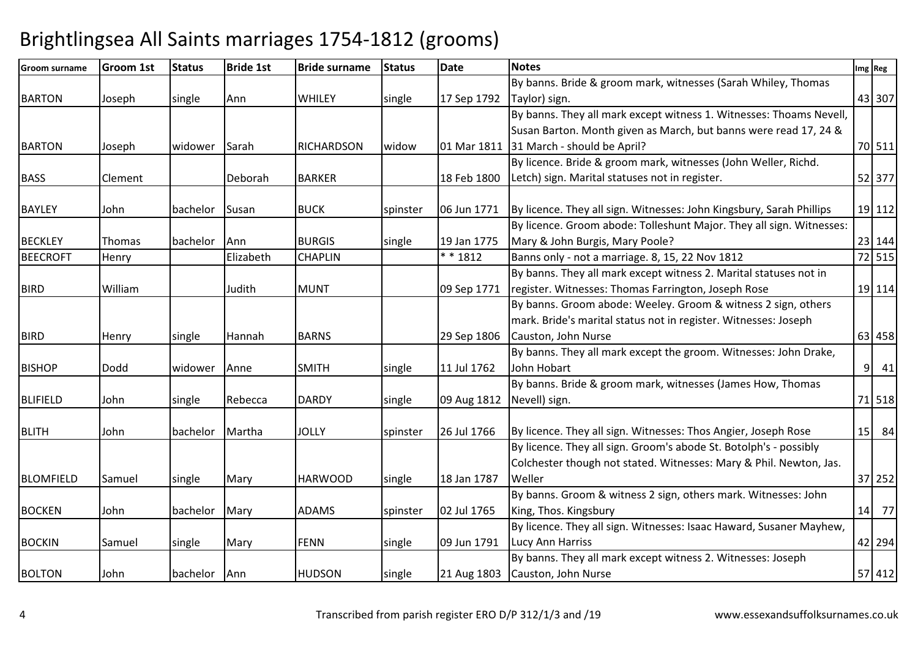# Brightlingsea All Saints marriages 1754-1812 (grooms)

| Groom surname | Groom 1st | Status | Bride 1st | Bride surname | Status | Date | Notes | Img | Reg |
|---|---|---|---|---|---|---|---|---|---|
| BARTON | Joseph | single | Ann | WHILEY | single | 17 Sep 1792 | By banns. Bride & groom mark, witnesses (Sarah Whiley, Thomas Taylor) sign. | 43 | 307 |
| BARTON | Joseph | widower | Sarah | RICHARDSON | widow | 01 Mar 1811 | By banns. They all mark except witness 1. Witnesses: Thoams Nevell, Susan Barton. Month given as March, but banns were read 17, 24 & 31 March - should be April? | 70 | 511 |
| BASS | Clement | | Deborah | BARKER | | 18 Feb 1800 | By licence. Bride & groom mark, witnesses (John Weller, Richd. Letch) sign. Marital statuses not in register. | 52 | 377 |
| BAYLEY | John | bachelor | Susan | BUCK | spinster | 06 Jun 1771 | By licence. They all sign. Witnesses: John Kingsbury, Sarah Phillips | 19 | 112 |
| BECKLEY | Thomas | bachelor | Ann | BURGIS | single | 19 Jan 1775 | By licence. Groom abode: Tolleshunt Major. They all sign. Witnesses: Mary & John Burgis, Mary Poole? | 23 | 144 |
| BEECROFT | Henry | | Elizabeth | CHAPLIN | | * * 1812 | Banns only - not a marriage. 8, 15, 22 Nov 1812 | 72 | 515 |
| BIRD | William | | Judith | MUNT | | 09 Sep 1771 | By banns. They all mark except witness 2. Marital statuses not in register. Witnesses: Thomas Farrington, Joseph Rose | 19 | 114 |
| BIRD | Henry | single | Hannah | BARNS | | 29 Sep 1806 | By banns. Groom abode: Weeley. Groom & witness 2 sign, others mark. Bride's marital status not in register. Witnesses: Joseph Causton, John Nurse | 63 | 458 |
| BISHOP | Dodd | widower | Anne | SMITH | single | 11 Jul 1762 | By banns. They all mark except the groom. Witnesses: John Drake, John Hobart | 9 | 41 |
| BLIFIELD | John | single | Rebecca | DARDY | single | 09 Aug 1812 | By banns. Bride & groom mark, witnesses (James How, Thomas Nevell) sign. | 71 | 518 |
| BLITH | John | bachelor | Martha | JOLLY | spinster | 26 Jul 1766 | By licence. They all sign. Witnesses: Thos Angier, Joseph Rose | 15 | 84 |
| BLOMFIELD | Samuel | single | Mary | HARWOOD | single | 18 Jan 1787 | By licence. They all sign. Groom's abode St. Botolph's - possibly Colchester though not stated. Witnesses: Mary & Phil. Newton, Jas. Weller | 37 | 252 |
| BOCKEN | John | bachelor | Mary | ADAMS | spinster | 02 Jul 1765 | By banns. Groom & witness 2 sign, others mark. Witnesses: John King, Thos. Kingsbury | 14 | 77 |
| BOCKIN | Samuel | single | Mary | FENN | single | 09 Jun 1791 | By licence. They all sign. Witnesses: Isaac Haward, Susaner Mayhew, Lucy Ann Harriss | 42 | 294 |
| BOLTON | John | bachelor | Ann | HUDSON | single | 21 Aug 1803 | By banns. They all mark except witness 2. Witnesses: Joseph Causton, John Nurse | 57 | 412 |

Transcribed from parish register ERO D/P 312/1/3 and /19 www.essexandsuffolksurnames.co.uk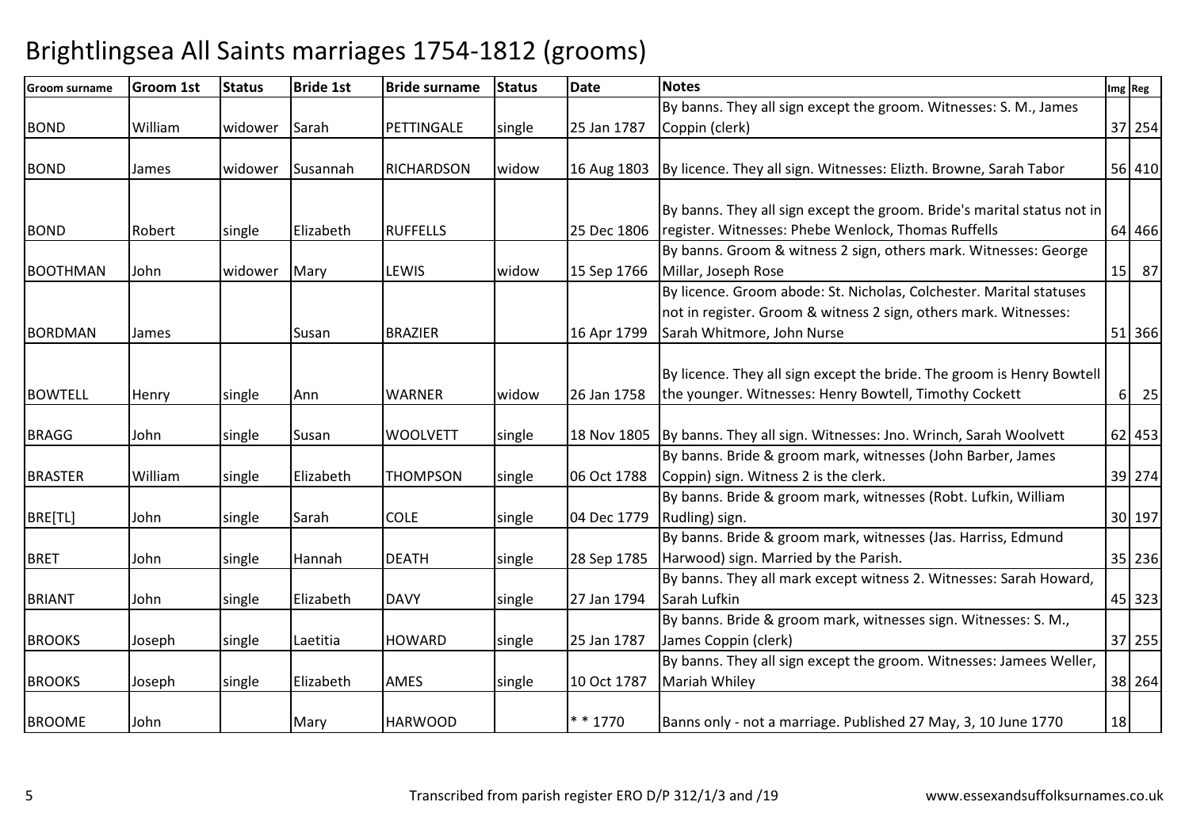# Brightlingsea All Saints marriages 1754-1812 (grooms)

| Groom surname | Groom 1st | Status | Bride 1st | Bride surname | Status | Date | Notes | Img | Reg |
|---|---|---|---|---|---|---|---|---|---|
| BOND | William | widower | Sarah | PETTINGALE | single | 25 Jan 1787 | By banns. They all sign except the groom. Witnesses: S. M., James Coppin (clerk) | 37 | 254 |
| BOND | James | widower | Susannah | RICHARDSON | widow | 16 Aug 1803 | By licence. They all sign. Witnesses: Elizth. Browne, Sarah Tabor | 56 | 410 |
| BOND | Robert | single | Elizabeth | RUFFELLS | | 25 Dec 1806 | By banns. They all sign except the groom. Bride's marital status not in register. Witnesses: Phebe Wenlock, Thomas Ruffells | 64 | 466 |
| BOOTHMAN | John | widower | Mary | LEWIS | widow | 15 Sep 1766 | By banns. Groom & witness 2 sign, others mark. Witnesses: George Millar, Joseph Rose | 15 | 87 |
| BORDMAN | James | | Susan | BRAZIER | | 16 Apr 1799 | By licence. Groom abode: St. Nicholas, Colchester. Marital statuses not in register. Groom & witness 2 sign, others mark. Witnesses: Sarah Whitmore, John Nurse | 51 | 366 |
| BOWTELL | Henry | single | Ann | WARNER | widow | 26 Jan 1758 | By licence. They all sign except the bride. The groom is Henry Bowtell the younger. Witnesses: Henry Bowtell, Timothy Cockett | 6 | 25 |
| BRAGG | John | single | Susan | WOOLVETT | single | 18 Nov 1805 | By banns. They all sign. Witnesses: Jno. Wrinch, Sarah Woolvett | 62 | 453 |
| BRASTER | William | single | Elizabeth | THOMPSON | single | 06 Oct 1788 | By banns. Bride & groom mark, witnesses (John Barber, James Coppin) sign. Witness 2 is the clerk. | 39 | 274 |
| BRE[TL] | John | single | Sarah | COLE | single | 04 Dec 1779 | By banns. Bride & groom mark, witnesses (Robt. Lufkin, William Rudling) sign. | 30 | 197 |
| BRET | John | single | Hannah | DEATH | single | 28 Sep 1785 | By banns. Bride & groom mark, witnesses (Jas. Harriss, Edmund Harwood) sign. Married by the Parish. | 35 | 236 |
| BRIANT | John | single | Elizabeth | DAVY | single | 27 Jan 1794 | By banns. They all mark except witness 2. Witnesses: Sarah Howard, Sarah Lufkin | 45 | 323 |
| BROOKS | Joseph | single | Laetitia | HOWARD | single | 25 Jan 1787 | By banns. Bride & groom mark, witnesses sign. Witnesses: S. M., James Coppin (clerk) | 37 | 255 |
| BROOKS | Joseph | single | Elizabeth | AMES | single | 10 Oct 1787 | By banns. They all sign except the groom. Witnesses: Jamees Weller, Mariah Whiley | 38 | 264 |
| BROOME | John | | Mary | HARWOOD | | * * 1770 | Banns only - not a marriage. Published 27 May, 3, 10 June 1770 | 18 | |

Transcribed from parish register ERO D/P 312/1/3 and /19

www.essexandsuffolksurnames.co.uk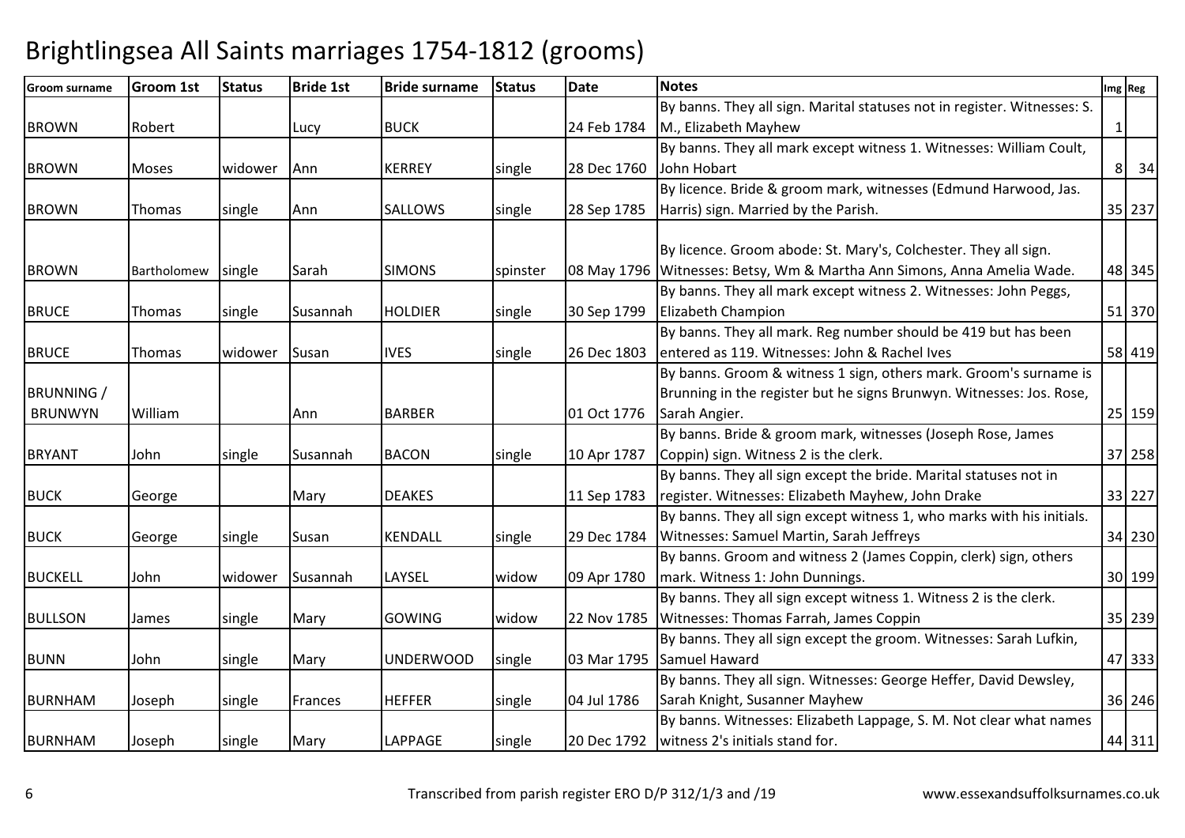# Brightlingsea All Saints marriages 1754-1812 (grooms)

| Groom surname | Groom 1st | Status | Bride 1st | Bride surname | Status | Date | Notes | Img | Reg |
|---|---|---|---|---|---|---|---|---|---|
| BROWN | Robert | | Lucy | BUCK | | 24 Feb 1784 | By banns. They all sign. Marital statuses not in register. Witnesses: S. M., Elizabeth Mayhew | 1 | |
| BROWN | Moses | widower | Ann | KERREY | single | 28 Dec 1760 | By banns. They all mark except witness 1. Witnesses: William Coult, John Hobart | 8 | 34 |
| BROWN | Thomas | single | Ann | SALLOWS | single | 28 Sep 1785 | By licence. Bride & groom mark, witnesses (Edmund Harwood, Jas. Harris) sign. Married by the Parish. | 35 | 237 |
| BROWN | Bartholomew | single | Sarah | SIMONS | spinster | 08 May 1796 | By licence. Groom abode: St. Mary's, Colchester. They all sign. Witnesses: Betsy, Wm & Martha Ann Simons, Anna Amelia Wade. | 48 | 345 |
| BRUCE | Thomas | single | Susannah | HOLDIER | single | 30 Sep 1799 | By banns. They all mark except witness 2. Witnesses: John Peggs, Elizabeth Champion | 51 | 370 |
| BRUCE | Thomas | widower | Susan | IVES | single | 26 Dec 1803 | By banns. They all mark. Reg number should be 419 but has been entered as 119. Witnesses: John & Rachel Ives | 58 | 419 |
| BRUNNING / BRUNWYN | William | | Ann | BARBER | | 01 Oct 1776 | By banns. Groom & witness 1 sign, others mark. Groom's surname is Brunning in the register but he signs Brunwyn. Witnesses: Jos. Rose, Sarah Angier. | 25 | 159 |
| BRYANT | John | single | Susannah | BACON | single | 10 Apr 1787 | By banns. Bride & groom mark, witnesses (Joseph Rose, James Coppin) sign. Witness 2 is the clerk. | 37 | 258 |
| BUCK | George | | Mary | DEAKES | | 11 Sep 1783 | By banns. They all sign except the bride. Marital statuses not in register. Witnesses: Elizabeth Mayhew, John Drake | 33 | 227 |
| BUCK | George | single | Susan | KENDALL | single | 29 Dec 1784 | By banns. They all sign except witness 1, who marks with his initials. Witnesses: Samuel Martin, Sarah Jeffreys | 34 | 230 |
| BUCKELL | John | widower | Susannah | LAYSEL | widow | 09 Apr 1780 | By banns. Groom and witness 2 (James Coppin, clerk) sign, others mark. Witness 1: John Dunnings. | 30 | 199 |
| BULLSON | James | single | Mary | GOWING | widow | 22 Nov 1785 | By banns. They all sign except witness 1. Witness 2 is the clerk. Witnesses: Thomas Farrah, James Coppin | 35 | 239 |
| BUNN | John | single | Mary | UNDERWOOD | single | 03 Mar 1795 | By banns. They all sign except the groom. Witnesses: Sarah Lufkin, Samuel Haward | 47 | 333 |
| BURNHAM | Joseph | single | Frances | HEFFER | single | 04 Jul 1786 | By banns. They all sign. Witnesses: George Heffer, David Dewsley, Sarah Knight, Susanner Mayhew | 36 | 246 |
| BURNHAM | Joseph | single | Mary | LAPPAGE | single | 20 Dec 1792 | By banns. Witnesses: Elizabeth Lappage, S. M. Not clear what names witness 2's initials stand for. | 44 | 311 |

Transcribed from parish register ERO D/P 312/1/3 and /19 www.essexandsuffolksurnames.co.uk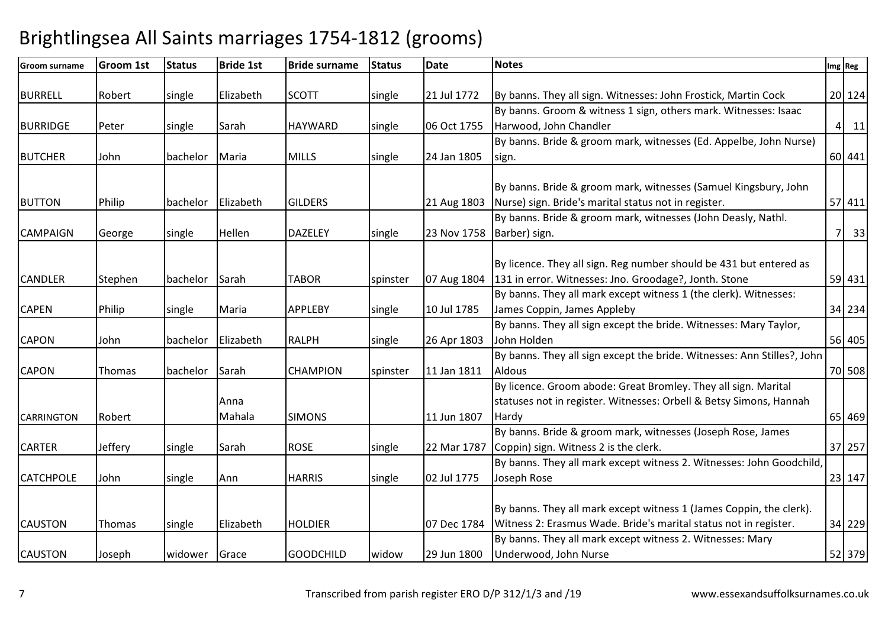# Brightlingsea All Saints marriages 1754-1812 (grooms)

| Groom surname | Groom 1st | Status | Bride 1st | Bride surname | Status | Date | Notes | Img | Reg |
|---|---|---|---|---|---|---|---|---|---|
| BURRELL | Robert | single | Elizabeth | SCOTT | single | 21 Jul 1772 | By banns. They all sign. Witnesses: John Frostick, Martin Cock | 20 | 124 |
| BURRIDGE | Peter | single | Sarah | HAYWARD | single | 06 Oct 1755 | By banns. Groom & witness 1 sign, others mark. Witnesses: Isaac Harwood, John Chandler | 4 | 11 |
| BUTCHER | John | bachelor | Maria | MILLS | single | 24 Jan 1805 | By banns. Bride & groom mark, witnesses (Ed. Appelbe, John Nurse) sign. | 60 | 441 |
| BUTTON | Philip | bachelor | Elizabeth | GILDERS | | 21 Aug 1803 | By banns. Bride & groom mark, witnesses (Samuel Kingsbury, John Nurse) sign. Bride's marital status not in register. | 57 | 411 |
| CAMPAIGN | George | single | Hellen | DAZELEY | single | 23 Nov 1758 | By banns. Bride & groom mark, witnesses (John Deasly, Nathl. Barber) sign. | 7 | 33 |
| CANDLER | Stephen | bachelor | Sarah | TABOR | spinster | 07 Aug 1804 | By licence. They all sign. Reg number should be 431 but entered as 131 in error. Witnesses: Jno. Groodage?, Jonth. Stone | 59 | 431 |
| CAPEN | Philip | single | Maria | APPLEBY | single | 10 Jul 1785 | By banns. They all mark except witness 1 (the clerk). Witnesses: James Coppin, James Appleby | 34 | 234 |
| CAPON | John | bachelor | Elizabeth | RALPH | single | 26 Apr 1803 | By banns. They all sign except the bride. Witnesses: Mary Taylor, John Holden | 56 | 405 |
| CAPON | Thomas | bachelor | Sarah | CHAMPION | spinster | 11 Jan 1811 | By banns. They all sign except the bride. Witnesses: Ann Stilles?, John Aldous | 70 | 508 |
| CARRINGTON | Robert | | Anna Mahala | SIMONS | | 11 Jun 1807 | By licence. Groom abode: Great Bromley. They all sign. Marital statuses not in register. Witnesses: Orbell & Betsy Simons, Hannah Hardy | 65 | 469 |
| CARTER | Jeffery | single | Sarah | ROSE | single | 22 Mar 1787 | By banns. Bride & groom mark, witnesses (Joseph Rose, James Coppin) sign. Witness 2 is the clerk. | 37 | 257 |
| CATCHPOLE | John | single | Ann | HARRIS | single | 02 Jul 1775 | By banns. They all mark except witness 2. Witnesses: John Goodchild, Joseph Rose | 23 | 147 |
| CAUSTON | Thomas | single | Elizabeth | HOLDIER | | 07 Dec 1784 | By banns. They all mark except witness 1 (James Coppin, the clerk). Witness 2: Erasmus Wade. Bride's marital status not in register. | 34 | 229 |
| CAUSTON | Joseph | widower | Grace | GOODCHILD | widow | 29 Jun 1800 | By banns. They all mark except witness 2. Witnesses: Mary Underwood, John Nurse | 52 | 379 |

Transcribed from parish register ERO D/P 312/1/3 and /19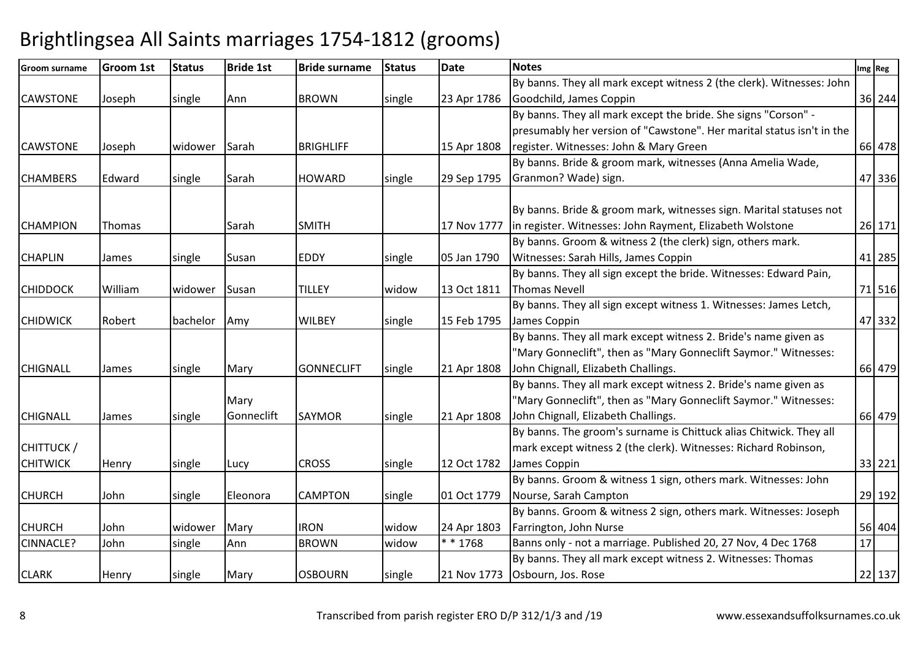# Brightlingsea All Saints marriages 1754-1812 (grooms)

| Groom surname | Groom 1st | Status | Bride 1st | Bride surname | Status | Date | Notes | Img | Reg |
|---|---|---|---|---|---|---|---|---|---|
| CAWSTONE | Joseph | single | Ann | BROWN | single | 23 Apr 1786 | By banns. They all mark except witness 2 (the clerk). Witnesses: John Goodchild, James Coppin | 36 | 244 |
| CAWSTONE | Joseph | widower | Sarah | BRIGHLIFF | | 15 Apr 1808 | By banns. They all mark except the bride. She signs "Corson" - presumably her version of "Cawstone". Her marital status isn't in the register. Witnesses: John & Mary Green | 66 | 478 |
| CHAMBERS | Edward | single | Sarah | HOWARD | single | 29 Sep 1795 | By banns. Bride & groom mark, witnesses (Anna Amelia Wade, Granmon? Wade) sign. | 47 | 336 |
| CHAMPION | Thomas | | Sarah | SMITH | | 17 Nov 1777 | By banns. Bride & groom mark, witnesses sign. Marital statuses not in register. Witnesses: John Rayment, Elizabeth Wolstone | 26 | 171 |
| CHAPLIN | James | single | Susan | EDDY | single | 05 Jan 1790 | By banns. Groom & witness 2 (the clerk) sign, others mark. Witnesses: Sarah Hills, James Coppin | 41 | 285 |
| CHIDDOCK | William | widower | Susan | TILLEY | widow | 13 Oct 1811 | By banns. They all sign except the bride. Witnesses: Edward Pain, Thomas Nevell | 71 | 516 |
| CHIDWICK | Robert | bachelor | Amy | WILBEY | single | 15 Feb 1795 | By banns. They all sign except witness 1. Witnesses: James Letch, James Coppin | 47 | 332 |
| CHIGNALL | James | single | Mary | GONNECLIFT | single | 21 Apr 1808 | By banns. They all mark except witness 2. Bride's name given as "Mary Gonneclift", then as "Mary Gonneclift Saymor." Witnesses: John Chignall, Elizabeth Challings. | 66 | 479 |
| CHIGNALL | James | single | Mary Gonneclift | SAYMOR | single | 21 Apr 1808 | By banns. They all mark except witness 2. Bride's name given as "Mary Gonneclift", then as "Mary Gonneclift Saymor." Witnesses: John Chignall, Elizabeth Challings. | 66 | 479 |
| CHITTUCK / CHITWICK | Henry | single | Lucy | CROSS | single | 12 Oct 1782 | By banns. The groom's surname is Chittuck alias Chitwick. They all mark except witness 2 (the clerk). Witnesses: Richard Robinson, James Coppin | 33 | 221 |
| CHURCH | John | single | Eleonora | CAMPTON | single | 01 Oct 1779 | By banns. Groom & witness 1 sign, others mark. Witnesses: John Nourse, Sarah Campton | 29 | 192 |
| CHURCH | John | widower | Mary | IRON | widow | 24 Apr 1803 | By banns. Groom & witness 2 sign, others mark. Witnesses: Joseph Farrington, John Nurse | 56 | 404 |
| CINNACLE? | John | single | Ann | BROWN | widow | * * 1768 | Banns only - not a marriage. Published 20, 27 Nov, 4 Dec 1768 | 17 | |
| CLARK | Henry | single | Mary | OSBOURN | single | 21 Nov 1773 | By banns. They all mark except witness 2. Witnesses: Thomas Osbourn, Jos. Rose | 22 | 137 |

Transcribed from parish register ERO D/P 312/1/3 and /19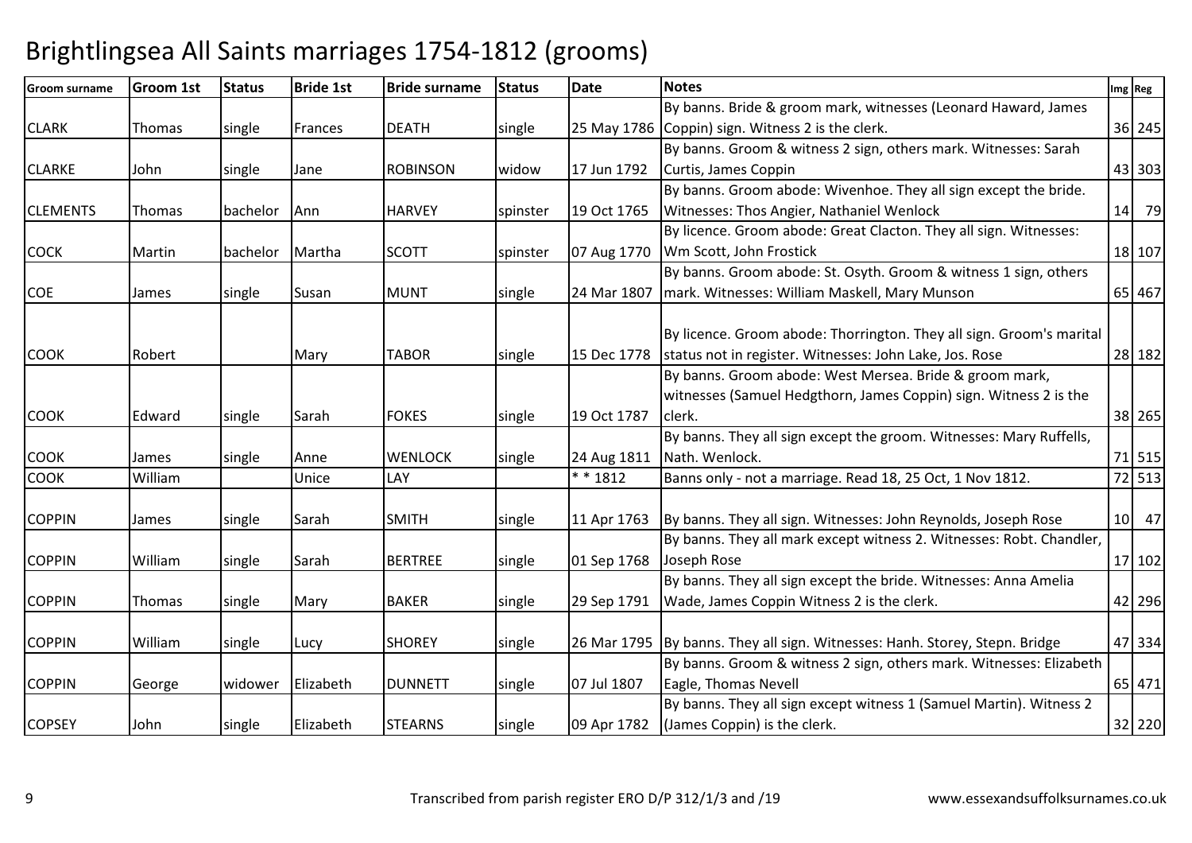# Brightlingsea All Saints marriages 1754-1812 (grooms)

| Groom surname | Groom 1st | Status | Bride 1st | Bride surname | Status | Date | Notes | Img | Reg |
|---|---|---|---|---|---|---|---|---|---|
| CLARK | Thomas | single | Frances | DEATH | single | 25 May 1786 | By banns. Bride & groom mark, witnesses (Leonard Haward, James Coppin) sign. Witness 2 is the clerk. | 36 | 245 |
| CLARKE | John | single | Jane | ROBINSON | widow | 17 Jun 1792 | By banns. Groom & witness 2 sign, others mark. Witnesses: Sarah Curtis, James Coppin | 43 | 303 |
| CLEMENTS | Thomas | bachelor | Ann | HARVEY | spinster | 19 Oct 1765 | By banns. Groom abode: Wivenhoe. They all sign except the bride. Witnesses: Thos Angier, Nathaniel Wenlock | 14 | 79 |
| COCK | Martin | bachelor | Martha | SCOTT | spinster | 07 Aug 1770 | By licence. Groom abode: Great Clacton. They all sign. Witnesses: Wm Scott, John Frostick | 18 | 107 |
| COE | James | single | Susan | MUNT | single | 24 Mar 1807 | By banns. Groom abode: St. Osyth. Groom & witness 1 sign, others mark. Witnesses: William Maskell, Mary Munson | 65 | 467 |
| COOK | Robert | | Mary | TABOR | single | 15 Dec 1778 | By licence. Groom abode: Thorrington. They all sign. Groom's marital status not in register. Witnesses: John Lake, Jos. Rose | 28 | 182 |
| COOK | Edward | single | Sarah | FOKES | single | 19 Oct 1787 | By banns. Groom abode: West Mersea. Bride & groom mark, witnesses (Samuel Hedgthorn, James Coppin) sign. Witness 2 is the clerk. | 38 | 265 |
| COOK | James | single | Anne | WENLOCK | single | 24 Aug 1811 | By banns. They all sign except the groom. Witnesses: Mary Ruffells, Nath. Wenlock. | 71 | 515 |
| COOK | William | | Unice | LAY | | * * 1812 | Banns only - not a marriage. Read 18, 25 Oct, 1 Nov 1812. | 72 | 513 |
| COPPIN | James | single | Sarah | SMITH | single | 11 Apr 1763 | By banns. They all sign. Witnesses: John Reynolds, Joseph Rose | 10 | 47 |
| COPPIN | William | single | Sarah | BERTREE | single | 01 Sep 1768 | By banns. They all mark except witness 2. Witnesses: Robt. Chandler, Joseph Rose | 17 | 102 |
| COPPIN | Thomas | single | Mary | BAKER | single | 29 Sep 1791 | By banns. They all sign except the bride. Witnesses: Anna Amelia Wade, James Coppin Witness 2 is the clerk. | 42 | 296 |
| COPPIN | William | single | Lucy | SHOREY | single | 26 Mar 1795 | By banns. They all sign. Witnesses: Hanh. Storey, Stepn. Bridge | 47 | 334 |
| COPPIN | George | widower | Elizabeth | DUNNETT | single | 07 Jul 1807 | By banns. Groom & witness 2 sign, others mark. Witnesses: Elizabeth Eagle, Thomas Nevell | 65 | 471 |
| COPSEY | John | single | Elizabeth | STEARNS | single | 09 Apr 1782 | By banns. They all sign except witness 1 (Samuel Martin). Witness 2 (James Coppin) is the clerk. | 32 | 220 |

Transcribed from parish register ERO D/P 312/1/3 and /19 www.essexandsuffolksurnames.co.uk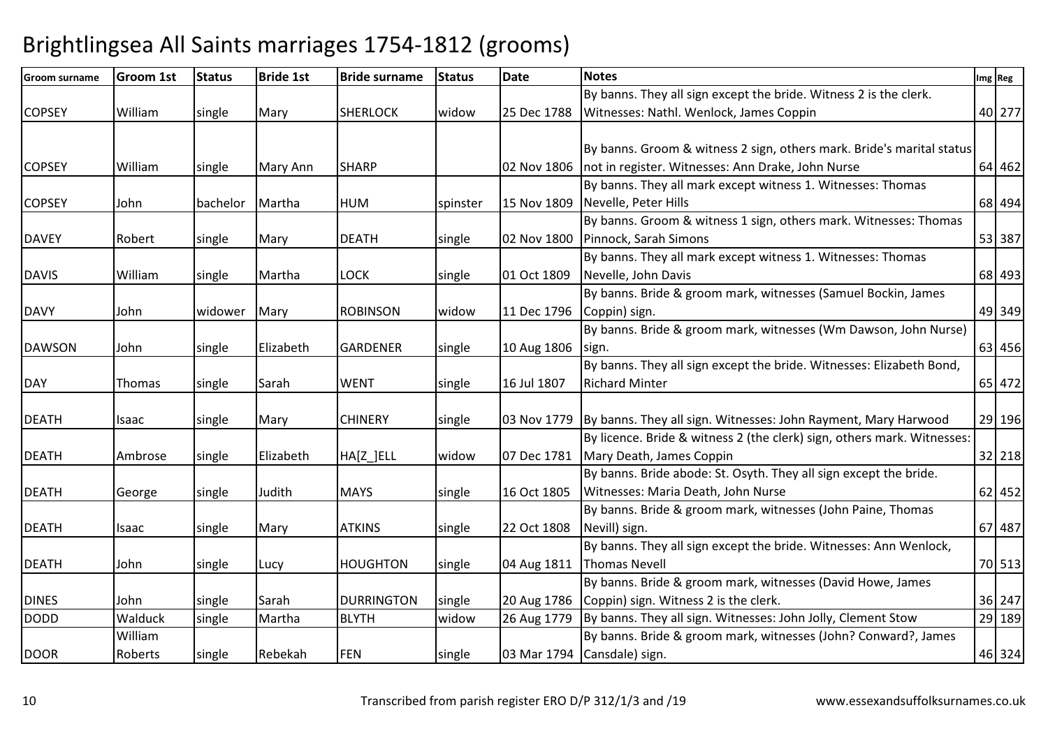# Brightlingsea All Saints marriages 1754-1812 (grooms)

| Groom surname | Groom 1st | Status | Bride 1st | Bride surname | Status | Date | Notes | Img | Reg |
|---|---|---|---|---|---|---|---|---|---|
| COPSEY | William | single | Mary | SHERLOCK | widow | 25 Dec 1788 | By banns. They all sign except the bride. Witness 2 is the clerk. Witnesses: Nathl. Wenlock, James Coppin | 40 | 277 |
| COPSEY | William | single | Mary Ann | SHARP | | 02 Nov 1806 | By banns. Groom & witness 2 sign, others mark. Bride's marital status not in register. Witnesses: Ann Drake, John Nurse | 64 | 462 |
| COPSEY | John | bachelor | Martha | HUM | spinster | 15 Nov 1809 | By banns. They all mark except witness 1. Witnesses: Thomas Nevelle, Peter Hills | 68 | 494 |
| DAVEY | Robert | single | Mary | DEATH | single | 02 Nov 1800 | By banns. Groom & witness 1 sign, others mark. Witnesses: Thomas Pinnock, Sarah Simons | 53 | 387 |
| DAVIS | William | single | Martha | LOCK | single | 01 Oct 1809 | By banns. They all mark except witness 1. Witnesses: Thomas Nevelle, John Davis | 68 | 493 |
| DAVY | John | widower | Mary | ROBINSON | widow | 11 Dec 1796 | By banns. Bride & groom mark, witnesses (Samuel Bockin, James Coppin) sign. | 49 | 349 |
| DAWSON | John | single | Elizabeth | GARDENER | single | 10 Aug 1806 | By banns. Bride & groom mark, witnesses (Wm Dawson, John Nurse) sign. | 63 | 456 |
| DAY | Thomas | single | Sarah | WENT | single | 16 Jul 1807 | By banns. They all sign except the bride. Witnesses: Elizabeth Bond, Richard Minter | 65 | 472 |
| DEATH | Isaac | single | Mary | CHINERY | single | 03 Nov 1779 | By banns. They all sign. Witnesses: John Rayment, Mary Harwood | 29 | 196 |
| DEATH | Ambrose | single | Elizabeth | HA[Z_]ELL | widow | 07 Dec 1781 | By licence. Bride & witness 2 (the clerk) sign, others mark. Witnesses: Mary Death, James Coppin | 32 | 218 |
| DEATH | George | single | Judith | MAYS | single | 16 Oct 1805 | By banns. Bride abode: St. Osyth. They all sign except the bride. Witnesses: Maria Death, John Nurse | 62 | 452 |
| DEATH | Isaac | single | Mary | ATKINS | single | 22 Oct 1808 | By banns. Bride & groom mark, witnesses (John Paine, Thomas Nevill) sign. | 67 | 487 |
| DEATH | John | single | Lucy | HOUGHTON | single | 04 Aug 1811 | By banns. They all sign except the bride. Witnesses: Ann Wenlock, Thomas Nevell | 70 | 513 |
| DINES | John | single | Sarah | DURRINGTON | single | 20 Aug 1786 | By banns. Bride & groom mark, witnesses (David Howe, James Coppin) sign. Witness 2 is the clerk. | 36 | 247 |
| DODD | Walduck | single | Martha | BLYTH | widow | 26 Aug 1779 | By banns. They all sign. Witnesses: John Jolly, Clement Stow | 29 | 189 |
| DOOR | William Roberts | single | Rebekah | FEN | single | 03 Mar 1794 | By banns. Bride & groom mark, witnesses (John? Conward?, James Cansdale) sign. | 46 | 324 |

Transcribed from parish register ERO D/P 312/1/3 and /19 www.essexandsuffolksurnames.co.uk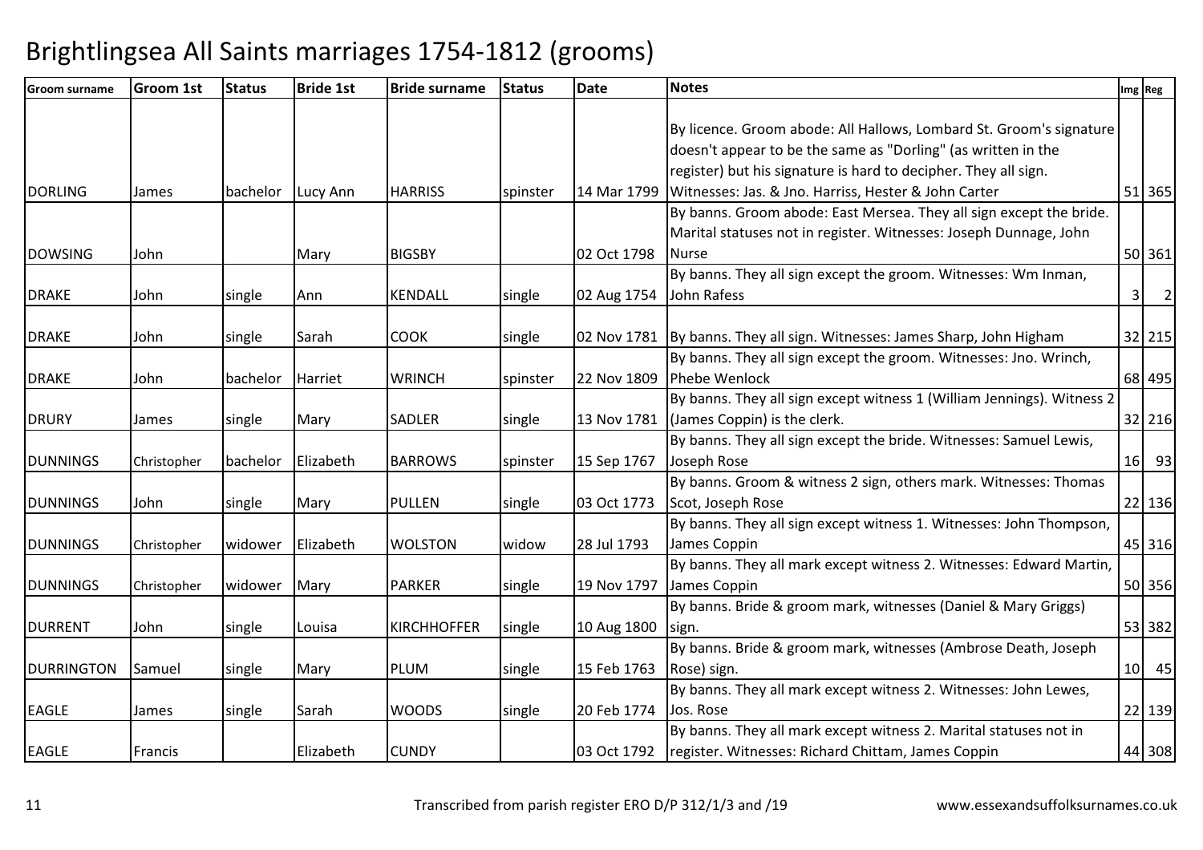# Brightlingsea All Saints marriages 1754-1812 (grooms)

| Groom surname | Groom 1st | Status | Bride 1st | Bride surname | Status | Date | Notes | Img | Reg |
|---|---|---|---|---|---|---|---|---|---|
| DORLING | James | bachelor | Lucy Ann | HARRISS | spinster | 14 Mar 1799 | By licence. Groom abode: All Hallows, Lombard St. Groom's signature doesn't appear to be the same as "Dorling" (as written in the register) but his signature is hard to decipher. They all sign. Witnesses: Jas. & Jno. Harriss, Hester & John Carter | 51 | 365 |
| DOWSING | John | | Mary | BIGSBY | | 02 Oct 1798 | By banns. Groom abode: East Mersea. They all sign except the bride. Marital statuses not in register. Witnesses: Joseph Dunnage, John Nurse | 50 | 361 |
| DRAKE | John | single | Ann | KENDALL | single | 02 Aug 1754 | By banns. They all sign except the groom. Witnesses: Wm Inman, John Rafess | 3 | 2 |
| DRAKE | John | single | Sarah | COOK | single | 02 Nov 1781 | By banns. They all sign. Witnesses: James Sharp, John Higham | 32 | 215 |
| DRAKE | John | bachelor | Harriet | WRINCH | spinster | 22 Nov 1809 | By banns. They all sign except the groom. Witnesses: Jno. Wrinch, Phebe Wenlock | 68 | 495 |
| DRURY | James | single | Mary | SADLER | single | 13 Nov 1781 | By banns. They all sign except witness 1 (William Jennings). Witness 2 (James Coppin) is the clerk. | 32 | 216 |
| DUNNINGS | Christopher | bachelor | Elizabeth | BARROWS | spinster | 15 Sep 1767 | By banns. They all sign except the bride. Witnesses: Samuel Lewis, Joseph Rose | 16 | 93 |
| DUNNINGS | John | single | Mary | PULLEN | single | 03 Oct 1773 | By banns. Groom & witness 2 sign, others mark. Witnesses: Thomas Scot, Joseph Rose | 22 | 136 |
| DUNNINGS | Christopher | widower | Elizabeth | WOLSTON | widow | 28 Jul 1793 | By banns. They all sign except witness 1. Witnesses: John Thompson, James Coppin | 45 | 316 |
| DUNNINGS | Christopher | widower | Mary | PARKER | single | 19 Nov 1797 | By banns. They all mark except witness 2. Witnesses: Edward Martin, James Coppin | 50 | 356 |
| DURRENT | John | single | Louisa | KIRCHHOFFER | single | 10 Aug 1800 | By banns. Bride & groom mark, witnesses (Daniel & Mary Griggs) sign. | 53 | 382 |
| DURRINGTON | Samuel | single | Mary | PLUM | single | 15 Feb 1763 | By banns. Bride & groom mark, witnesses (Ambrose Death, Joseph Rose) sign. | 10 | 45 |
| EAGLE | James | single | Sarah | WOODS | single | 20 Feb 1774 | By banns. They all mark except witness 2. Witnesses: John Lewes, Jos. Rose | 22 | 139 |
| EAGLE | Francis | | Elizabeth | CUNDY | | 03 Oct 1792 | By banns. They all mark except witness 2. Marital statuses not in register. Witnesses: Richard Chittam, James Coppin | 44 | 308 |

Transcribed from parish register ERO D/P 312/1/3 and /19 www.essexandsuffolksurnames.co.uk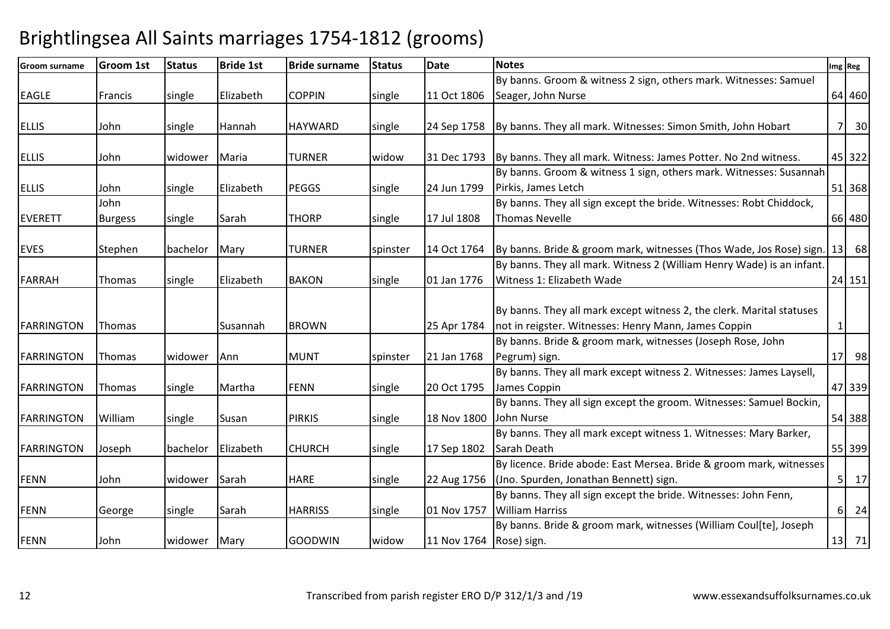# Brightlingsea All Saints marriages 1754-1812 (grooms)

| Groom surname | Groom 1st | Status | Bride 1st | Bride surname | Status | Date | Notes | Img | Reg |
|---|---|---|---|---|---|---|---|---|---|
| EAGLE | Francis | single | Elizabeth | COPPIN | single | 11 Oct 1806 | By banns. Groom & witness 2 sign, others mark. Witnesses: Samuel Seager, John Nurse | 64 | 460 |
| ELLIS | John | single | Hannah | HAYWARD | single | 24 Sep 1758 | By banns. They all mark. Witnesses: Simon Smith, John Hobart | 7 | 30 |
| ELLIS | John | widower | Maria | TURNER | widow | 31 Dec 1793 | By banns. They all mark. Witness: James Potter. No 2nd witness. | 45 | 322 |
| ELLIS | John | single | Elizabeth | PEGGS | single | 24 Jun 1799 | By banns. Groom & witness 1 sign, others mark. Witnesses: Susannah Pirkis, James Letch | 51 | 368 |
| EVERETT | John Burgess | single | Sarah | THORP | single | 17 Jul 1808 | By banns. They all sign except the bride. Witnesses: Robt Chiddock, Thomas Nevelle | 66 | 480 |
| EVES | Stephen | bachelor | Mary | TURNER | spinster | 14 Oct 1764 | By banns. Bride & groom mark, witnesses (Thos Wade, Jos Rose) sign. | 13 | 68 |
| FARRAH | Thomas | single | Elizabeth | BAKON | single | 01 Jan 1776 | By banns. They all mark. Witness 2 (William Henry Wade) is an infant. Witness 1: Elizabeth Wade | 24 | 151 |
| FARRINGTON | Thomas | | Susannah | BROWN | | 25 Apr 1784 | By banns. They all mark except witness 2, the clerk. Marital statuses not in reigster. Witnesses: Henry Mann, James Coppin | 1 | |
| FARRINGTON | Thomas | widower | Ann | MUNT | spinster | 21 Jan 1768 | By banns. Bride & groom mark, witnesses (Joseph Rose, John Pegrum) sign. | 17 | 98 |
| FARRINGTON | Thomas | single | Martha | FENN | single | 20 Oct 1795 | By banns. They all mark except witness 2. Witnesses: James Laysell, James Coppin | 47 | 339 |
| FARRINGTON | William | single | Susan | PIRKIS | single | 18 Nov 1800 | By banns. They all sign except the groom. Witnesses: Samuel Bockin, John Nurse | 54 | 388 |
| FARRINGTON | Joseph | bachelor | Elizabeth | CHURCH | single | 17 Sep 1802 | By banns. They all mark except witness 1. Witnesses: Mary Barker, Sarah Death | 55 | 399 |
| FENN | John | widower | Sarah | HARE | single | 22 Aug 1756 | By licence. Bride abode: East Mersea. Bride & groom mark, witnesses (Jno. Spurden, Jonathan Bennett) sign. | 5 | 17 |
| FENN | George | single | Sarah | HARRISS | single | 01 Nov 1757 | By banns. They all sign except the bride. Witnesses: John Fenn, William Harriss | 6 | 24 |
| FENN | John | widower | Mary | GOODWIN | widow | 11 Nov 1764 | By banns. Bride & groom mark, witnesses (William Coul[te], Joseph Rose) sign. | 13 | 71 |

Transcribed from parish register ERO D/P 312/1/3 and /19 www.essexandsuffolksurnames.co.uk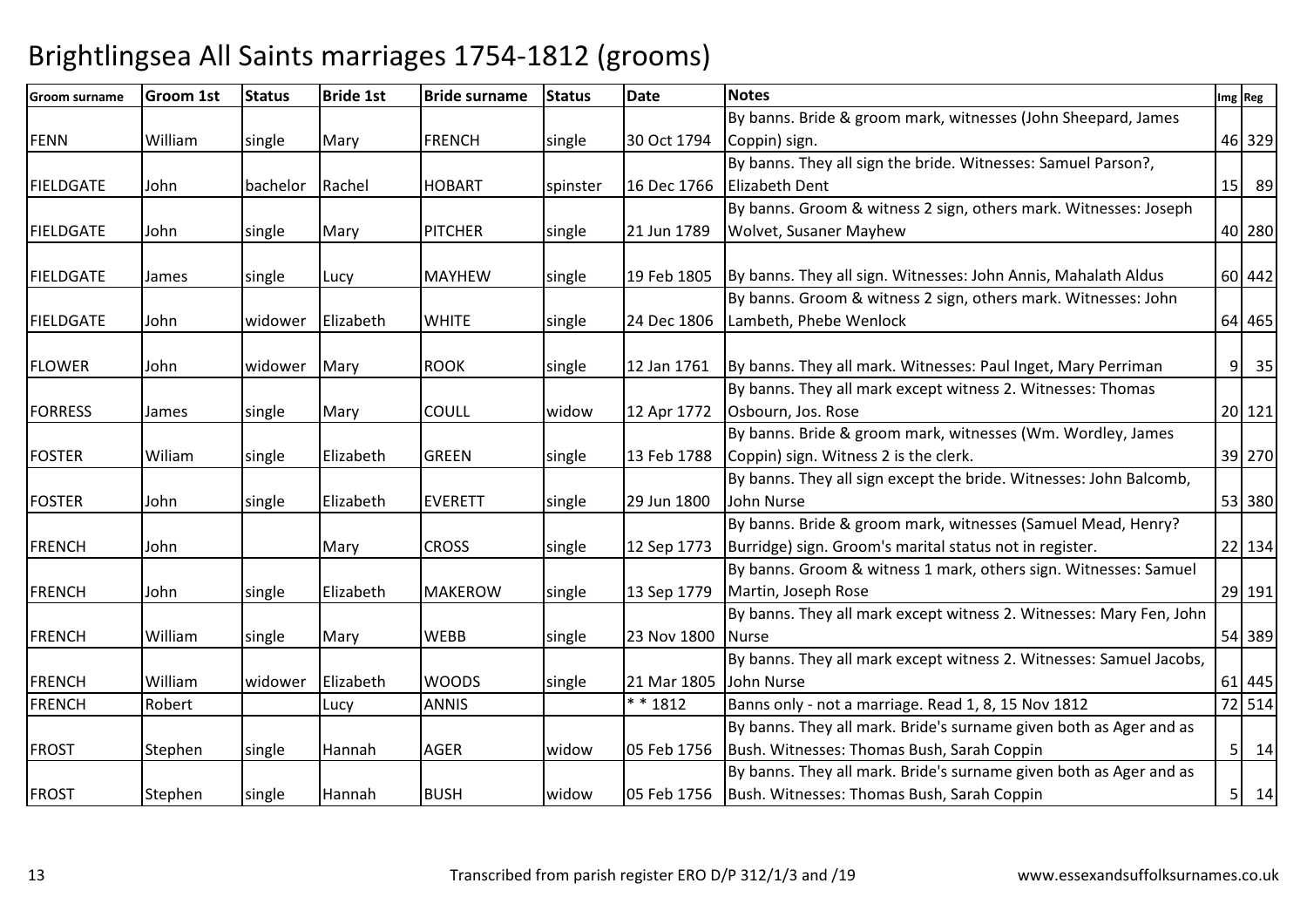# Brightlingsea All Saints marriages 1754-1812 (grooms)

| Groom surname | Groom 1st | Status | Bride 1st | Bride surname | Status | Date | Notes | Img | Reg |
|---|---|---|---|---|---|---|---|---|---|
| FENN | William | single | Mary | FRENCH | single | 30 Oct 1794 | By banns. Bride & groom mark, witnesses (John Sheepard, James Coppin) sign. | 46 | 329 |
| FIELDGATE | John | bachelor | Rachel | HOBART | spinster | 16 Dec 1766 | By banns. They all sign the bride. Witnesses: Samuel Parson?, Elizabeth Dent | 15 | 89 |
| FIELDGATE | John | single | Mary | PITCHER | single | 21 Jun 1789 | By banns. Groom & witness 2 sign, others mark. Witnesses: Joseph Wolvet, Susaner Mayhew | 40 | 280 |
| FIELDGATE | James | single | Lucy | MAYHEW | single | 19 Feb 1805 | By banns. They all sign. Witnesses: John Annis, Mahalath Aldus | 60 | 442 |
| FIELDGATE | John | widower | Elizabeth | WHITE | single | 24 Dec 1806 | By banns. Groom & witness 2 sign, others mark. Witnesses: John Lambeth, Phebe Wenlock | 64 | 465 |
| FLOWER | John | widower | Mary | ROOK | single | 12 Jan 1761 | By banns. They all mark. Witnesses: Paul Inget, Mary Perriman | 9 | 35 |
| FORRESS | James | single | Mary | COULL | widow | 12 Apr 1772 | By banns. They all mark except witness 2. Witnesses: Thomas Osbourn, Jos. Rose | 20 | 121 |
| FOSTER | Wiliam | single | Elizabeth | GREEN | single | 13 Feb 1788 | By banns. Bride & groom mark, witnesses (Wm. Wordley, James Coppin) sign. Witness 2 is the clerk. | 39 | 270 |
| FOSTER | John | single | Elizabeth | EVERETT | single | 29 Jun 1800 | By banns. They all sign except the bride. Witnesses: John Balcomb, John Nurse | 53 | 380 |
| FRENCH | John | | Mary | CROSS | single | 12 Sep 1773 | By banns. Bride & groom mark, witnesses (Samuel Mead, Henry? Burridge) sign. Groom's marital status not in register. | 22 | 134 |
| FRENCH | John | single | Elizabeth | MAKEROW | single | 13 Sep 1779 | By banns. Groom & witness 1 mark, others sign. Witnesses: Samuel Martin, Joseph Rose | 29 | 191 |
| FRENCH | William | single | Mary | WEBB | single | 23 Nov 1800 | By banns. They all mark except witness 2. Witnesses: Mary Fen, John Nurse | 54 | 389 |
| FRENCH | William | widower | Elizabeth | WOODS | single | 21 Mar 1805 | By banns. They all mark except witness 2. Witnesses: Samuel Jacobs, John Nurse | 61 | 445 |
| FRENCH | Robert | | Lucy | ANNIS | | * * 1812 | Banns only - not a marriage. Read 1, 8, 15 Nov 1812 | 72 | 514 |
| FROST | Stephen | single | Hannah | AGER | widow | 05 Feb 1756 | By banns. They all mark. Bride's surname given both as Ager and as Bush. Witnesses: Thomas Bush, Sarah Coppin | 5 | 14 |
| FROST | Stephen | single | Hannah | BUSH | widow | 05 Feb 1756 | By banns. They all mark. Bride's surname given both as Ager and as Bush. Witnesses: Thomas Bush, Sarah Coppin | 5 | 14 |

Transcribed from parish register ERO D/P 312/1/3 and /19

www.essexandsuffolksurnames.co.uk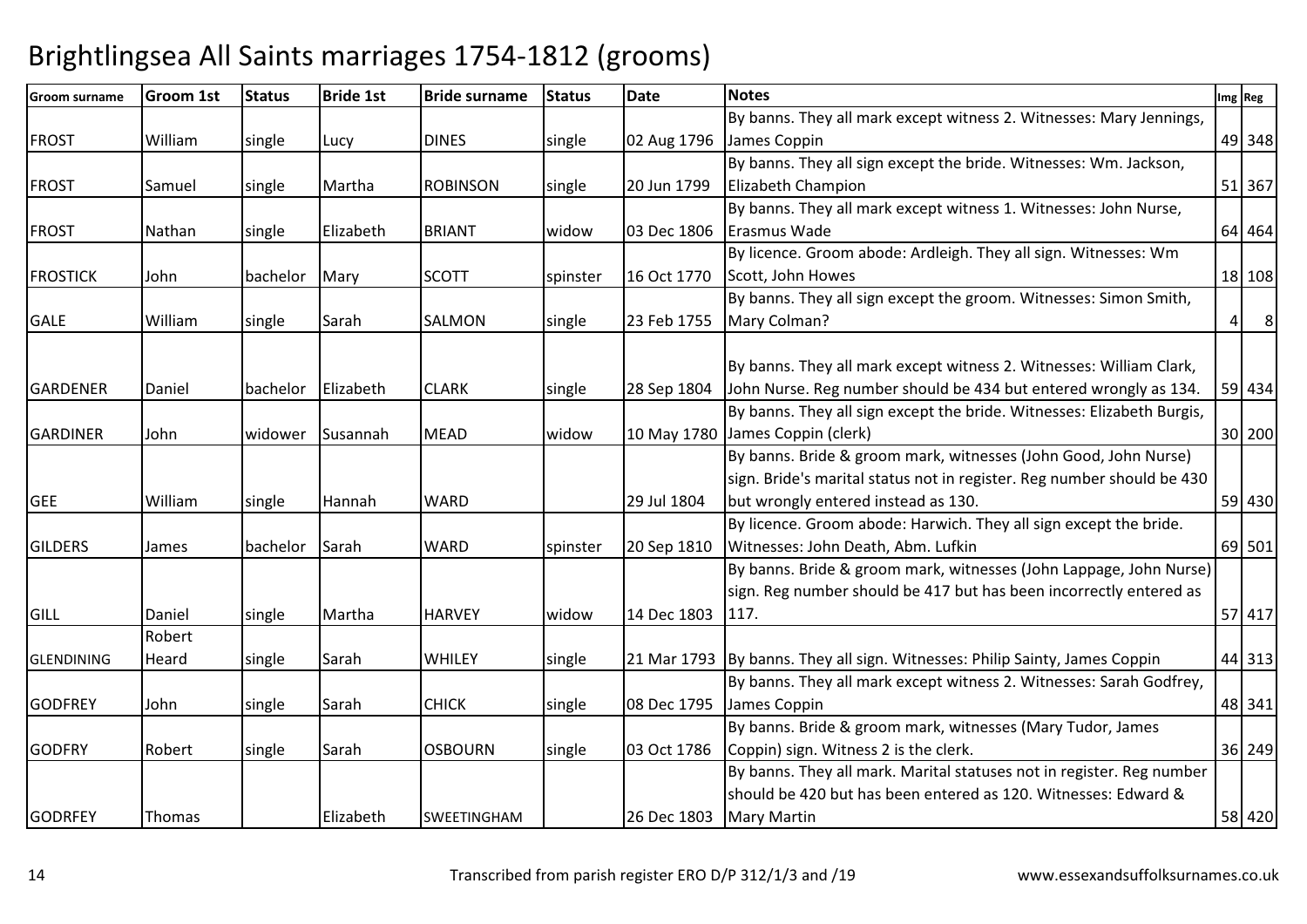# Brightlingsea All Saints marriages 1754-1812 (grooms)

| Groom surname | Groom 1st | Status | Bride 1st | Bride surname | Status | Date | Notes | Img | Reg |
|---|---|---|---|---|---|---|---|---|---|
| FROST | William | single | Lucy | DINES | single | 02 Aug 1796 | By banns. They all mark except witness 2. Witnesses: Mary Jennings, James Coppin | 49 | 348 |
| FROST | Samuel | single | Martha | ROBINSON | single | 20 Jun 1799 | By banns. They all sign except the bride. Witnesses: Wm. Jackson, Elizabeth Champion | 51 | 367 |
| FROST | Nathan | single | Elizabeth | BRIANT | widow | 03 Dec 1806 | By banns. They all mark except witness 1. Witnesses: John Nurse, Erasmus Wade | 64 | 464 |
| FROSTICK | John | bachelor | Mary | SCOTT | spinster | 16 Oct 1770 | By licence. Groom abode: Ardleigh. They all sign. Witnesses: Wm Scott, John Howes | 18 | 108 |
| GALE | William | single | Sarah | SALMON | single | 23 Feb 1755 | By banns. They all sign except the groom. Witnesses: Simon Smith, Mary Colman? | 4 | 8 |
| GARDENER | Daniel | bachelor | Elizabeth | CLARK | single | 28 Sep 1804 | By banns. They all mark except witness 2. Witnesses: William Clark, John Nurse. Reg number should be 434 but entered wrongly as 134. | 59 | 434 |
| GARDINER | John | widower | Susannah | MEAD | widow | 10 May 1780 | By banns. They all sign except the bride. Witnesses: Elizabeth Burgis, James Coppin (clerk) | 30 | 200 |
| GEE | William | single | Hannah | WARD | | 29 Jul 1804 | By banns. Bride & groom mark, witnesses (John Good, John Nurse) sign. Bride's marital status not in register. Reg number should be 430 but wrongly entered instead as 130. | 59 | 430 |
| GILDERS | James | bachelor | Sarah | WARD | spinster | 20 Sep 1810 | By licence. Groom abode: Harwich. They all sign except the bride. Witnesses: John Death, Abm. Lufkin | 69 | 501 |
| GILL | Daniel | single | Martha | HARVEY | widow | 14 Dec 1803 | By banns. Bride & groom mark, witnesses (John Lappage, John Nurse) sign. Reg number should be 417 but has been incorrectly entered as 117. | 57 | 417 |
| GLENDINING | Robert Heard | single | Sarah | WHILEY | single | 21 Mar 1793 | By banns. They all sign. Witnesses: Philip Sainty, James Coppin | 44 | 313 |
| GODFREY | John | single | Sarah | CHICK | single | 08 Dec 1795 | By banns. They all mark except witness 2. Witnesses: Sarah Godfrey, James Coppin | 48 | 341 |
| GODFRY | Robert | single | Sarah | OSBOURN | single | 03 Oct 1786 | By banns. Bride & groom mark, witnesses (Mary Tudor, James Coppin) sign. Witness 2 is the clerk. | 36 | 249 |
| GODRFEY | Thomas | | Elizabeth | SWEETINGHAM | | 26 Dec 1803 | By banns. They all mark. Marital statuses not in register. Reg number should be 420 but has been entered as 120. Witnesses: Edward & Mary Martin | 58 | 420 |

Transcribed from parish register ERO D/P 312/1/3 and /19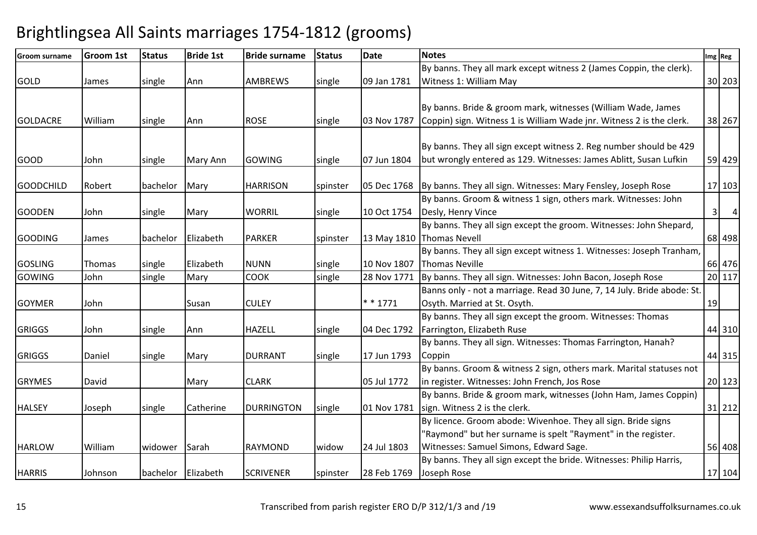# Brightlingsea All Saints marriages 1754-1812 (grooms)

| Groom surname | Groom 1st | Status | Bride 1st | Bride surname | Status | Date | Notes | Img | Reg |
|---|---|---|---|---|---|---|---|---|---|
| GOLD | James | single | Ann | AMBREWS | single | 09 Jan 1781 | By banns. They all mark except witness 2 (James Coppin, the clerk). Witness 1: William May | 30 | 203 |
| GOLDACRE | William | single | Ann | ROSE | single | 03 Nov 1787 | By banns. Bride & groom mark, witnesses (William Wade, James Coppin) sign. Witness 1 is William Wade jnr. Witness 2 is the clerk. | 38 | 267 |
| GOOD | John | single | Mary Ann | GOWING | single | 07 Jun 1804 | By banns. They all sign except witness 2. Reg number should be 429 but wrongly entered as 129. Witnesses: James Ablitt, Susan Lufkin | 59 | 429 |
| GOODCHILD | Robert | bachelor | Mary | HARRISON | spinster | 05 Dec 1768 | By banns. They all sign. Witnesses: Mary Fensley, Joseph Rose | 17 | 103 |
| GOODEN | John | single | Mary | WORRIL | single | 10 Oct 1754 | By banns. Groom & witness 1 sign, others mark. Witnesses: John Desly, Henry Vince | 3 | 4 |
| GOODING | James | bachelor | Elizabeth | PARKER | spinster | 13 May 1810 | By banns. They all sign except the groom. Witnesses: John Shepard, Thomas Nevell | 68 | 498 |
| GOSLING | Thomas | single | Elizabeth | NUNN | single | 10 Nov 1807 | By banns. They all sign except witness 1. Witnesses: Joseph Tranham, Thomas Neville | 66 | 476 |
| GOWING | John | single | Mary | COOK | single | 28 Nov 1771 | By banns. They all sign. Witnesses: John Bacon, Joseph Rose | 20 | 117 |
| GOYMER | John | | Susan | CULEY | | * * 1771 | Banns only - not a marriage. Read 30 June, 7, 14 July. Bride abode: St. Osyth. Married at St. Osyth. | 19 | |
| GRIGGS | John | single | Ann | HAZELL | single | 04 Dec 1792 | By banns. They all sign except the groom. Witnesses: Thomas Farrington, Elizabeth Ruse | 44 | 310 |
| GRIGGS | Daniel | single | Mary | DURRANT | single | 17 Jun 1793 | By banns. They all sign. Witnesses: Thomas Farrington, Hanah? Coppin | 44 | 315 |
| GRYMES | David | | Mary | CLARK | | 05 Jul 1772 | By banns. Groom & witness 2 sign, others mark. Marital statuses not in register. Witnesses: John French, Jos Rose | 20 | 123 |
| HALSEY | Joseph | single | Catherine | DURRINGTON | single | 01 Nov 1781 | By banns. Bride & groom mark, witnesses (John Ham, James Coppin) sign. Witness 2 is the clerk. | 31 | 212 |
| HARLOW | William | widower | Sarah | RAYMOND | widow | 24 Jul 1803 | By licence. Groom abode: Wivenhoe. They all sign. Bride signs "Raymond" but her surname is spelt "Rayment" in the register. Witnesses: Samuel Simons, Edward Sage. | 56 | 408 |
| HARRIS | Johnson | bachelor | Elizabeth | SCRIVENER | spinster | 28 Feb 1769 | By banns. They all sign except the bride. Witnesses: Philip Harris, Joseph Rose | 17 | 104 |

Transcribed from parish register ERO D/P 312/1/3 and /19 www.essexandsuffolksurnames.co.uk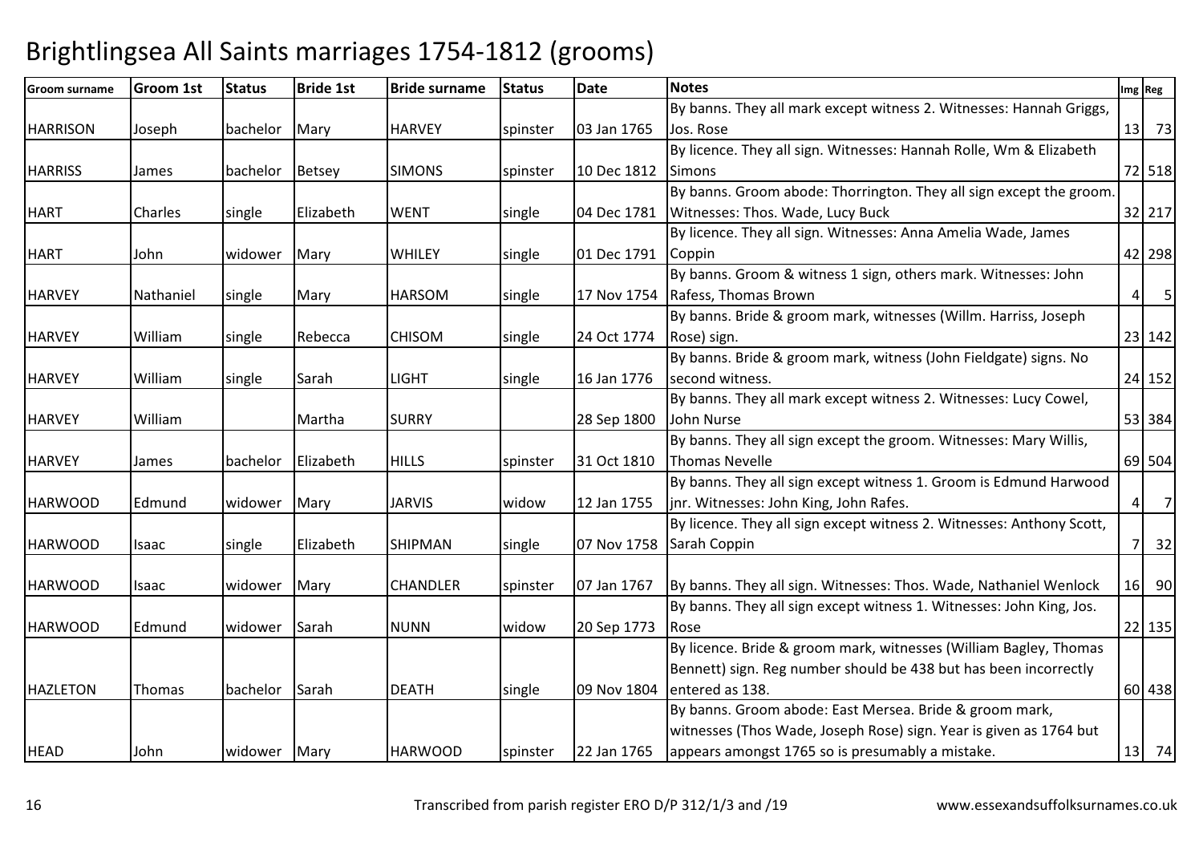# Brightlingsea All Saints marriages 1754-1812 (grooms)

| Groom surname | Groom 1st | Status | Bride 1st | Bride surname | Status | Date | Notes | Img | Reg |
|---|---|---|---|---|---|---|---|---|---|
| HARRISON | Joseph | bachelor | Mary | HARVEY | spinster | 03 Jan 1765 | By banns. They all mark except witness 2. Witnesses: Hannah Griggs, Jos. Rose | 13 | 73 |
| HARRISS | James | bachelor | Betsey | SIMONS | spinster | 10 Dec 1812 | By licence. They all sign. Witnesses: Hannah Rolle, Wm & Elizabeth Simons | 72 | 518 |
| HART | Charles | single | Elizabeth | WENT | single | 04 Dec 1781 | By banns. Groom abode: Thorrington. They all sign except the groom. Witnesses: Thos. Wade, Lucy Buck | 32 | 217 |
| HART | John | widower | Mary | WHILEY | single | 01 Dec 1791 | By licence. They all sign. Witnesses: Anna Amelia Wade, James Coppin | 42 | 298 |
| HARVEY | Nathaniel | single | Mary | HARSOM | single | 17 Nov 1754 | By banns. Groom & witness 1 sign, others mark. Witnesses: John Rafess, Thomas Brown | 4 | 5 |
| HARVEY | William | single | Rebecca | CHISOM | single | 24 Oct 1774 | By banns. Bride & groom mark, witnesses (Willm. Harriss, Joseph Rose) sign. | 23 | 142 |
| HARVEY | William | single | Sarah | LIGHT | single | 16 Jan 1776 | By banns. Bride & groom mark, witness (John Fieldgate) signs. No second witness. | 24 | 152 |
| HARVEY | William | | Martha | SURRY | | 28 Sep 1800 | By banns. They all mark except witness 2. Witnesses: Lucy Cowel, John Nurse | 53 | 384 |
| HARVEY | James | bachelor | Elizabeth | HILLS | spinster | 31 Oct 1810 | By banns. They all sign except the groom. Witnesses: Mary Willis, Thomas Nevelle | 69 | 504 |
| HARWOOD | Edmund | widower | Mary | JARVIS | widow | 12 Jan 1755 | By banns. They all sign except witness 1. Groom is Edmund Harwood jnr. Witnesses: John King, John Rafes. | 4 | 7 |
| HARWOOD | Isaac | single | Elizabeth | SHIPMAN | single | 07 Nov 1758 | By licence. They all sign except witness 2. Witnesses: Anthony Scott, Sarah Coppin | 7 | 32 |
| HARWOOD | Isaac | widower | Mary | CHANDLER | spinster | 07 Jan 1767 | By banns. They all sign. Witnesses: Thos. Wade, Nathaniel Wenlock | 16 | 90 |
| HARWOOD | Edmund | widower | Sarah | NUNN | widow | 20 Sep 1773 | By banns. They all sign except witness 1. Witnesses: John King, Jos. Rose | 22 | 135 |
| HAZLETON | Thomas | bachelor | Sarah | DEATH | single | 09 Nov 1804 | By licence. Bride & groom mark, witnesses (William Bagley, Thomas Bennett) sign. Reg number should be 438 but has been incorrectly entered as 138. | 60 | 438 |
| HEAD | John | widower | Mary | HARWOOD | spinster | 22 Jan 1765 | By banns. Groom abode: East Mersea. Bride & groom mark, witnesses (Thos Wade, Joseph Rose) sign. Year is given as 1764 but appears amongst 1765 so is presumably a mistake. | 13 | 74 |

Transcribed from parish register ERO D/P 312/1/3 and /19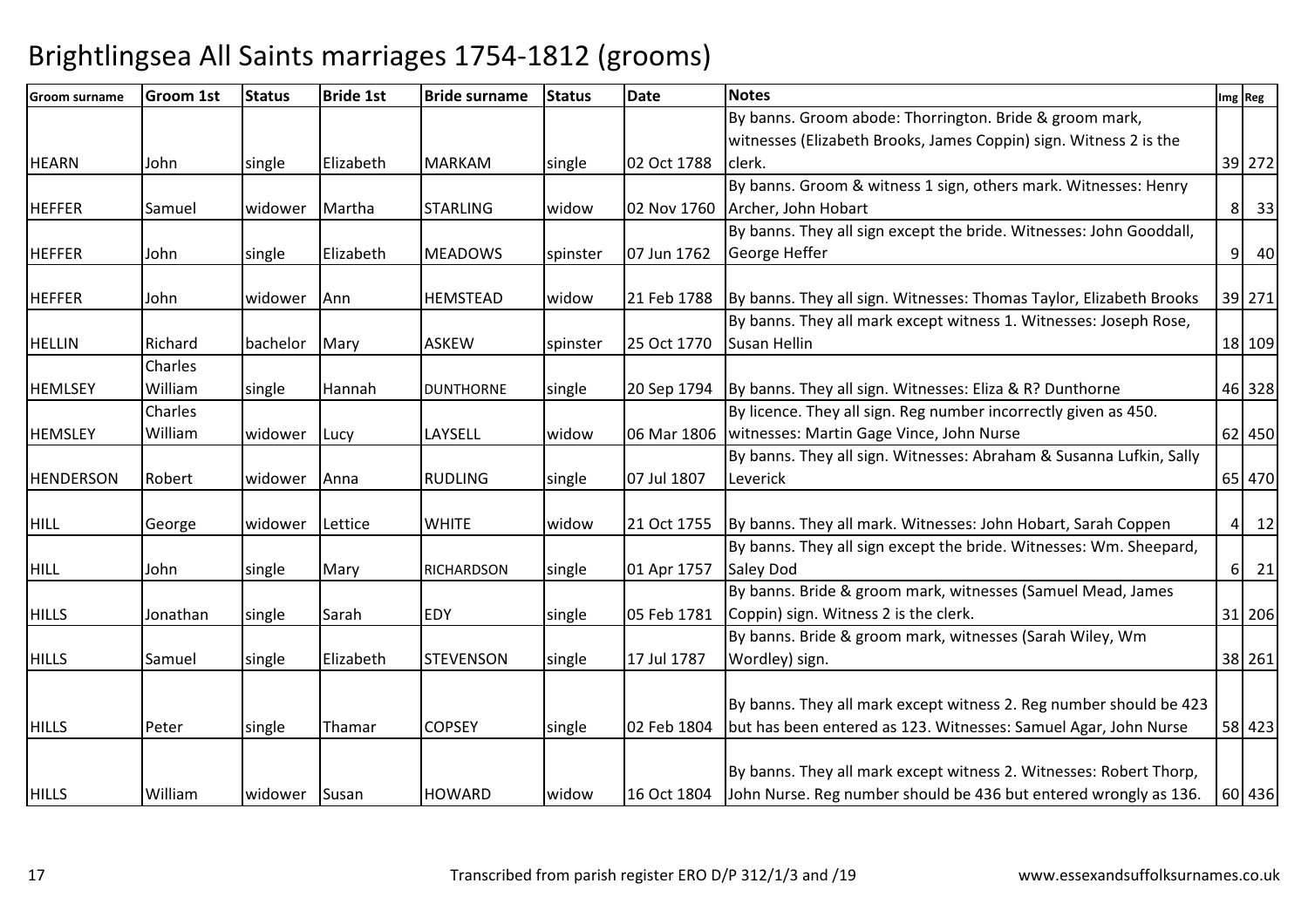# Brightlingsea All Saints marriages 1754-1812 (grooms)

| Groom surname | Groom 1st | Status | Bride 1st | Bride surname | Status | Date | Notes | Img | Reg |
|---|---|---|---|---|---|---|---|---|---|
| HEARN | John | single | Elizabeth | MARKAM | single | 02 Oct 1788 | By banns. Groom abode: Thorrington. Bride & groom mark, witnesses (Elizabeth Brooks, James Coppin) sign. Witness 2 is the clerk. | 39 | 272 |
| HEFFER | Samuel | widower | Martha | STARLING | widow | 02 Nov 1760 | By banns. Groom & witness 1 sign, others mark. Witnesses: Henry Archer, John Hobart | 8 | 33 |
| HEFFER | John | single | Elizabeth | MEADOWS | spinster | 07 Jun 1762 | By banns. They all sign except the bride. Witnesses: John Gooddall, George Heffer | 9 | 40 |
| HEFFER | John | widower | Ann | HEMSTEAD | widow | 21 Feb 1788 | By banns. They all sign. Witnesses: Thomas Taylor, Elizabeth Brooks | 39 | 271 |
| HELLIN | Richard | bachelor | Mary | ASKEW | spinster | 25 Oct 1770 | By banns. They all mark except witness 1. Witnesses: Joseph Rose, Susan Hellin | 18 | 109 |
| HEMLSEY | Charles William | single | Hannah | DUNTHORNE | single | 20 Sep 1794 | By banns. They all sign. Witnesses: Eliza & R? Dunthorne | 46 | 328 |
| HEMSLEY | Charles William | widower | Lucy | LAYSELL | widow | 06 Mar 1806 | By licence. They all sign. Reg number incorrectly given as 450. witnesses: Martin Gage Vince, John Nurse | 62 | 450 |
| HENDERSON | Robert | widower | Anna | RUDLING | single | 07 Jul 1807 | By banns. They all sign. Witnesses: Abraham & Susanna Lufkin, Sally Leverick | 65 | 470 |
| HILL | George | widower | Lettice | WHITE | widow | 21 Oct 1755 | By banns. They all mark. Witnesses: John Hobart, Sarah Coppen | 4 | 12 |
| HILL | John | single | Mary | RICHARDSON | single | 01 Apr 1757 | By banns. They all sign except the bride. Witnesses: Wm. Sheepard, Saley Dod | 6 | 21 |
| HILLS | Jonathan | single | Sarah | EDY | single | 05 Feb 1781 | By banns. Bride & groom mark, witnesses (Samuel Mead, James Coppin) sign. Witness 2 is the clerk. | 31 | 206 |
| HILLS | Samuel | single | Elizabeth | STEVENSON | single | 17 Jul 1787 | By banns. Bride & groom mark, witnesses (Sarah Wiley, Wm Wordley) sign. | 38 | 261 |
| HILLS | Peter | single | Thamar | COPSEY | single | 02 Feb 1804 | By banns. They all mark except witness 2. Reg number should be 423 but has been entered as 123. Witnesses: Samuel Agar, John Nurse | 58 | 423 |
| HILLS | William | widower | Susan | HOWARD | widow | 16 Oct 1804 | By banns. They all mark except witness 2. Witnesses: Robert Thorp, John Nurse. Reg number should be 436 but entered wrongly as 136. | 60 | 436 |

Transcribed from parish register ERO D/P 312/1/3 and /19 www.essexandsuffolksurnames.co.uk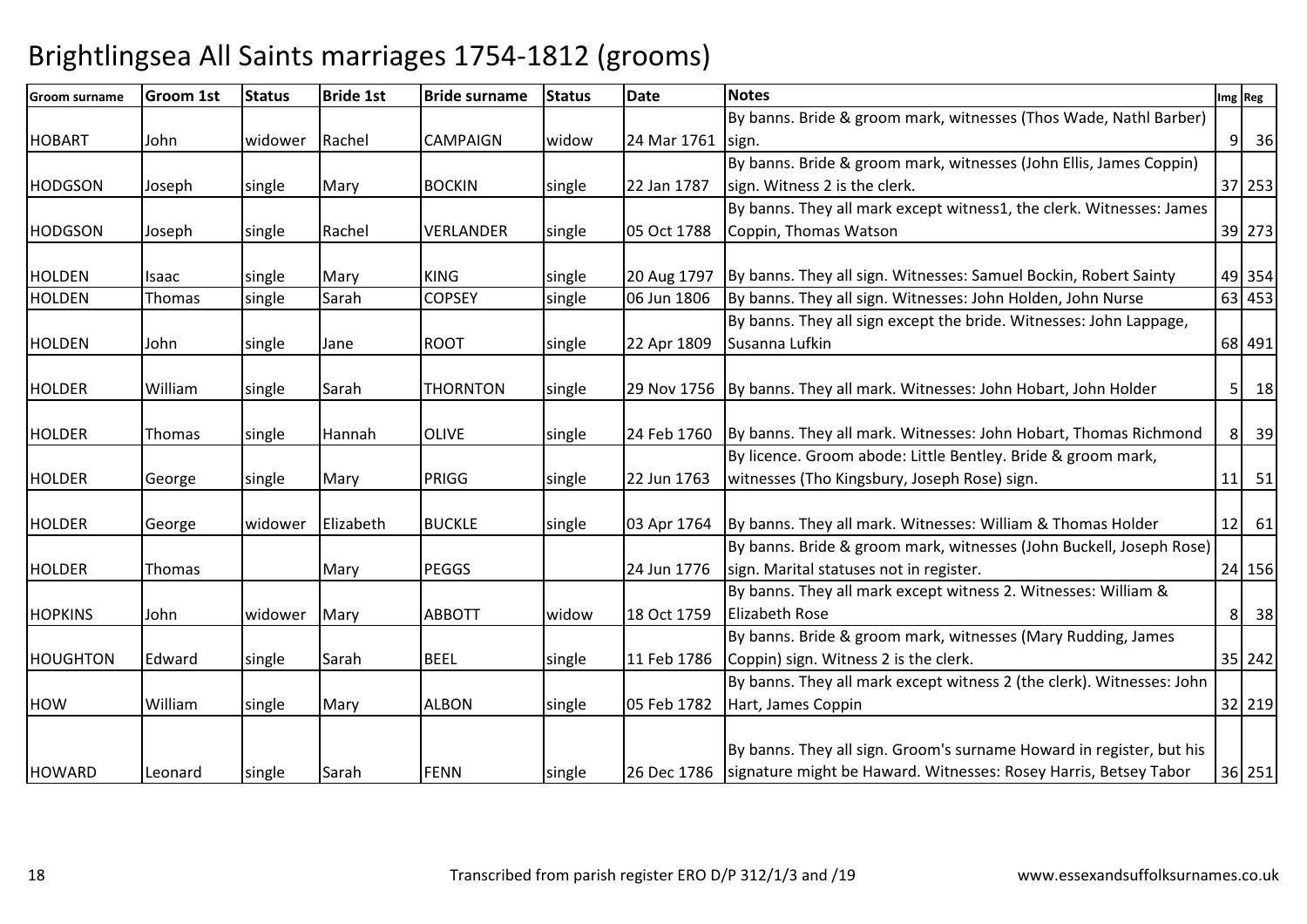# Brightlingsea All Saints marriages 1754-1812 (grooms)

| Groom surname | Groom 1st | Status | Bride 1st | Bride surname | Status | Date | Notes | Img | Reg |
|---|---|---|---|---|---|---|---|---|---|
| HOBART | John | widower | Rachel | CAMPAIGN | widow | 24 Mar 1761 | By banns. Bride & groom mark, witnesses (Thos Wade, Nathl Barber) sign. | 9 | 36 |
| HODGSON | Joseph | single | Mary | BOCKIN | single | 22 Jan 1787 | By banns. Bride & groom mark, witnesses (John Ellis, James Coppin) sign. Witness 2 is the clerk. | 37 | 253 |
| HODGSON | Joseph | single | Rachel | VERLANDER | single | 05 Oct 1788 | By banns. They all mark except witness1, the clerk. Witnesses: James Coppin, Thomas Watson | 39 | 273 |
| HOLDEN | Isaac | single | Mary | KING | single | 20 Aug 1797 | By banns. They all sign. Witnesses: Samuel Bockin, Robert Sainty | 49 | 354 |
| HOLDEN | Thomas | single | Sarah | COPSEY | single | 06 Jun 1806 | By banns. They all sign. Witnesses: John Holden, John Nurse | 63 | 453 |
| HOLDEN | John | single | Jane | ROOT | single | 22 Apr 1809 | By banns. They all sign except the bride. Witnesses: John Lappage, Susanna Lufkin | 68 | 491 |
| HOLDER | William | single | Sarah | THORNTON | single | 29 Nov 1756 | By banns. They all mark. Witnesses: John Hobart, John Holder | 5 | 18 |
| HOLDER | Thomas | single | Hannah | OLIVE | single | 24 Feb 1760 | By banns. They all mark. Witnesses: John Hobart, Thomas Richmond | 8 | 39 |
| HOLDER | George | single | Mary | PRIGG | single | 22 Jun 1763 | By licence. Groom abode: Little Bentley. Bride & groom mark, witnesses (Tho Kingsbury, Joseph Rose) sign. | 11 | 51 |
| HOLDER | George | widower | Elizabeth | BUCKLE | single | 03 Apr 1764 | By banns. They all mark. Witnesses: William & Thomas Holder | 12 | 61 |
| HOLDER | Thomas | | Mary | PEGGS | | 24 Jun 1776 | By banns. Bride & groom mark, witnesses (John Buckell, Joseph Rose) sign. Marital statuses not in register. | 24 | 156 |
| HOPKINS | John | widower | Mary | ABBOTT | widow | 18 Oct 1759 | By banns. They all mark except witness 2. Witnesses: William & Elizabeth Rose | 8 | 38 |
| HOUGHTON | Edward | single | Sarah | BEEL | single | 11 Feb 1786 | By banns. Bride & groom mark, witnesses (Mary Rudding, James Coppin) sign. Witness 2 is the clerk. | 35 | 242 |
| HOW | William | single | Mary | ALBON | single | 05 Feb 1782 | By banns. They all mark except witness 2 (the clerk). Witnesses: John Hart, James Coppin | 32 | 219 |
| HOWARD | Leonard | single | Sarah | FENN | single | 26 Dec 1786 | By banns. They all sign. Groom's surname Howard in register, but his signature might be Haward. Witnesses: Rosey Harris, Betsey Tabor | 36 | 251 |

Transcribed from parish register ERO D/P 312/1/3 and /19 www.essexandsuffolksurnames.co.uk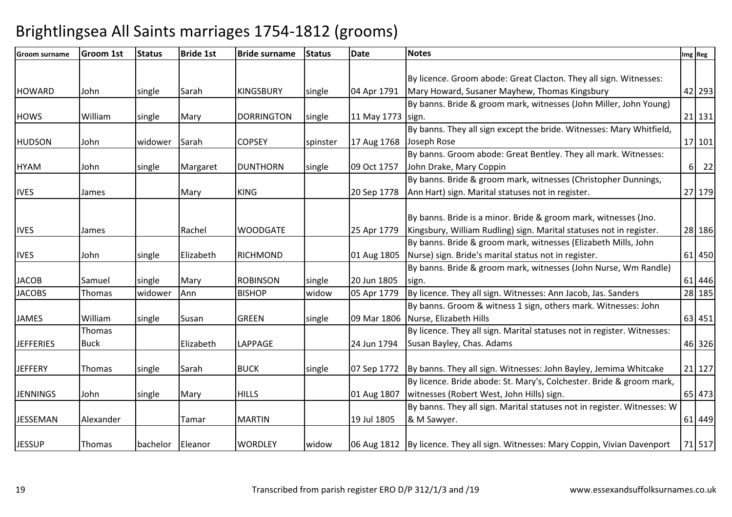# Brightlingsea All Saints marriages 1754-1812 (grooms)

| Groom surname | Groom 1st | Status | Bride 1st | Bride surname | Status | Date | Notes | Img | Reg |
|---|---|---|---|---|---|---|---|---|---|
| HOWARD | John | single | Sarah | KINGSBURY | single | 04 Apr 1791 | By licence. Groom abode: Great Clacton. They all sign. Witnesses: Mary Howard, Susaner Mayhew, Thomas Kingsbury | 42 | 293 |
| HOWS | William | single | Mary | DORRINGTON | single | 11 May 1773 | By banns. Bride & groom mark, witnesses (John Miller, John Young) sign. | 21 | 131 |
| HUDSON | John | widower | Sarah | COPSEY | spinster | 17 Aug 1768 | By banns. They all sign except the bride. Witnesses: Mary Whitfield, Joseph Rose | 17 | 101 |
| HYAM | John | single | Margaret | DUNTHORN | single | 09 Oct 1757 | By banns. Groom abode: Great Bentley. They all mark. Witnesses: John Drake, Mary Coppin | 6 | 22 |
| IVES | James | | Mary | KING | | 20 Sep 1778 | By banns. Bride & groom mark, witnesses (Christopher Dunnings, Ann Hart) sign. Marital statuses not in register. | 27 | 179 |
| IVES | James | | Rachel | WOODGATE | | 25 Apr 1779 | By banns. Bride is a minor. Bride & groom mark, witnesses (Jno. Kingsbury, William Rudling) sign. Marital statuses not in register. | 28 | 186 |
| IVES | John | single | Elizabeth | RICHMOND | | 01 Aug 1805 | By banns. Bride & groom mark, witnesses (Elizabeth Mills, John Nurse) sign. Bride's marital status not in register. | 61 | 450 |
| JACOB | Samuel | single | Mary | ROBINSON | single | 20 Jun 1805 | By banns. Bride & groom mark, witnesses (John Nurse, Wm Randle) sign. | 61 | 446 |
| JACOBS | Thomas | widower | Ann | BISHOP | widow | 05 Apr 1779 | By licence. They all sign. Witnesses: Ann Jacob, Jas. Sanders | 28 | 185 |
| JAMES | William | single | Susan | GREEN | single | 09 Mar 1806 | By banns. Groom & witness 1 sign, others mark. Witnesses: John Nurse, Elizabeth Hills | 63 | 451 |
| JEFFERIES | Thomas Buck | | Elizabeth | LAPPAGE | | 24 Jun 1794 | By licence. They all sign. Marital statuses not in register. Witnesses: Susan Bayley, Chas. Adams | 46 | 326 |
| JEFFERY | Thomas | single | Sarah | BUCK | single | 07 Sep 1772 | By banns. They all sign. Witnesses: John Bayley, Jemima Whitcake | 21 | 127 |
| JENNINGS | John | single | Mary | HILLS | | 01 Aug 1807 | By licence. Bride abode: St. Mary's, Colchester. Bride & groom mark, witnesses (Robert West, John Hills) sign. | 65 | 473 |
| JESSEMAN | Alexander | | Tamar | MARTIN | | 19 Jul 1805 | By banns. They all sign. Marital statuses not in register. Witnesses: W & M Sawyer. | 61 | 449 |
| JESSUP | Thomas | bachelor | Eleanor | WORDLEY | widow | 06 Aug 1812 | By licence. They all sign. Witnesses: Mary Coppin, Vivian Davenport | 71 | 517 |

Transcribed from parish register ERO D/P 312/1/3 and /19

www.essexandsuffolksurnames.co.uk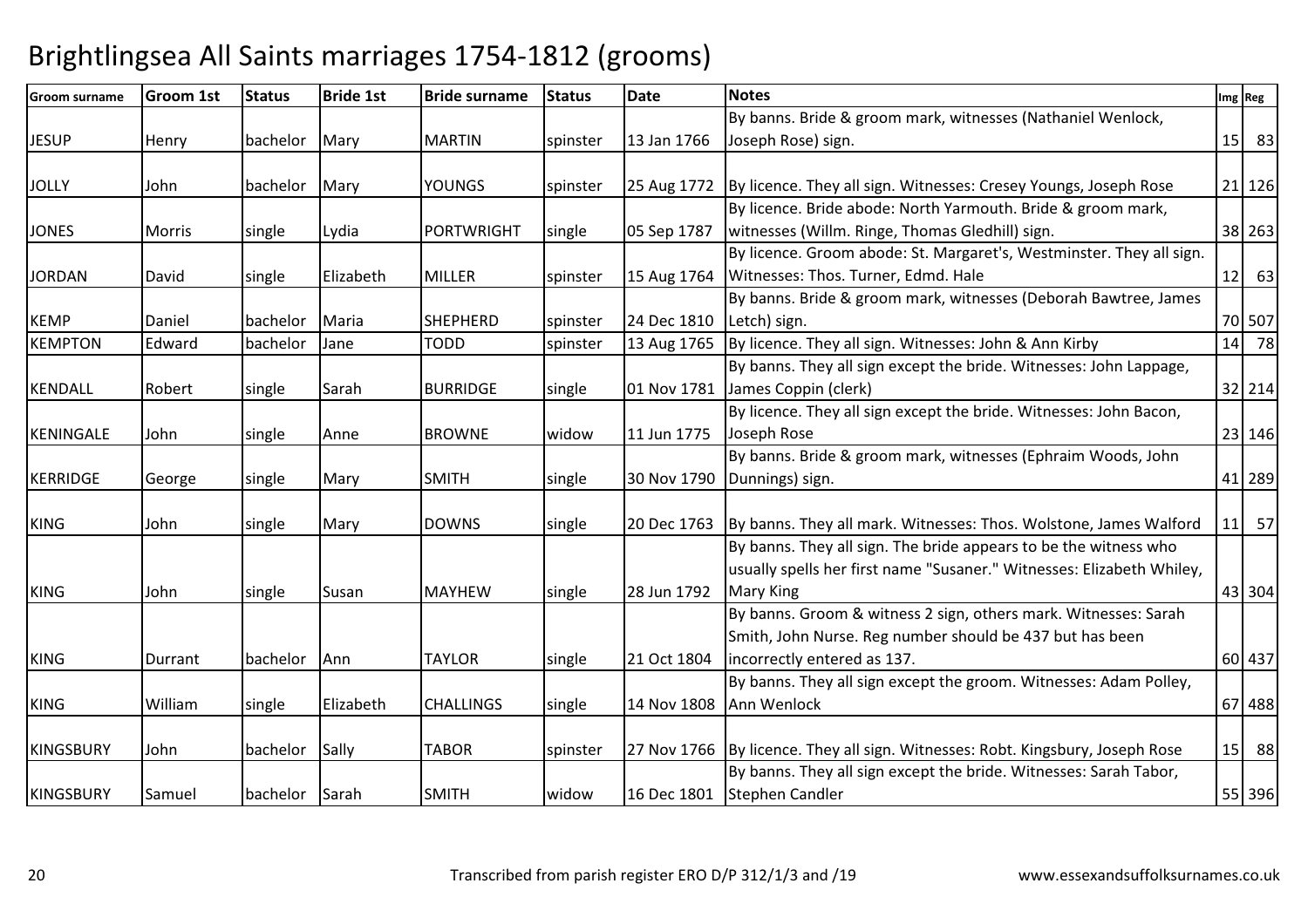# Brightlingsea All Saints marriages 1754-1812 (grooms)

| Groom surname | Groom 1st | Status | Bride 1st | Bride surname | Status | Date | Notes | Img | Reg |
|---|---|---|---|---|---|---|---|---|---|
| JESUP | Henry | bachelor | Mary | MARTIN | spinster | 13 Jan 1766 | By banns. Bride & groom mark, witnesses (Nathaniel Wenlock, Joseph Rose) sign. | 15 | 83 |
| JOLLY | John | bachelor | Mary | YOUNGS | spinster | 25 Aug 1772 | By licence. They all sign. Witnesses: Cresey Youngs, Joseph Rose | 21 | 126 |
| JONES | Morris | single | Lydia | PORTWRIGHT | single | 05 Sep 1787 | By licence. Bride abode: North Yarmouth. Bride & groom mark, witnesses (Willm. Ringe, Thomas Gledhill) sign. | 38 | 263 |
| JORDAN | David | single | Elizabeth | MILLER | spinster | 15 Aug 1764 | By licence. Groom abode: St. Margaret's, Westminster. They all sign. Witnesses: Thos. Turner, Edmd. Hale | 12 | 63 |
| KEMP | Daniel | bachelor | Maria | SHEPHERD | spinster | 24 Dec 1810 | By banns. Bride & groom mark, witnesses (Deborah Bawtree, James Letch) sign. | 70 | 507 |
| KEMPTON | Edward | bachelor | Jane | TODD | spinster | 13 Aug 1765 | By licence. They all sign. Witnesses: John & Ann Kirby | 14 | 78 |
| KENDALL | Robert | single | Sarah | BURRIDGE | single | 01 Nov 1781 | By banns. They all sign except the bride. Witnesses: John Lappage, James Coppin (clerk) | 32 | 214 |
| KENINGALE | John | single | Anne | BROWNE | widow | 11 Jun 1775 | By licence. They all sign except the bride. Witnesses: John Bacon, Joseph Rose | 23 | 146 |
| KERRIDGE | George | single | Mary | SMITH | single | 30 Nov 1790 | By banns. Bride & groom mark, witnesses (Ephraim Woods, John Dunnings) sign. | 41 | 289 |
| KING | John | single | Mary | DOWNS | single | 20 Dec 1763 | By banns. They all mark. Witnesses: Thos. Wolstone, James Walford | 11 | 57 |
| KING | John | single | Susan | MAYHEW | single | 28 Jun 1792 | By banns. They all sign. The bride appears to be the witness who usually spells her first name "Susaner." Witnesses: Elizabeth Whiley, Mary King | 43 | 304 |
| KING | Durrant | bachelor | Ann | TAYLOR | single | 21 Oct 1804 | By banns. Groom & witness 2 sign, others mark. Witnesses: Sarah Smith, John Nurse. Reg number should be 437 but has been incorrectly entered as 137. | 60 | 437 |
| KING | William | single | Elizabeth | CHALLINGS | single | 14 Nov 1808 | By banns. They all sign except the groom. Witnesses: Adam Polley, Ann Wenlock | 67 | 488 |
| KINGSBURY | John | bachelor | Sally | TABOR | spinster | 27 Nov 1766 | By licence. They all sign. Witnesses: Robt. Kingsbury, Joseph Rose | 15 | 88 |
| KINGSBURY | Samuel | bachelor | Sarah | SMITH | widow | 16 Dec 1801 | By banns. They all sign except the bride. Witnesses: Sarah Tabor, Stephen Candler | 55 | 396 |

Transcribed from parish register ERO D/P 312/1/3 and /19 www.essexandsuffolksurnames.co.uk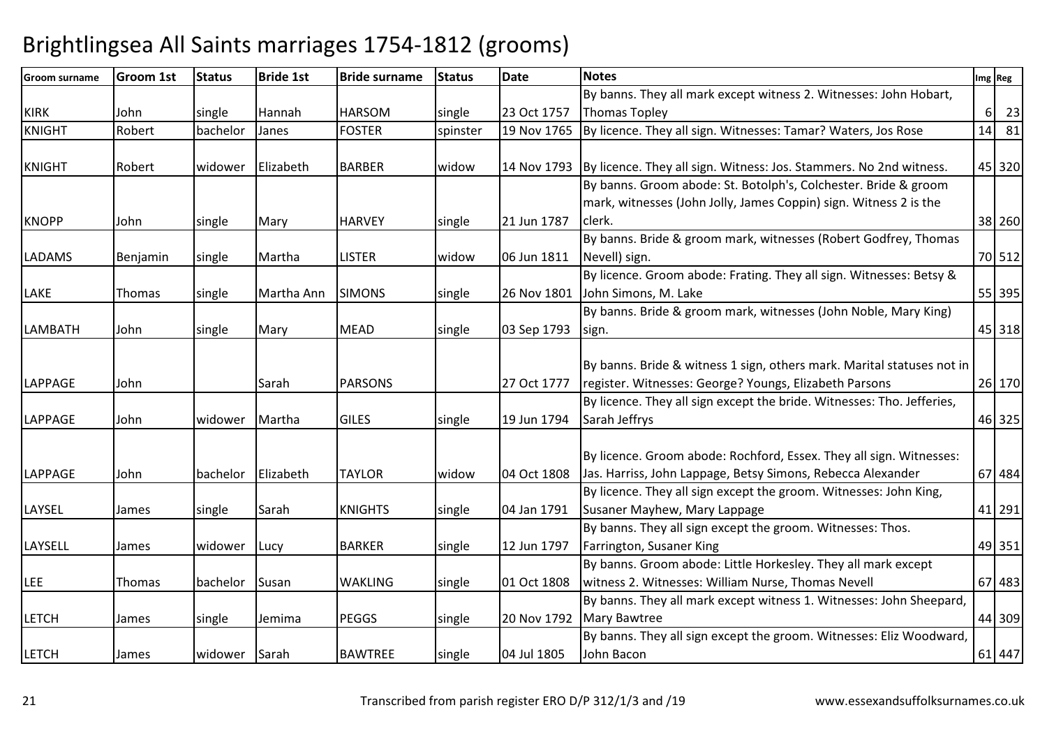# Brightlingsea All Saints marriages 1754-1812 (grooms)

| Groom surname | Groom 1st | Status | Bride 1st | Bride surname | Status | Date | Notes | Img | Reg |
|---|---|---|---|---|---|---|---|---|---|
| KIRK | John | single | Hannah | HARSOM | single | 23 Oct 1757 | By banns. They all mark except witness 2. Witnesses: John Hobart, Thomas Topley | 6 | 23 |
| KNIGHT | Robert | bachelor | Janes | FOSTER | spinster | 19 Nov 1765 | By licence. They all sign. Witnesses: Tamar? Waters, Jos Rose | 14 | 81 |
| KNIGHT | Robert | widower | Elizabeth | BARBER | widow | 14 Nov 1793 | By licence. They all sign. Witness: Jos. Stammers. No 2nd witness. | 45 | 320 |
| KNOPP | John | single | Mary | HARVEY | single | 21 Jun 1787 | By banns. Groom abode: St. Botolph's, Colchester. Bride & groom mark, witnesses (John Jolly, James Coppin) sign. Witness 2 is the clerk. | 38 | 260 |
| LADAMS | Benjamin | single | Martha | LISTER | widow | 06 Jun 1811 | By banns. Bride & groom mark, witnesses (Robert Godfrey, Thomas Nevell) sign. | 70 | 512 |
| LAKE | Thomas | single | Martha Ann | SIMONS | single | 26 Nov 1801 | By licence. Groom abode: Frating. They all sign. Witnesses: Betsy & John Simons, M. Lake | 55 | 395 |
| LAMBATH | John | single | Mary | MEAD | single | 03 Sep 1793 | By banns. Bride & groom mark, witnesses (John Noble, Mary King) sign. | 45 | 318 |
| LAPPAGE | John | | Sarah | PARSONS | | 27 Oct 1777 | By banns. Bride & witness 1 sign, others mark. Marital statuses not in register. Witnesses: George? Youngs, Elizabeth Parsons | 26 | 170 |
| LAPPAGE | John | widower | Martha | GILES | single | 19 Jun 1794 | By licence. They all sign except the bride. Witnesses: Tho. Jefferies, Sarah Jeffrys | 46 | 325 |
| LAPPAGE | John | bachelor | Elizabeth | TAYLOR | widow | 04 Oct 1808 | By licence. Groom abode: Rochford, Essex. They all sign. Witnesses: Jas. Harriss, John Lappage, Betsy Simons, Rebecca Alexander | 67 | 484 |
| LAYSEL | James | single | Sarah | KNIGHTS | single | 04 Jan 1791 | By licence. They all sign except the groom. Witnesses: John King, Susaner Mayhew, Mary Lappage | 41 | 291 |
| LAYSELL | James | widower | Lucy | BARKER | single | 12 Jun 1797 | By banns. They all sign except the groom. Witnesses: Thos. Farrington, Susaner King | 49 | 351 |
| LEE | Thomas | bachelor | Susan | WAKLING | single | 01 Oct 1808 | By banns. Groom abode: Little Horkesley. They all mark except witness 2. Witnesses: William Nurse, Thomas Nevell | 67 | 483 |
| LETCH | James | single | Jemima | PEGGS | single | 20 Nov 1792 | By banns. They all mark except witness 1. Witnesses: John Sheepard, Mary Bawtree | 44 | 309 |
| LETCH | James | widower | Sarah | BAWTREE | single | 04 Jul 1805 | By banns. They all sign except the groom. Witnesses: Eliz Woodward, John Bacon | 61 | 447 |

Transcribed from parish register ERO D/P 312/1/3 and /19 www.essexandsuffolksurnames.co.uk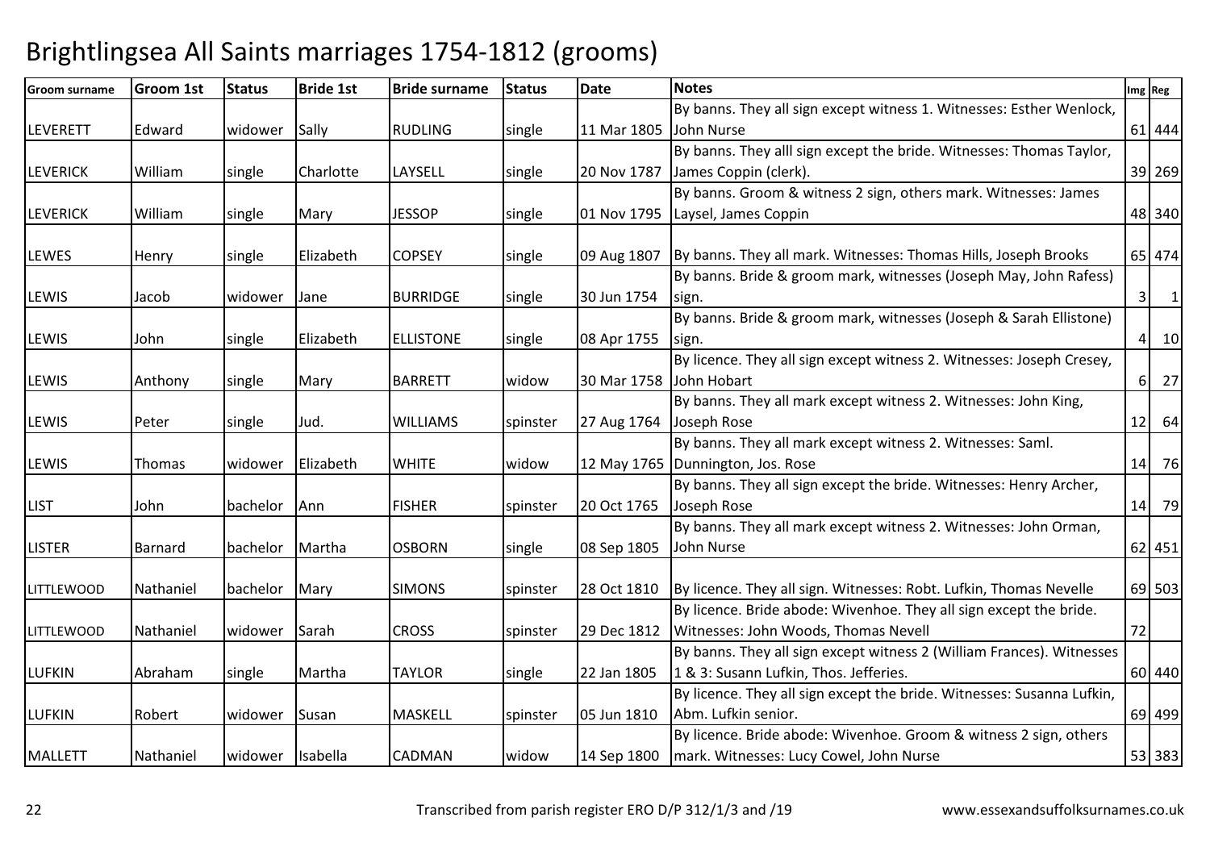# Brightlingsea All Saints marriages 1754-1812 (grooms)

| Groom surname | Groom 1st | Status | Bride 1st | Bride surname | Status | Date | Notes | Img | Reg |
|---|---|---|---|---|---|---|---|---|---|
| LEVERETT | Edward | widower | Sally | RUDLING | single | 11 Mar 1805 | By banns. They all sign except witness 1. Witnesses: Esther Wenlock, John Nurse | 61 | 444 |
| LEVERICK | William | single | Charlotte | LAYSELL | single | 20 Nov 1787 | By banns. They alll sign except the bride. Witnesses: Thomas Taylor, James Coppin (clerk). | 39 | 269 |
| LEVERICK | William | single | Mary | JESSOP | single | 01 Nov 1795 | By banns. Groom & witness 2 sign, others mark. Witnesses: James Laysel, James Coppin | 48 | 340 |
| LEWES | Henry | single | Elizabeth | COPSEY | single | 09 Aug 1807 | By banns. They all mark. Witnesses: Thomas Hills, Joseph Brooks | 65 | 474 |
| LEWIS | Jacob | widower | Jane | BURRIDGE | single | 30 Jun 1754 | By banns. Bride & groom mark, witnesses (Joseph May, John Rafess) sign. | 3 | 1 |
| LEWIS | John | single | Elizabeth | ELLISTONE | single | 08 Apr 1755 | By banns. Bride & groom mark, witnesses (Joseph & Sarah Ellistone) sign. | 4 | 10 |
| LEWIS | Anthony | single | Mary | BARRETT | widow | 30 Mar 1758 | By licence. They all sign except witness 2. Witnesses: Joseph Cresey, John Hobart | 6 | 27 |
| LEWIS | Peter | single | Jud. | WILLIAMS | spinster | 27 Aug 1764 | By banns. They all mark except witness 2. Witnesses: John King, Joseph Rose | 12 | 64 |
| LEWIS | Thomas | widower | Elizabeth | WHITE | widow | 12 May 1765 | By banns. They all mark except witness 2. Witnesses: Saml. Dunnington, Jos. Rose | 14 | 76 |
| LIST | John | bachelor | Ann | FISHER | spinster | 20 Oct 1765 | By banns. They all sign except the bride. Witnesses: Henry Archer, Joseph Rose | 14 | 79 |
| LISTER | Barnard | bachelor | Martha | OSBORN | single | 08 Sep 1805 | By banns. They all mark except witness 2. Witnesses: John Orman, John Nurse | 62 | 451 |
| LITTLEWOOD | Nathaniel | bachelor | Mary | SIMONS | spinster | 28 Oct 1810 | By licence. They all sign. Witnesses: Robt. Lufkin, Thomas Nevelle | 69 | 503 |
| LITTLEWOOD | Nathaniel | widower | Sarah | CROSS | spinster | 29 Dec 1812 | By licence. Bride abode: Wivenhoe. They all sign except the bride. Witnesses: John Woods, Thomas Nevell | 72 | |
| LUFKIN | Abraham | single | Martha | TAYLOR | single | 22 Jan 1805 | By banns. They all sign except witness 2 (William Frances). Witnesses 1 & 3: Susann Lufkin, Thos. Jefferies. | 60 | 440 |
| LUFKIN | Robert | widower | Susan | MASKELL | spinster | 05 Jun 1810 | By licence. They all sign except the bride. Witnesses: Susanna Lufkin, Abm. Lufkin senior. | 69 | 499 |
| MALLETT | Nathaniel | widower | Isabella | CADMAN | widow | 14 Sep 1800 | By licence. Bride abode: Wivenhoe. Groom & witness 2 sign, others mark. Witnesses: Lucy Cowel, John Nurse | 53 | 383 |

Transcribed from parish register ERO D/P 312/1/3 and /19 www.essexandsuffolksurnames.co.uk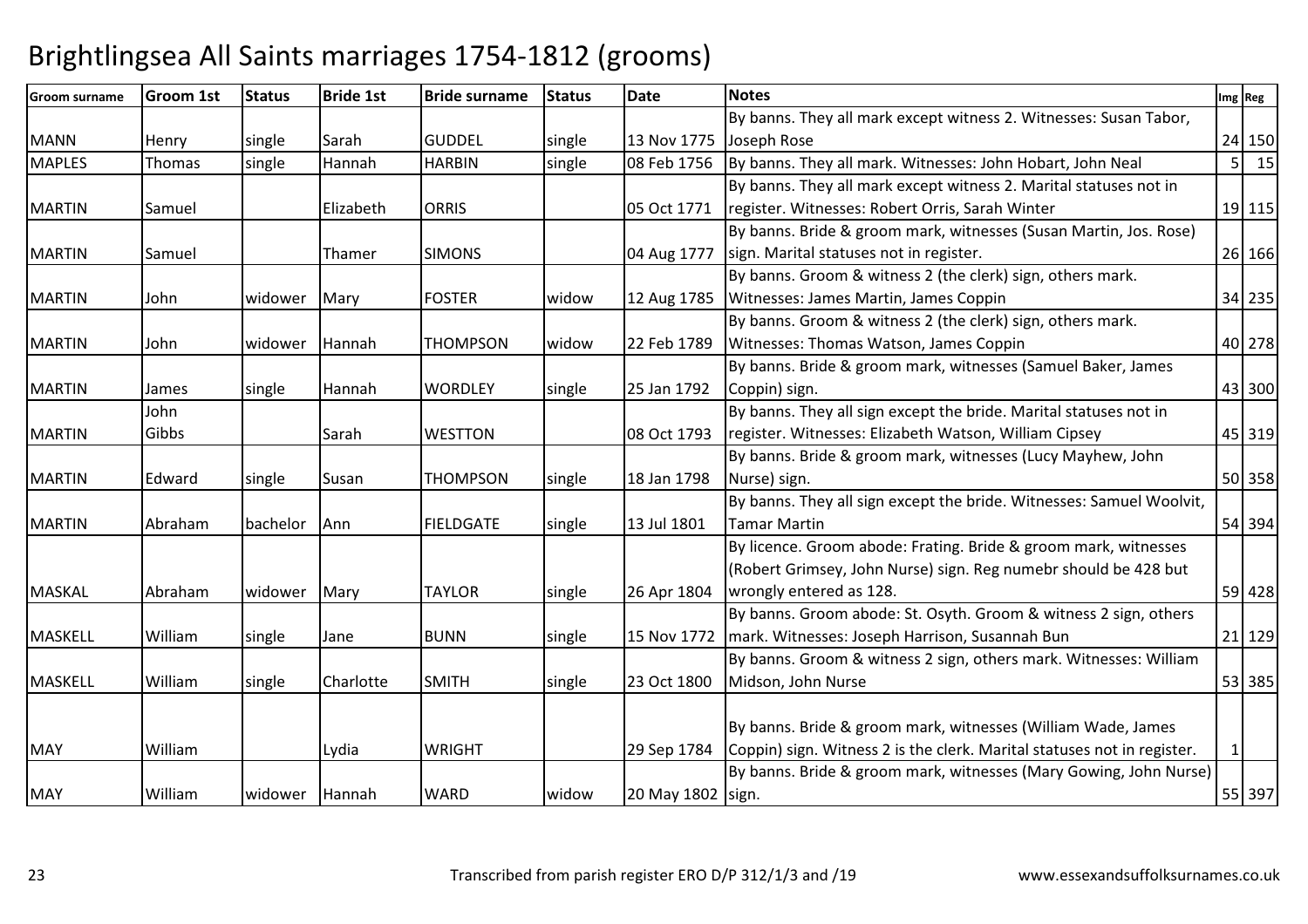# Brightlingsea All Saints marriages 1754-1812 (grooms)

| Groom surname | Groom 1st | Status | Bride 1st | Bride surname | Status | Date | Notes | Img | Reg |
|---|---|---|---|---|---|---|---|---|---|
| MANN | Henry | single | Sarah | GUDDEL | single | 13 Nov 1775 | By banns. They all mark except witness 2. Witnesses: Susan Tabor, Joseph Rose | 24 | 150 |
| MAPLES | Thomas | single | Hannah | HARBIN | single | 08 Feb 1756 | By banns. They all mark. Witnesses: John Hobart, John Neal | 5 | 15 |
| MARTIN | Samuel | | Elizabeth | ORRIS | | 05 Oct 1771 | By banns. They all mark except witness 2. Marital statuses not in register. Witnesses: Robert Orris, Sarah Winter | 19 | 115 |
| MARTIN | Samuel | | Thamer | SIMONS | | 04 Aug 1777 | By banns. Bride & groom mark, witnesses (Susan Martin, Jos. Rose) sign. Marital statuses not in register. | 26 | 166 |
| MARTIN | John | widower | Mary | FOSTER | widow | 12 Aug 1785 | By banns. Groom & witness 2 (the clerk) sign, others mark. Witnesses: James Martin, James Coppin | 34 | 235 |
| MARTIN | John | widower | Hannah | THOMPSON | widow | 22 Feb 1789 | By banns. Groom & witness 2 (the clerk) sign, others mark. Witnesses: Thomas Watson, James Coppin | 40 | 278 |
| MARTIN | James | single | Hannah | WORDLEY | single | 25 Jan 1792 | By banns. Bride & groom mark, witnesses (Samuel Baker, James Coppin) sign. | 43 | 300 |
| MARTIN | John Gibbs | | Sarah | WESTTON | | 08 Oct 1793 | By banns. They all sign except the bride. Marital statuses not in register. Witnesses: Elizabeth Watson, William Cipsey | 45 | 319 |
| MARTIN | Edward | single | Susan | THOMPSON | single | 18 Jan 1798 | By banns. Bride & groom mark, witnesses (Lucy Mayhew, John Nurse) sign. | 50 | 358 |
| MARTIN | Abraham | bachelor | Ann | FIELDGATE | single | 13 Jul 1801 | By banns. They all sign except the bride. Witnesses: Samuel Woolvit, Tamar Martin | 54 | 394 |
| MASKAL | Abraham | widower | Mary | TAYLOR | single | 26 Apr 1804 | By licence. Groom abode: Frating. Bride & groom mark, witnesses (Robert Grimsey, John Nurse) sign. Reg numebr should be 428 but wrongly entered as 128. | 59 | 428 |
| MASKELL | William | single | Jane | BUNN | single | 15 Nov 1772 | By banns. Groom abode: St. Osyth. Groom & witness 2 sign, others mark. Witnesses: Joseph Harrison, Susannah Bun | 21 | 129 |
| MASKELL | William | single | Charlotte | SMITH | single | 23 Oct 1800 | By banns. Groom & witness 2 sign, others mark. Witnesses: William Midson, John Nurse | 53 | 385 |
| MAY | William | | Lydia | WRIGHT | | 29 Sep 1784 | By banns. Bride & groom mark, witnesses (William Wade, James Coppin) sign. Witness 2 is the clerk. Marital statuses not in register. | 1 | |
| MAY | William | widower | Hannah | WARD | widow | 20 May 1802 | By banns. Bride & groom mark, witnesses (Mary Gowing, John Nurse) sign. | 55 | 397 |

Transcribed from parish register ERO D/P 312/1/3 and /19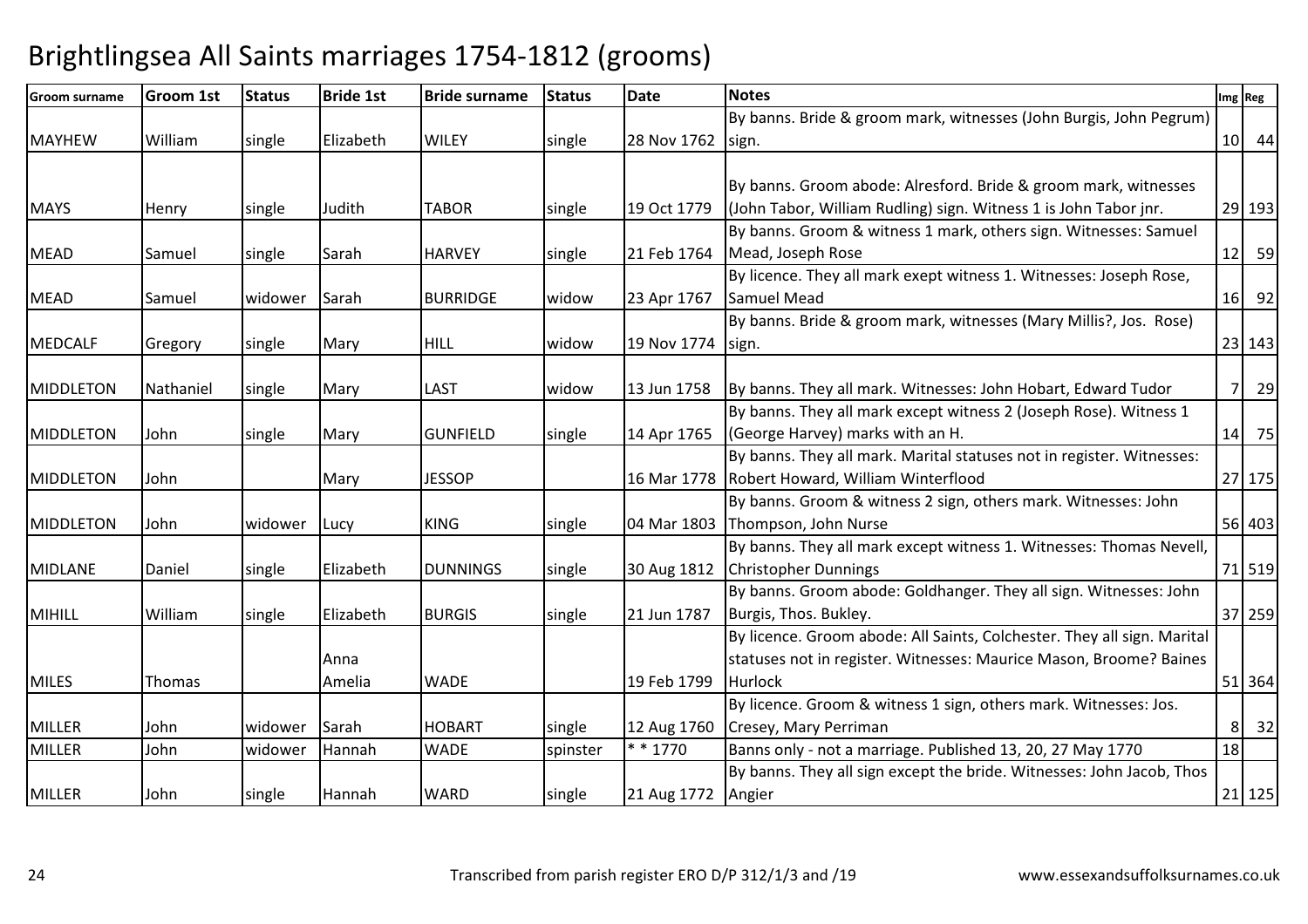# Brightlingsea All Saints marriages 1754-1812 (grooms)

| Groom surname | Groom 1st | Status | Bride 1st | Bride surname | Status | Date | Notes | Img | Reg |
|---|---|---|---|---|---|---|---|---|---|
| MAYHEW | William | single | Elizabeth | WILEY | single | 28 Nov 1762 | By banns. Bride & groom mark, witnesses (John Burgis, John Pegrum) sign. | 10 | 44 |
| MAYS | Henry | single | Judith | TABOR | single | 19 Oct 1779 | By banns. Groom abode: Alresford. Bride & groom mark, witnesses (John Tabor, William Rudling) sign. Witness 1 is John Tabor jnr. | 29 | 193 |
| MEAD | Samuel | single | Sarah | HARVEY | single | 21 Feb 1764 | By banns. Groom & witness 1 mark, others sign. Witnesses: Samuel Mead, Joseph Rose | 12 | 59 |
| MEAD | Samuel | widower | Sarah | BURRIDGE | widow | 23 Apr 1767 | By licence. They all mark exept witness 1. Witnesses: Joseph Rose, Samuel Mead | 16 | 92 |
| MEDCALF | Gregory | single | Mary | HILL | widow | 19 Nov 1774 | By banns. Bride & groom mark, witnesses (Mary Millis?, Jos. Rose) sign. | 23 | 143 |
| MIDDLETON | Nathaniel | single | Mary | LAST | widow | 13 Jun 1758 | By banns. They all mark. Witnesses: John Hobart, Edward Tudor | 7 | 29 |
| MIDDLETON | John | single | Mary | GUNFIELD | single | 14 Apr 1765 | By banns. They all mark except witness 2 (Joseph Rose). Witness 1 (George Harvey) marks with an H. | 14 | 75 |
| MIDDLETON | John | | Mary | JESSOP | | 16 Mar 1778 | By banns. They all mark. Marital statuses not in register. Witnesses: Robert Howard, William Winterflood | 27 | 175 |
| MIDDLETON | John | widower | Lucy | KING | single | 04 Mar 1803 | By banns. Groom & witness 2 sign, others mark. Witnesses: John Thompson, John Nurse | 56 | 403 |
| MIDLANE | Daniel | single | Elizabeth | DUNNINGS | single | 30 Aug 1812 | By banns. They all mark except witness 1. Witnesses: Thomas Nevell, Christopher Dunnings | 71 | 519 |
| MIHILL | William | single | Elizabeth | BURGIS | single | 21 Jun 1787 | By banns. Groom abode: Goldhanger. They all sign. Witnesses: John Burgis, Thos. Bukley. | 37 | 259 |
| MILES | Thomas | | Anna Amelia | WADE | | 19 Feb 1799 | By licence. Groom abode: All Saints, Colchester. They all sign. Marital statuses not in register. Witnesses: Maurice Mason, Broome? Baines Hurlock | 51 | 364 |
| MILLER | John | widower | Sarah | HOBART | single | 12 Aug 1760 | By licence. Groom & witness 1 sign, others mark. Witnesses: Jos. Cresey, Mary Perriman | 8 | 32 |
| MILLER | John | widower | Hannah | WADE | spinster | * * 1770 | Banns only - not a marriage. Published 13, 20, 27 May 1770 | 18 | |
| MILLER | John | single | Hannah | WARD | single | 21 Aug 1772 | By banns. They all sign except the bride. Witnesses: John Jacob, Thos Angier | 21 | 125 |

Transcribed from parish register ERO D/P 312/1/3 and /19 www.essexandsuffolksurnames.co.uk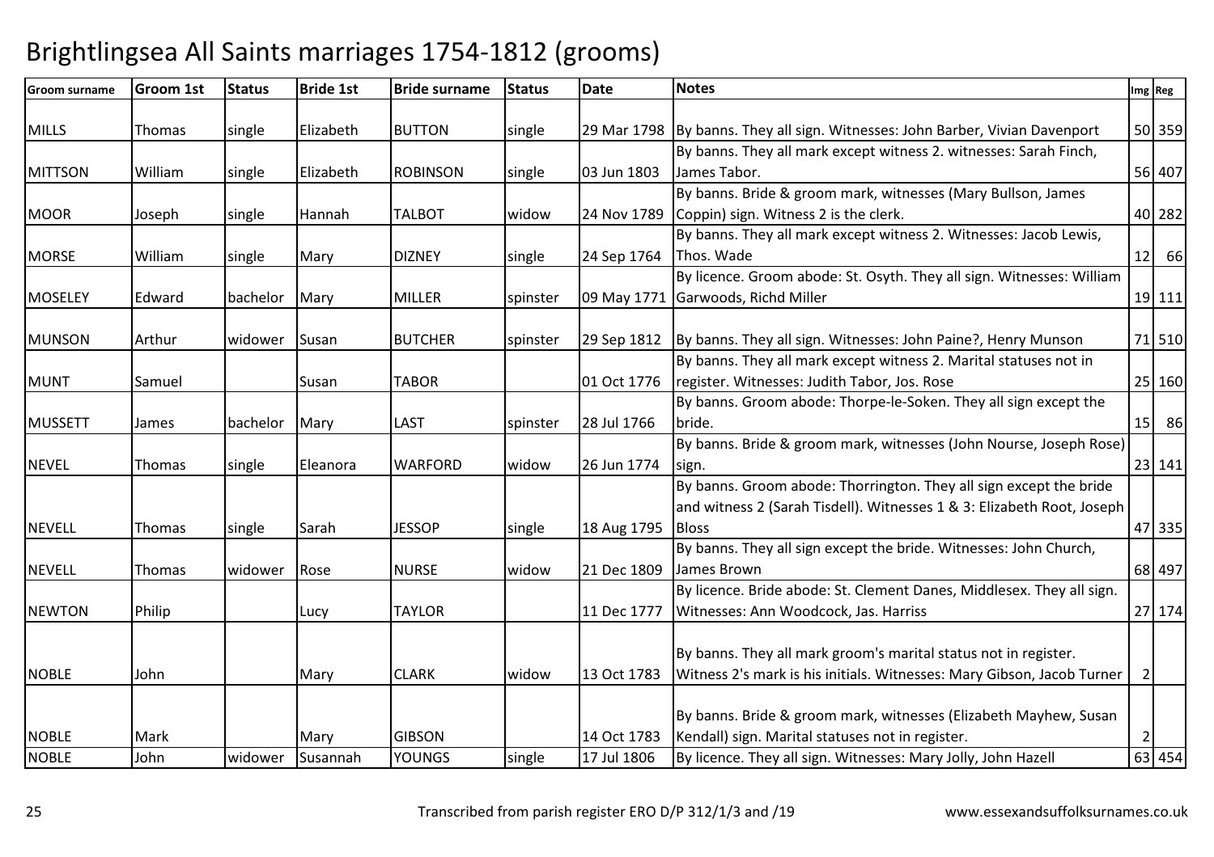# Brightlingsea All Saints marriages 1754-1812 (grooms)

| Groom surname | Groom 1st | Status | Bride 1st | Bride surname | Status | Date | Notes | Img | Reg |
|---|---|---|---|---|---|---|---|---|---|
| MILLS | Thomas | single | Elizabeth | BUTTON | single | 29 Mar 1798 | By banns. They all sign. Witnesses: John Barber, Vivian Davenport | 50 | 359 |
| MITTSON | William | single | Elizabeth | ROBINSON | single | 03 Jun 1803 | By banns. They all mark except witness 2. witnesses: Sarah Finch, James Tabor. | 56 | 407 |
| MOOR | Joseph | single | Hannah | TALBOT | widow | 24 Nov 1789 | By banns. Bride & groom mark, witnesses (Mary Bullson, James Coppin) sign. Witness 2 is the clerk. | 40 | 282 |
| MORSE | William | single | Mary | DIZNEY | single | 24 Sep 1764 | By banns. They all mark except witness 2. Witnesses: Jacob Lewis, Thos. Wade | 12 | 66 |
| MOSELEY | Edward | bachelor | Mary | MILLER | spinster | 09 May 1771 | By licence. Groom abode: St. Osyth. They all sign. Witnesses: William Garwoods, Richd Miller | 19 | 111 |
| MUNSON | Arthur | widower | Susan | BUTCHER | spinster | 29 Sep 1812 | By banns. They all sign. Witnesses: John Paine?, Henry Munson | 71 | 510 |
| MUNT | Samuel | | Susan | TABOR | | 01 Oct 1776 | By banns. They all mark except witness 2. Marital statuses not in register. Witnesses: Judith Tabor, Jos. Rose | 25 | 160 |
| MUSSETT | James | bachelor | Mary | LAST | spinster | 28 Jul 1766 | By banns. Groom abode: Thorpe-le-Soken. They all sign except the bride. | 15 | 86 |
| NEVEL | Thomas | single | Eleanora | WARFORD | widow | 26 Jun 1774 | By banns. Bride & groom mark, witnesses (John Nourse, Joseph Rose) sign. | 23 | 141 |
| NEVELL | Thomas | single | Sarah | JESSOP | single | 18 Aug 1795 | By banns. Groom abode: Thorrington. They all sign except the bride and witness 2 (Sarah Tisdell). Witnesses 1 & 3: Elizabeth Root, Joseph Bloss | 47 | 335 |
| NEVELL | Thomas | widower | Rose | NURSE | widow | 21 Dec 1809 | By banns. They all sign except the bride. Witnesses: John Church, James Brown | 68 | 497 |
| NEWTON | Philip | | Lucy | TAYLOR | | 11 Dec 1777 | By licence. Bride abode: St. Clement Danes, Middlesex. They all sign. Witnesses: Ann Woodcock, Jas. Harriss | 27 | 174 |
| NOBLE | John | | Mary | CLARK | widow | 13 Oct 1783 | By banns. They all mark groom's marital status not in register. Witness 2's mark is his initials. Witnesses: Mary Gibson, Jacob Turner | 2 | |
| NOBLE | Mark | | Mary | GIBSON | | 14 Oct 1783 | By banns. Bride & groom mark, witnesses (Elizabeth Mayhew, Susan Kendall) sign. Marital statuses not in register. | 2 | |
| NOBLE | John | widower | Susannah | YOUNGS | single | 17 Jul 1806 | By licence. They all sign. Witnesses: Mary Jolly, John Hazell | 63 | 454 |

Transcribed from parish register ERO D/P 312/1/3 and /19 www.essexandsuffolksurnames.co.uk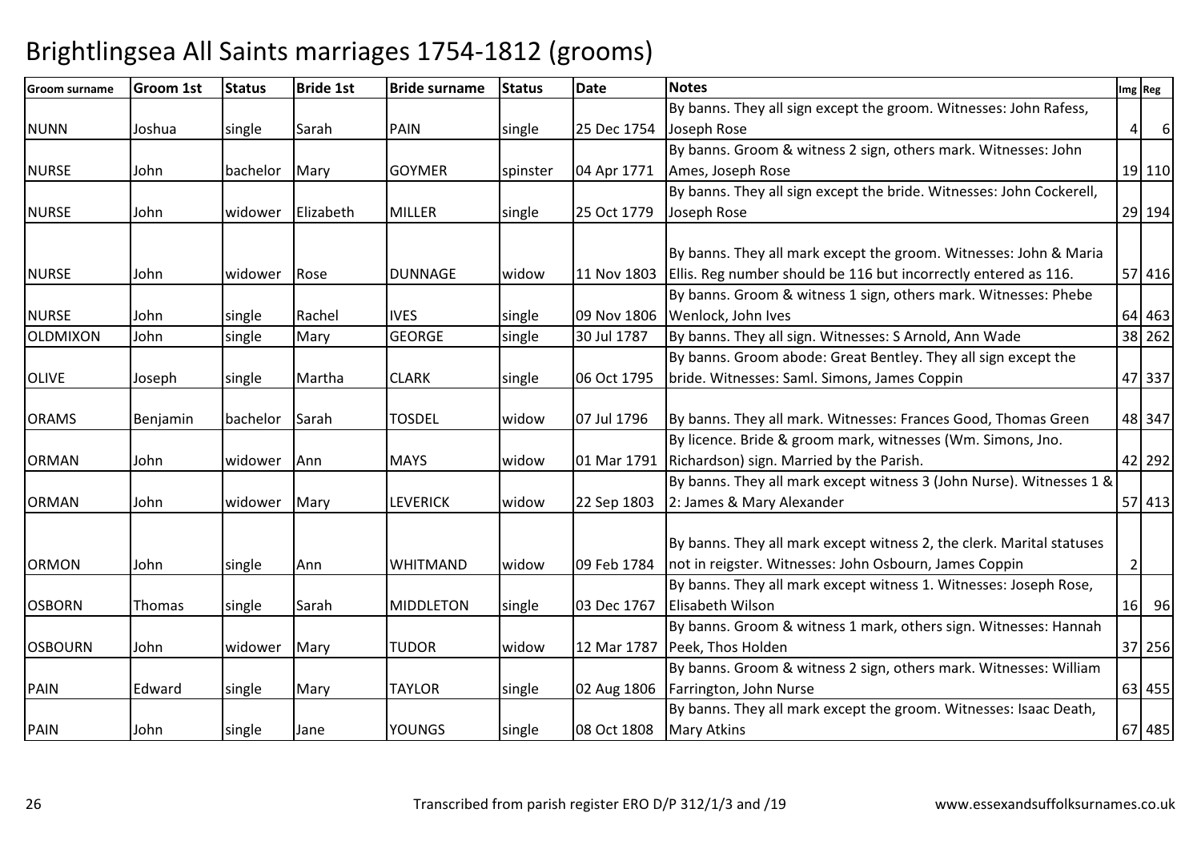# Brightlingsea All Saints marriages 1754-1812 (grooms)

| Groom surname | Groom 1st | Status | Bride 1st | Bride surname | Status | Date | Notes | Img | Reg |
|---|---|---|---|---|---|---|---|---|---|
| NUNN | Joshua | single | Sarah | PAIN | single | 25 Dec 1754 | By banns. They all sign except the groom. Witnesses: John Rafess, Joseph Rose | 4 | 6 |
| NURSE | John | bachelor | Mary | GOYMER | spinster | 04 Apr 1771 | By banns. Groom & witness 2 sign, others mark. Witnesses: John Ames, Joseph Rose | 19 | 110 |
| NURSE | John | widower | Elizabeth | MILLER | single | 25 Oct 1779 | By banns. They all sign except the bride. Witnesses: John Cockerell, Joseph Rose | 29 | 194 |
| NURSE | John | widower | Rose | DUNNAGE | widow | 11 Nov 1803 | By banns. They all mark except the groom. Witnesses: John & Maria Ellis. Reg number should be 116 but incorrectly entered as 116. | 57 | 416 |
| NURSE | John | single | Rachel | IVES | single | 09 Nov 1806 | By banns. Groom & witness 1 sign, others mark. Witnesses: Phebe Wenlock, John Ives | 64 | 463 |
| OLDMIXON | John | single | Mary | GEORGE | single | 30 Jul 1787 | By banns. They all sign. Witnesses: S Arnold, Ann Wade | 38 | 262 |
| OLIVE | Joseph | single | Martha | CLARK | single | 06 Oct 1795 | By banns. Groom abode: Great Bentley. They all sign except the bride. Witnesses: Saml. Simons, James Coppin | 47 | 337 |
| ORAMS | Benjamin | bachelor | Sarah | TOSDEL | widow | 07 Jul 1796 | By banns. They all mark. Witnesses: Frances Good, Thomas Green | 48 | 347 |
| ORMAN | John | widower | Ann | MAYS | widow | 01 Mar 1791 | By licence. Bride & groom mark, witnesses (Wm. Simons, Jno. Richardson) sign. Married by the Parish. | 42 | 292 |
| ORMAN | John | widower | Mary | LEVERICK | widow | 22 Sep 1803 | By banns. They all mark except witness 3 (John Nurse). Witnesses 1 & 2: James & Mary Alexander | 57 | 413 |
| ORMON | John | single | Ann | WHITMAND | widow | 09 Feb 1784 | By banns. They all mark except witness 2, the clerk. Marital statuses not in reigster. Witnesses: John Osbourn, James Coppin | 2 | |
| OSBORN | Thomas | single | Sarah | MIDDLETON | single | 03 Dec 1767 | By banns. They all mark except witness 1. Witnesses: Joseph Rose, Elisabeth Wilson | 16 | 96 |
| OSBOURN | John | widower | Mary | TUDOR | widow | 12 Mar 1787 | By banns. Groom & witness 1 mark, others sign. Witnesses: Hannah Peek, Thos Holden | 37 | 256 |
| PAIN | Edward | single | Mary | TAYLOR | single | 02 Aug 1806 | By banns. Groom & witness 2 sign, others mark. Witnesses: William Farrington, John Nurse | 63 | 455 |
| PAIN | John | single | Jane | YOUNGS | single | 08 Oct 1808 | By banns. They all mark except the groom. Witnesses: Isaac Death, Mary Atkins | 67 | 485 |

Transcribed from parish register ERO D/P 312/1/3 and /19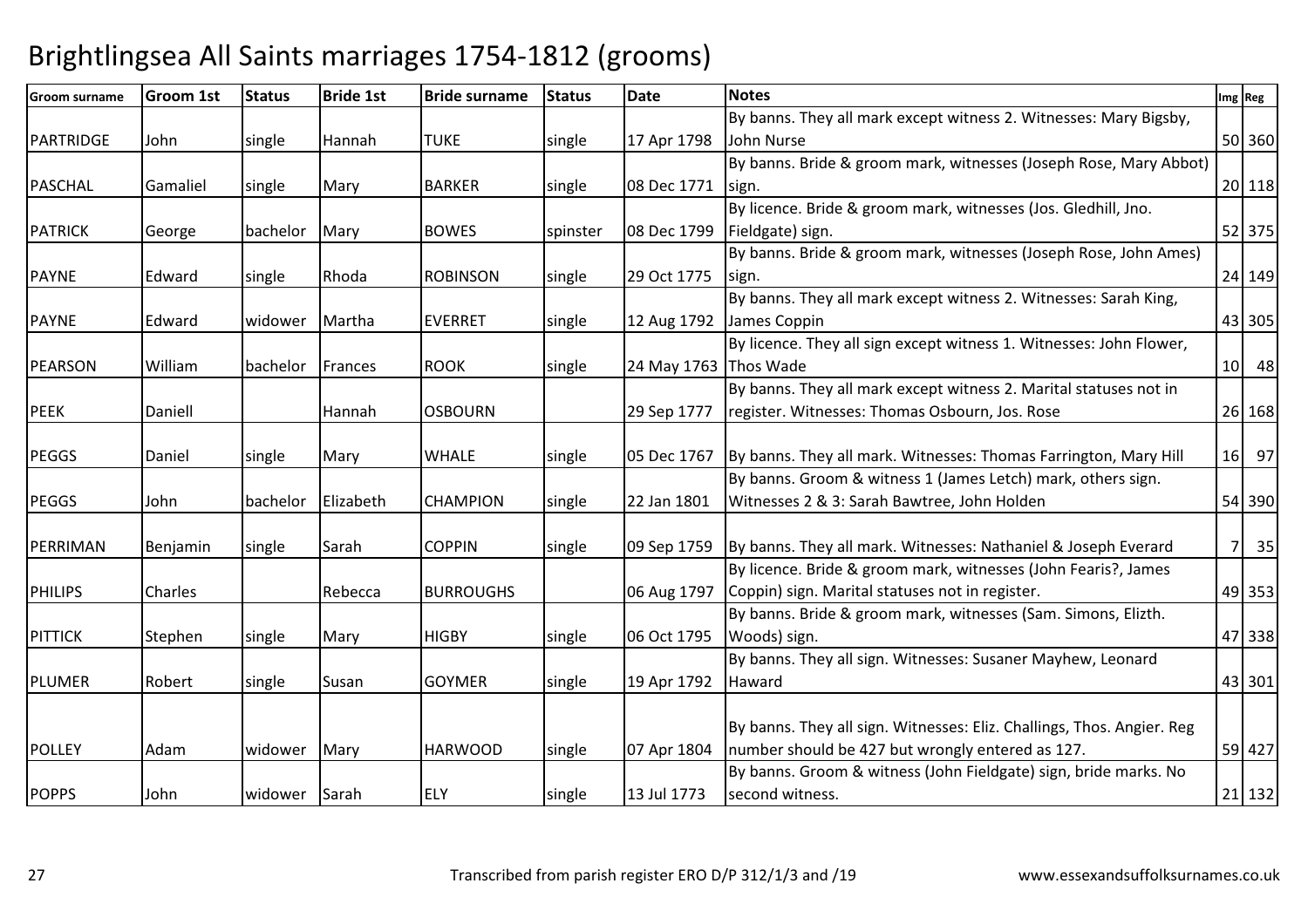# Brightlingsea All Saints marriages 1754-1812 (grooms)

| Groom surname | Groom 1st | Status | Bride 1st | Bride surname | Status | Date | Notes | Img | Reg |
|---|---|---|---|---|---|---|---|---|---|
| PARTRIDGE | John | single | Hannah | TUKE | single | 17 Apr 1798 | By banns. They all mark except witness 2. Witnesses: Mary Bigsby, John Nurse | 50 | 360 |
| PASCHAL | Gamaliel | single | Mary | BARKER | single | 08 Dec 1771 | By banns. Bride & groom mark, witnesses (Joseph Rose, Mary Abbot) sign. | 20 | 118 |
| PATRICK | George | bachelor | Mary | BOWES | spinster | 08 Dec 1799 | By licence. Bride & groom mark, witnesses (Jos. Gledhill, Jno. Fieldgate) sign. | 52 | 375 |
| PAYNE | Edward | single | Rhoda | ROBINSON | single | 29 Oct 1775 | By banns. Bride & groom mark, witnesses (Joseph Rose, John Ames) sign. | 24 | 149 |
| PAYNE | Edward | widower | Martha | EVERRET | single | 12 Aug 1792 | By banns. They all mark except witness 2. Witnesses: Sarah King, James Coppin | 43 | 305 |
| PEARSON | William | bachelor | Frances | ROOK | single | 24 May 1763 | By licence. They all sign except witness 1. Witnesses: John Flower, Thos Wade | 10 | 48 |
| PEEK | Daniell | | Hannah | OSBOURN | | 29 Sep 1777 | By banns. They all mark except witness 2. Marital statuses not in register. Witnesses: Thomas Osbourn, Jos. Rose | 26 | 168 |
| PEGGS | Daniel | single | Mary | WHALE | single | 05 Dec 1767 | By banns. They all mark. Witnesses: Thomas Farrington, Mary Hill | 16 | 97 |
| PEGGS | John | bachelor | Elizabeth | CHAMPION | single | 22 Jan 1801 | By banns. Groom & witness 1 (James Letch) mark, others sign. Witnesses 2 & 3: Sarah Bawtree, John Holden | 54 | 390 |
| PERRIMAN | Benjamin | single | Sarah | COPPIN | single | 09 Sep 1759 | By banns. They all mark. Witnesses: Nathaniel & Joseph Everard | 7 | 35 |
| PHILIPS | Charles | | Rebecca | BURROUGHS | | 06 Aug 1797 | By licence. Bride & groom mark, witnesses (John Fearis?, James Coppin) sign. Marital statuses not in register. | 49 | 353 |
| PITTICK | Stephen | single | Mary | HIGBY | single | 06 Oct 1795 | By banns. Bride & groom mark, witnesses (Sam. Simons, Elizth. Woods) sign. | 47 | 338 |
| PLUMER | Robert | single | Susan | GOYMER | single | 19 Apr 1792 | By banns. They all sign. Witnesses: Susaner Mayhew, Leonard Haward | 43 | 301 |
| POLLEY | Adam | widower | Mary | HARWOOD | single | 07 Apr 1804 | By banns. They all sign. Witnesses: Eliz. Challings, Thos. Angier. Reg number should be 427 but wrongly entered as 127. | 59 | 427 |
| POPPS | John | widower | Sarah | ELY | single | 13 Jul 1773 | By banns. Groom & witness (John Fieldgate) sign, bride marks. No second witness. | 21 | 132 |

Transcribed from parish register ERO D/P 312/1/3 and /19

www.essexandsuffolksurnames.co.uk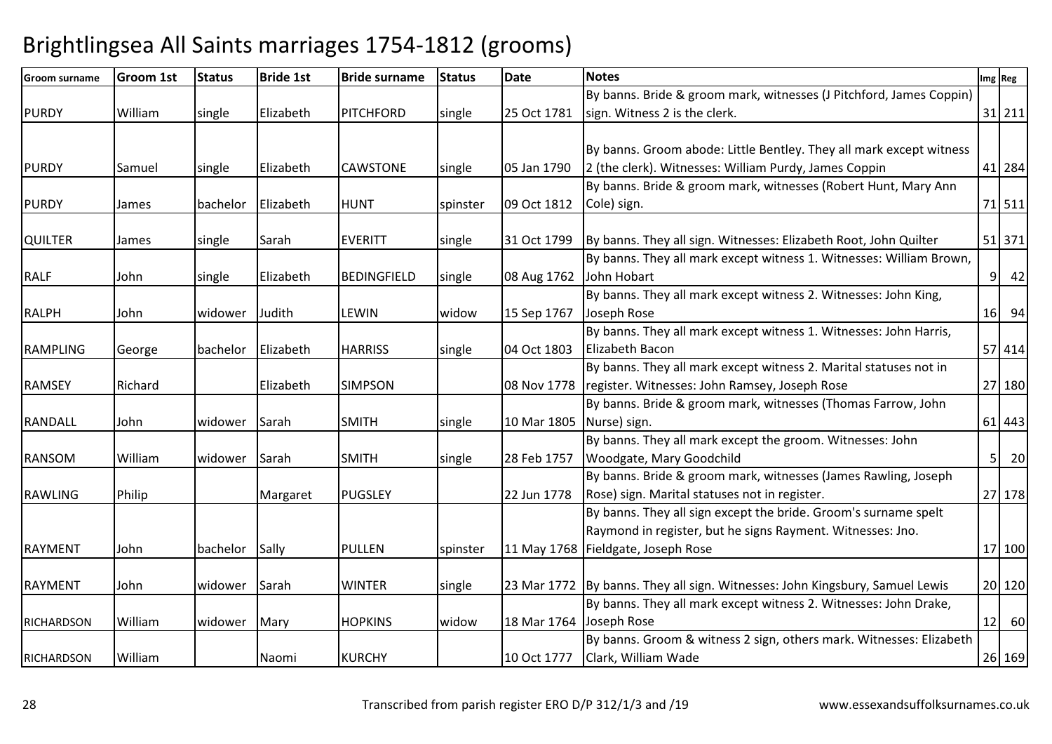# Brightlingsea All Saints marriages 1754-1812 (grooms)

| Groom surname | Groom 1st | Status | Bride 1st | Bride surname | Status | Date | Notes | Img | Reg |
|---|---|---|---|---|---|---|---|---|---|
| PURDY | William | single | Elizabeth | PITCHFORD | single | 25 Oct 1781 | By banns. Bride & groom mark, witnesses (J Pitchford, James Coppin) sign. Witness 2 is the clerk. | 31 | 211 |
| PURDY | Samuel | single | Elizabeth | CAWSTONE | single | 05 Jan 1790 | By banns. Groom abode: Little Bentley. They all mark except witness 2 (the clerk). Witnesses: William Purdy, James Coppin | 41 | 284 |
| PURDY | James | bachelor | Elizabeth | HUNT | spinster | 09 Oct 1812 | By banns. Bride & groom mark, witnesses (Robert Hunt, Mary Ann Cole) sign. | 71 | 511 |
| QUILTER | James | single | Sarah | EVERITT | single | 31 Oct 1799 | By banns. They all sign. Witnesses: Elizabeth Root, John Quilter | 51 | 371 |
| RALF | John | single | Elizabeth | BEDINGFIELD | single | 08 Aug 1762 | By banns. They all mark except witness 1. Witnesses: William Brown, John Hobart | 9 | 42 |
| RALPH | John | widower | Judith | LEWIN | widow | 15 Sep 1767 | By banns. They all mark except witness 2. Witnesses: John King, Joseph Rose | 16 | 94 |
| RAMPLING | George | bachelor | Elizabeth | HARRISS | single | 04 Oct 1803 | By banns. They all mark except witness 1. Witnesses: John Harris, Elizabeth Bacon | 57 | 414 |
| RAMSEY | Richard | | Elizabeth | SIMPSON | | 08 Nov 1778 | By banns. They all mark except witness 2. Marital statuses not in register. Witnesses: John Ramsey, Joseph Rose | 27 | 180 |
| RANDALL | John | widower | Sarah | SMITH | single | 10 Mar 1805 | By banns. Bride & groom mark, witnesses (Thomas Farrow, John Nurse) sign. | 61 | 443 |
| RANSOM | William | widower | Sarah | SMITH | single | 28 Feb 1757 | By banns. They all mark except the groom. Witnesses: John Woodgate, Mary Goodchild | 5 | 20 |
| RAWLING | Philip | | Margaret | PUGSLEY | | 22 Jun 1778 | By banns. Bride & groom mark, witnesses (James Rawling, Joseph Rose) sign. Marital statuses not in register. | 27 | 178 |
| RAYMENT | John | bachelor | Sally | PULLEN | spinster | 11 May 1768 | By banns. They all sign except the bride. Groom's surname spelt Raymond in register, but he signs Rayment. Witnesses: Jno. Fieldgate, Joseph Rose | 17 | 100 |
| RAYMENT | John | widower | Sarah | WINTER | single | 23 Mar 1772 | By banns. They all sign. Witnesses: John Kingsbury, Samuel Lewis | 20 | 120 |
| RICHARDSON | William | widower | Mary | HOPKINS | widow | 18 Mar 1764 | By banns. They all mark except witness 2. Witnesses: John Drake, Joseph Rose | 12 | 60 |
| RICHARDSON | William | | Naomi | KURCHY | | 10 Oct 1777 | By banns. Groom & witness 2 sign, others mark. Witnesses: Elizabeth Clark, William Wade | 26 | 169 |

Transcribed from parish register ERO D/P 312/1/3 and /19 www.essexandsuffolksurnames.co.uk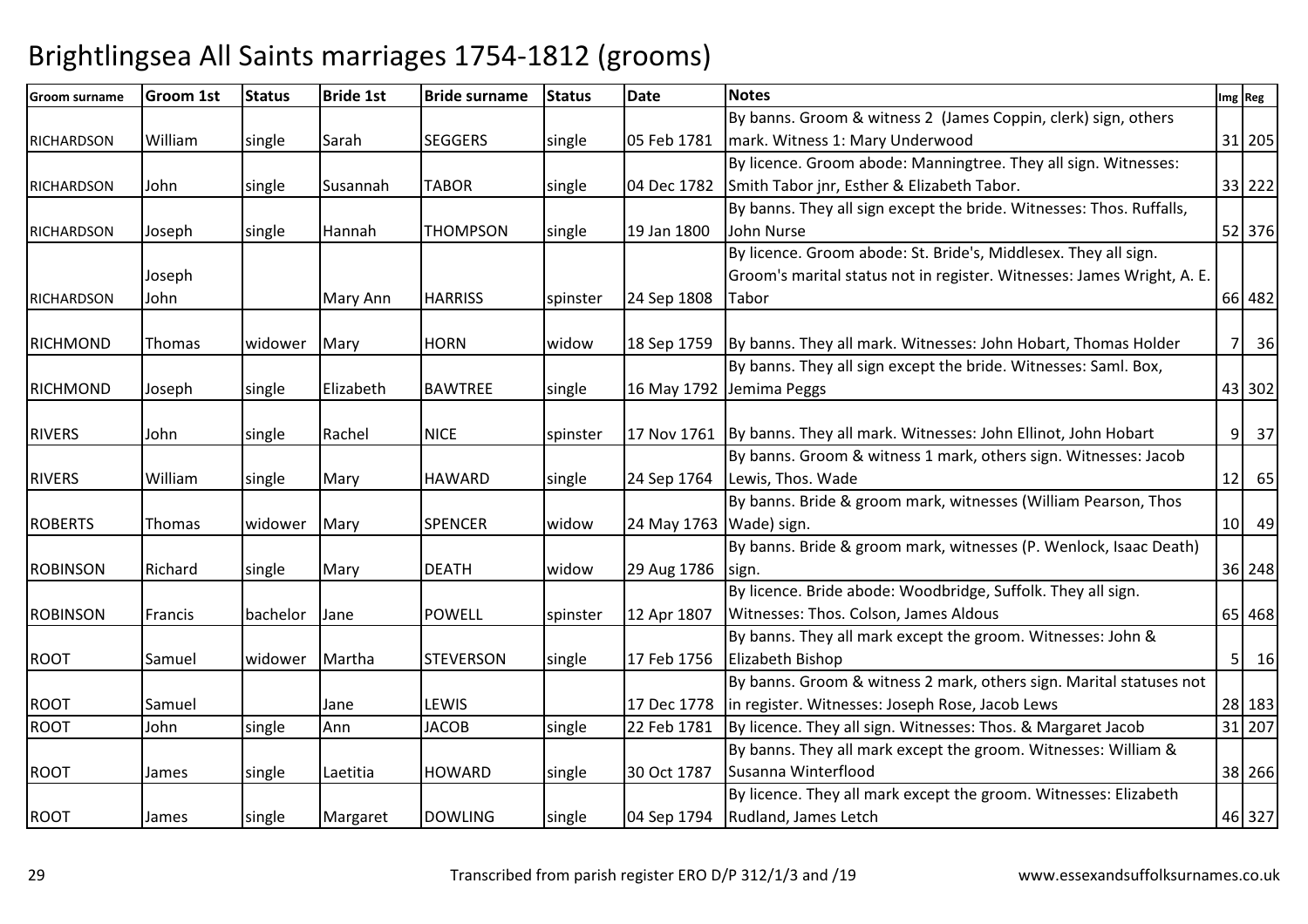# Brightlingsea All Saints marriages 1754-1812 (grooms)

| Groom surname | Groom 1st | Status | Bride 1st | Bride surname | Status | Date | Notes | Img | Reg |
|---|---|---|---|---|---|---|---|---|---|
| RICHARDSON | William | single | Sarah | SEGGERS | single | 05 Feb 1781 | By banns. Groom & witness 2 (James Coppin, clerk) sign, others mark. Witness 1: Mary Underwood | 31 | 205 |
| RICHARDSON | John | single | Susannah | TABOR | single | 04 Dec 1782 | By licence. Groom abode: Manningtree. They all sign. Witnesses: Smith Tabor jnr, Esther & Elizabeth Tabor. | 33 | 222 |
| RICHARDSON | Joseph | single | Hannah | THOMPSON | single | 19 Jan 1800 | By banns. They all sign except the bride. Witnesses: Thos. Ruffalls, John Nurse | 52 | 376 |
| RICHARDSON | Joseph John | | Mary Ann | HARRISS | spinster | 24 Sep 1808 | By licence. Groom abode: St. Bride's, Middlesex. They all sign. Groom's marital status not in register. Witnesses: James Wright, A. E. Tabor | 66 | 482 |
| RICHMOND | Thomas | widower | Mary | HORN | widow | 18 Sep 1759 | By banns. They all mark. Witnesses: John Hobart, Thomas Holder | 7 | 36 |
| RICHMOND | Joseph | single | Elizabeth | BAWTREE | single | 16 May 1792 | By banns. They all sign except the bride. Witnesses: Saml. Box, Jemima Peggs | 43 | 302 |
| RIVERS | John | single | Rachel | NICE | spinster | 17 Nov 1761 | By banns. They all mark. Witnesses: John Ellinot, John Hobart | 9 | 37 |
| RIVERS | William | single | Mary | HAWARD | single | 24 Sep 1764 | By banns. Groom & witness 1 mark, others sign. Witnesses: Jacob Lewis, Thos. Wade | 12 | 65 |
| ROBERTS | Thomas | widower | Mary | SPENCER | widow | 24 May 1763 | By banns. Bride & groom mark, witnesses (William Pearson, Thos Wade) sign. | 10 | 49 |
| ROBINSON | Richard | single | Mary | DEATH | widow | 29 Aug 1786 | By banns. Bride & groom mark, witnesses (P. Wenlock, Isaac Death) sign. | 36 | 248 |
| ROBINSON | Francis | bachelor | Jane | POWELL | spinster | 12 Apr 1807 | By licence. Bride abode: Woodbridge, Suffolk. They all sign. Witnesses: Thos. Colson, James Aldous | 65 | 468 |
| ROOT | Samuel | widower | Martha | STEVERSON | single | 17 Feb 1756 | By banns. They all mark except the groom. Witnesses: John & Elizabeth Bishop | 5 | 16 |
| ROOT | Samuel | | Jane | LEWIS | | 17 Dec 1778 | By banns. Groom & witness 2 mark, others sign. Marital statuses not in register. Witnesses: Joseph Rose, Jacob Lews | 28 | 183 |
| ROOT | John | single | Ann | JACOB | single | 22 Feb 1781 | By licence. They all sign. Witnesses: Thos. & Margaret Jacob | 31 | 207 |
| ROOT | James | single | Laetitia | HOWARD | single | 30 Oct 1787 | By banns. They all mark except the groom. Witnesses: William & Susanna Winterflood | 38 | 266 |
| ROOT | James | single | Margaret | DOWLING | single | 04 Sep 1794 | By licence. They all mark except the groom. Witnesses: Elizabeth Rudland, James Letch | 46 | 327 |

Transcribed from parish register ERO D/P 312/1/3 and /19 www.essexandsuffolksurnames.co.uk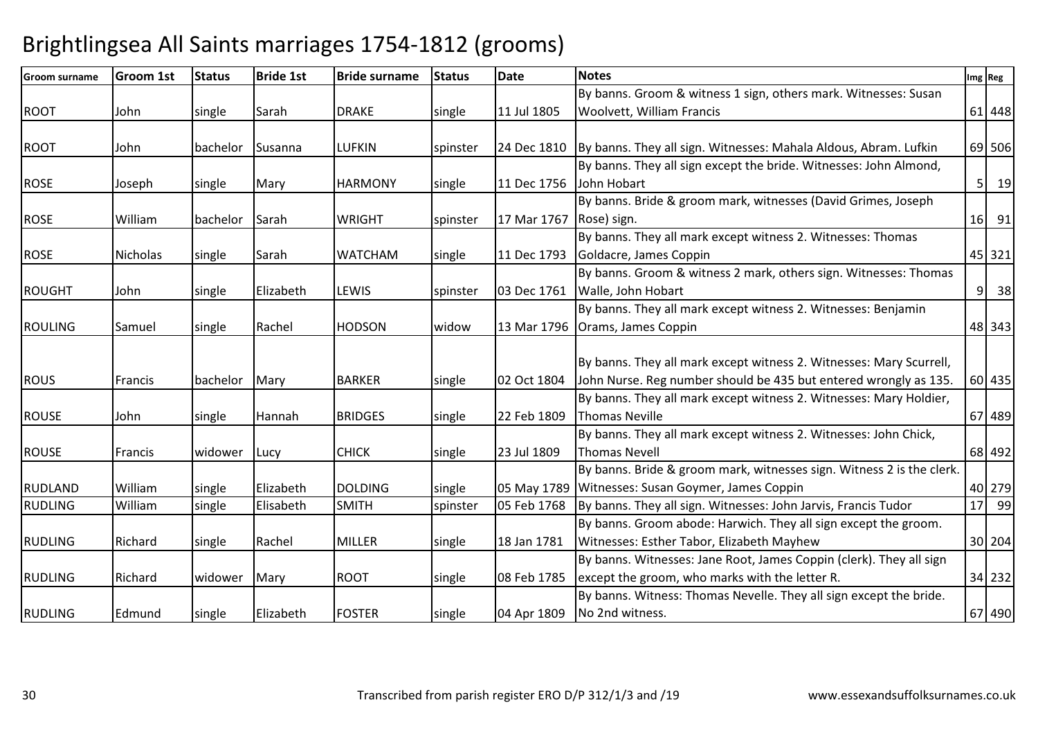# Brightlingsea All Saints marriages 1754-1812 (grooms)

| Groom surname | Groom 1st | Status | Bride 1st | Bride surname | Status | Date | Notes | Img | Reg |
|---|---|---|---|---|---|---|---|---|---|
| ROOT | John | single | Sarah | DRAKE | single | 11 Jul 1805 | By banns. Groom & witness 1 sign, others mark. Witnesses: Susan Woolvett, William Francis | 61 | 448 |
| ROOT | John | bachelor | Susanna | LUFKIN | spinster | 24 Dec 1810 | By banns. They all sign. Witnesses: Mahala Aldous, Abram. Lufkin | 69 | 506 |
| ROSE | Joseph | single | Mary | HARMONY | single | 11 Dec 1756 | By banns. They all sign except the bride. Witnesses: John Almond, John Hobart | 5 | 19 |
| ROSE | William | bachelor | Sarah | WRIGHT | spinster | 17 Mar 1767 | By banns. Bride & groom mark, witnesses (David Grimes, Joseph Rose) sign. | 16 | 91 |
| ROSE | Nicholas | single | Sarah | WATCHAM | single | 11 Dec 1793 | By banns. They all mark except witness 2. Witnesses: Thomas Goldacre, James Coppin | 45 | 321 |
| ROUGHT | John | single | Elizabeth | LEWIS | spinster | 03 Dec 1761 | By banns. Groom & witness 2 mark, others sign. Witnesses: Thomas Walle, John Hobart | 9 | 38 |
| ROULING | Samuel | single | Rachel | HODSON | widow | 13 Mar 1796 | By banns. They all mark except witness 2. Witnesses: Benjamin Orams, James Coppin | 48 | 343 |
| ROUS | Francis | bachelor | Mary | BARKER | single | 02 Oct 1804 | By banns. They all mark except witness 2. Witnesses: Mary Scurrell, John Nurse. Reg number should be 435 but entered wrongly as 135. | 60 | 435 |
| ROUSE | John | single | Hannah | BRIDGES | single | 22 Feb 1809 | By banns. They all mark except witness 2. Witnesses: Mary Holdier, Thomas Neville | 67 | 489 |
| ROUSE | Francis | widower | Lucy | CHICK | single | 23 Jul 1809 | By banns. They all mark except witness 2. Witnesses: John Chick, Thomas Nevell | 68 | 492 |
| RUDLAND | William | single | Elizabeth | DOLDING | single | 05 May 1789 | By banns. Bride & groom mark, witnesses sign. Witness 2 is the clerk. Witnesses: Susan Goymer, James Coppin | 40 | 279 |
| RUDLING | William | single | Elisabeth | SMITH | spinster | 05 Feb 1768 | By banns. They all sign. Witnesses: John Jarvis, Francis Tudor | 17 | 99 |
| RUDLING | Richard | single | Rachel | MILLER | single | 18 Jan 1781 | By banns. Groom abode: Harwich. They all sign except the groom. Witnesses: Esther Tabor, Elizabeth Mayhew | 30 | 204 |
| RUDLING | Richard | widower | Mary | ROOT | single | 08 Feb 1785 | By banns. Witnesses: Jane Root, James Coppin (clerk). They all sign except the groom, who marks with the letter R. | 34 | 232 |
| RUDLING | Edmund | single | Elizabeth | FOSTER | single | 04 Apr 1809 | By banns. Witness: Thomas Nevelle. They all sign except the bride. No 2nd witness. | 67 | 490 |

Transcribed from parish register ERO D/P 312/1/3 and /19 www.essexandsuffolksurnames.co.uk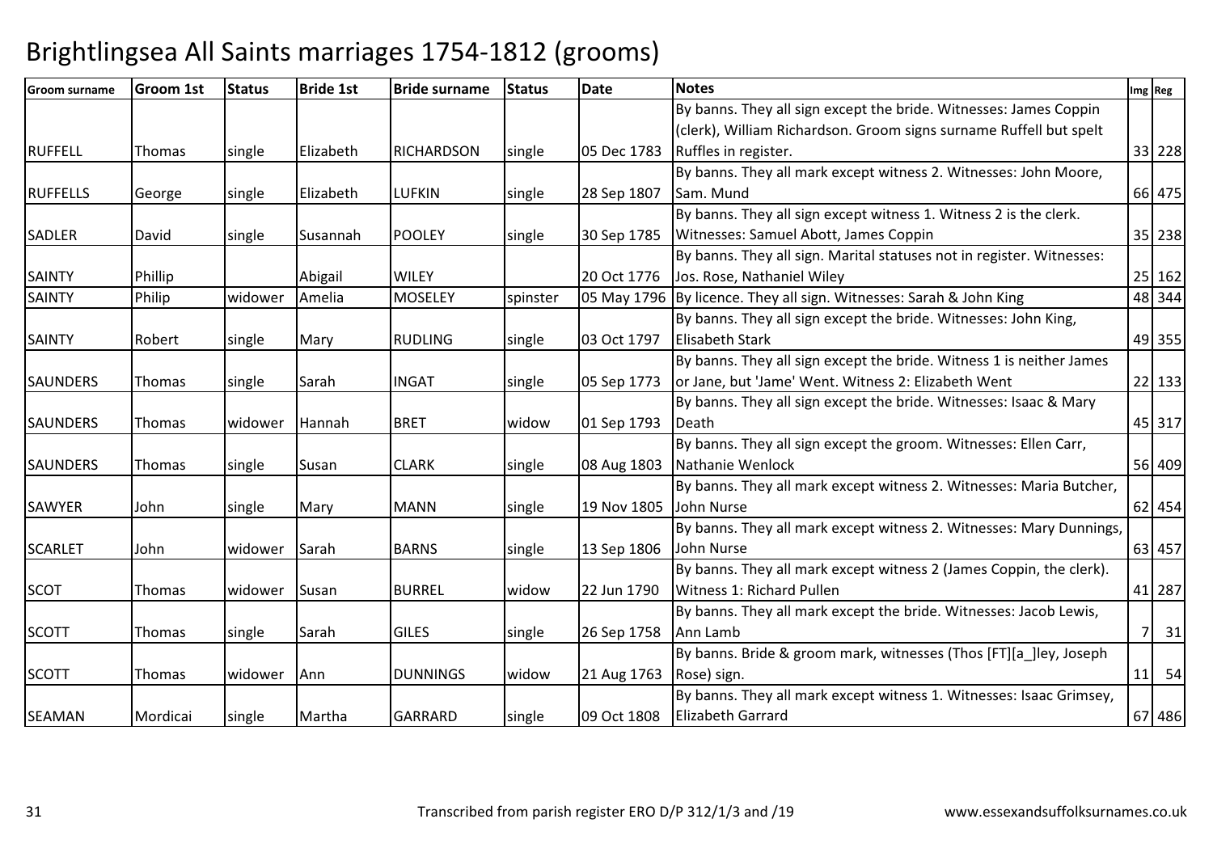# Brightlingsea All Saints marriages 1754-1812 (grooms)

| Groom surname | Groom 1st | Status | Bride 1st | Bride surname | Status | Date | Notes | Img | Reg |
|---|---|---|---|---|---|---|---|---|---|
| RUFFELL | Thomas | single | Elizabeth | RICHARDSON | single | 05 Dec 1783 | By banns. They all sign except the bride. Witnesses: James Coppin (clerk), William Richardson. Groom signs surname Ruffell but spelt Ruffles in register. | 33 | 228 |
| RUFFELLS | George | single | Elizabeth | LUFKIN | single | 28 Sep 1807 | By banns. They all mark except witness 2. Witnesses: John Moore, Sam. Mund | 66 | 475 |
| SADLER | David | single | Susannah | POOLEY | single | 30 Sep 1785 | By banns. They all sign except witness 1. Witness 2 is the clerk. Witnesses: Samuel Abott, James Coppin | 35 | 238 |
| SAINTY | Phillip | | Abigail | WILEY | | 20 Oct 1776 | By banns. They all sign. Marital statuses not in register. Witnesses: Jos. Rose, Nathaniel Wiley | 25 | 162 |
| SAINTY | Philip | widower | Amelia | MOSELEY | spinster | 05 May 1796 | By licence. They all sign. Witnesses: Sarah & John King | 48 | 344 |
| SAINTY | Robert | single | Mary | RUDLING | single | 03 Oct 1797 | By banns. They all sign except the bride. Witnesses: John King, Elisabeth Stark | 49 | 355 |
| SAUNDERS | Thomas | single | Sarah | INGAT | single | 05 Sep 1773 | By banns. They all sign except the bride. Witness 1 is neither James or Jane, but 'Jame' Went. Witness 2: Elizabeth Went | 22 | 133 |
| SAUNDERS | Thomas | widower | Hannah | BRET | widow | 01 Sep 1793 | By banns. They all sign except the bride. Witnesses: Isaac & Mary Death | 45 | 317 |
| SAUNDERS | Thomas | single | Susan | CLARK | single | 08 Aug 1803 | By banns. They all sign except the groom. Witnesses: Ellen Carr, Nathanie Wenlock | 56 | 409 |
| SAWYER | John | single | Mary | MANN | single | 19 Nov 1805 | By banns. They all mark except witness 2. Witnesses: Maria Butcher, John Nurse | 62 | 454 |
| SCARLET | John | widower | Sarah | BARNS | single | 13 Sep 1806 | By banns. They all mark except witness 2. Witnesses: Mary Dunnings, John Nurse | 63 | 457 |
| SCOT | Thomas | widower | Susan | BURREL | widow | 22 Jun 1790 | By banns. They all mark except witness 2 (James Coppin, the clerk). Witness 1: Richard Pullen | 41 | 287 |
| SCOTT | Thomas | single | Sarah | GILES | single | 26 Sep 1758 | By banns. They all mark except the bride. Witnesses: Jacob Lewis, Ann Lamb | 7 | 31 |
| SCOTT | Thomas | widower | Ann | DUNNINGS | widow | 21 Aug 1763 | By banns. Bride & groom mark, witnesses (Thos [FT][a_]ley, Joseph Rose) sign. | 11 | 54 |
| SEAMAN | Mordicai | single | Martha | GARRARD | single | 09 Oct 1808 | By banns. They all mark except witness 1. Witnesses: Isaac Grimsey, Elizabeth Garrard | 67 | 486 |

Transcribed from parish register ERO D/P 312/1/3 and /19 www.essexandsuffolksurnames.co.uk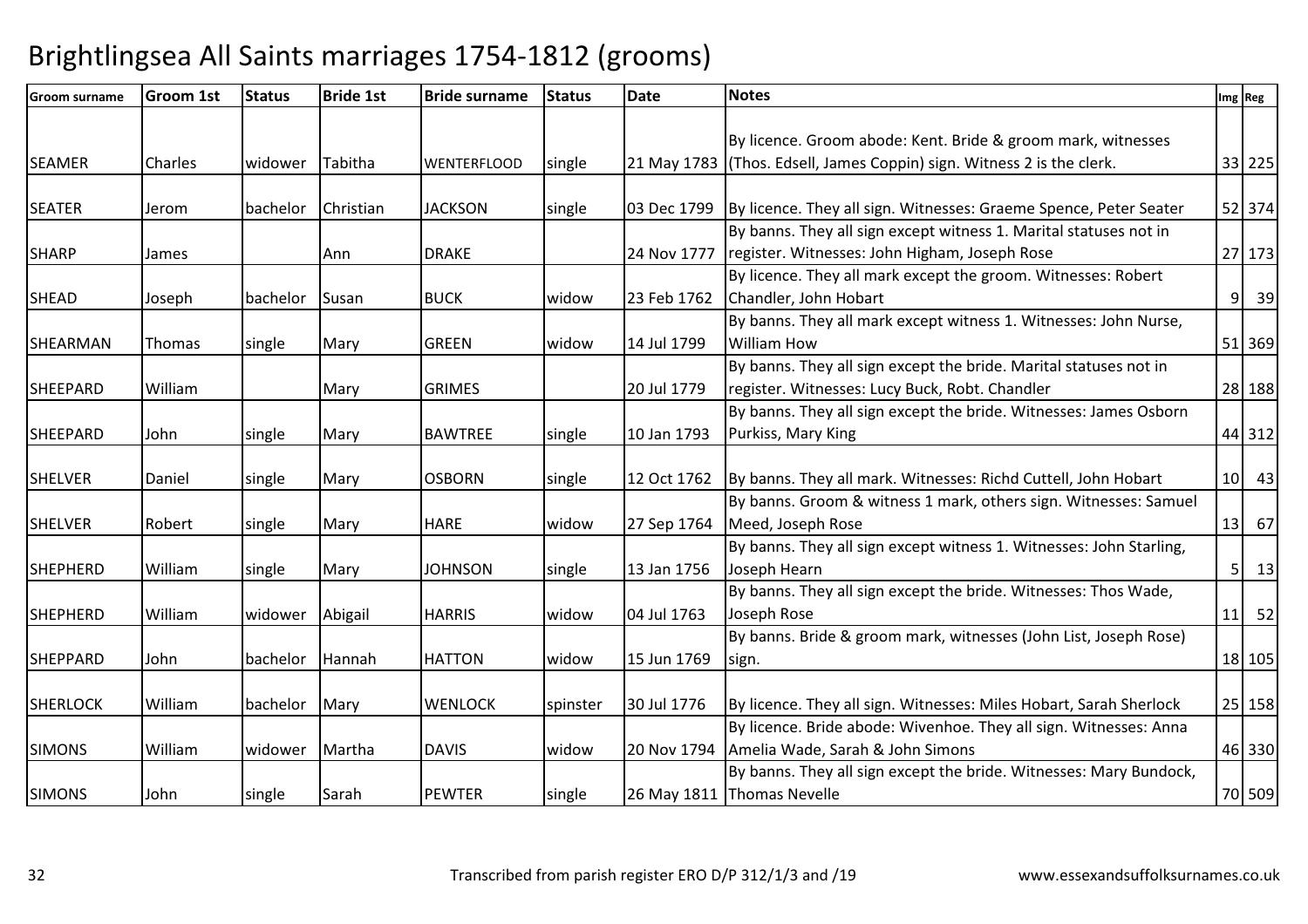# Brightlingsea All Saints marriages 1754-1812 (grooms)

| Groom surname | Groom 1st | Status | Bride 1st | Bride surname | Status | Date | Notes | Img | Reg |
|---|---|---|---|---|---|---|---|---|---|
| SEAMER | Charles | widower | Tabitha | WENTERFLOOD | single | 21 May 1783 | By licence. Groom abode: Kent. Bride & groom mark, witnesses (Thos. Edsell, James Coppin) sign. Witness 2 is the clerk. | 33 | 225 |
| SEATER | Jerom | bachelor | Christian | JACKSON | single | 03 Dec 1799 | By licence. They all sign. Witnesses: Graeme Spence, Peter Seater | 52 | 374 |
| SHARP | James | | Ann | DRAKE | | 24 Nov 1777 | By banns. They all sign except witness 1. Marital statuses not in register. Witnesses: John Higham, Joseph Rose | 27 | 173 |
| SHEAD | Joseph | bachelor | Susan | BUCK | widow | 23 Feb 1762 | By licence. They all mark except the groom. Witnesses: Robert Chandler, John Hobart | 9 | 39 |
| SHEARMAN | Thomas | single | Mary | GREEN | widow | 14 Jul 1799 | By banns. They all mark except witness 1. Witnesses: John Nurse, William How | 51 | 369 |
| SHEEPARD | William | | Mary | GRIMES | | 20 Jul 1779 | By banns. They all sign except the bride. Marital statuses not in register. Witnesses: Lucy Buck, Robt. Chandler | 28 | 188 |
| SHEEPARD | John | single | Mary | BAWTREE | single | 10 Jan 1793 | By banns. They all sign except the bride. Witnesses: James Osborn Purkiss, Mary King | 44 | 312 |
| SHELVER | Daniel | single | Mary | OSBORN | single | 12 Oct 1762 | By banns. They all mark. Witnesses: Richd Cuttell, John Hobart | 10 | 43 |
| SHELVER | Robert | single | Mary | HARE | widow | 27 Sep 1764 | By banns. Groom & witness 1 mark, others sign. Witnesses: Samuel Meed, Joseph Rose | 13 | 67 |
| SHEPHERD | William | single | Mary | JOHNSON | single | 13 Jan 1756 | By banns. They all sign except witness 1. Witnesses: John Starling, Joseph Hearn | 5 | 13 |
| SHEPHERD | William | widower | Abigail | HARRIS | widow | 04 Jul 1763 | By banns. They all sign except the bride. Witnesses: Thos Wade, Joseph Rose | 11 | 52 |
| SHEPPARD | John | bachelor | Hannah | HATTON | widow | 15 Jun 1769 | By banns. Bride & groom mark, witnesses (John List, Joseph Rose) sign. | 18 | 105 |
| SHERLOCK | William | bachelor | Mary | WENLOCK | spinster | 30 Jul 1776 | By licence. They all sign. Witnesses: Miles Hobart, Sarah Sherlock | 25 | 158 |
| SIMONS | William | widower | Martha | DAVIS | widow | 20 Nov 1794 | By licence. Bride abode: Wivenhoe. They all sign. Witnesses: Anna Amelia Wade, Sarah & John Simons | 46 | 330 |
| SIMONS | John | single | Sarah | PEWTER | single | 26 May 1811 | By banns. They all sign except the bride. Witnesses: Mary Bundock, Thomas Nevelle | 70 | 509 |

Transcribed from parish register ERO D/P 312/1/3 and /19 www.essexandsuffolksurnames.co.uk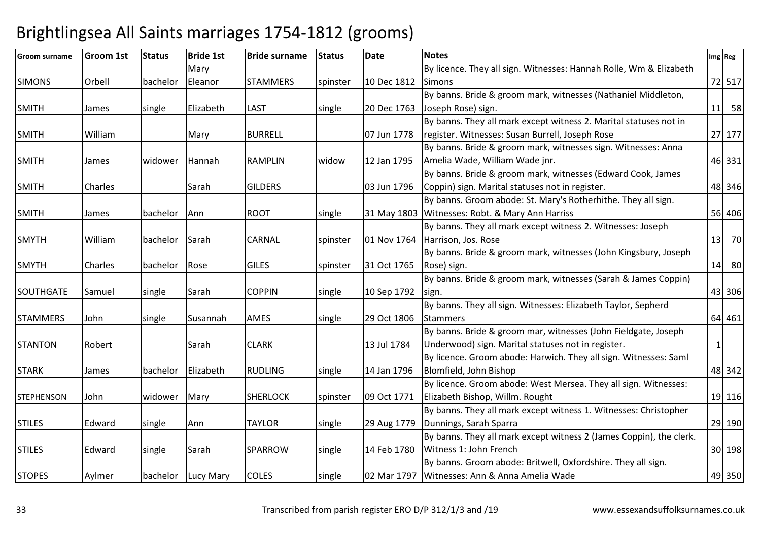# Brightlingsea All Saints marriages 1754-1812 (grooms)

| Groom surname | Groom 1st | Status | Bride 1st | Bride surname | Status | Date | Notes | Img | Reg |
|---|---|---|---|---|---|---|---|---|---|
| SIMONS | Orbell | bachelor | Mary Eleanor | STAMMERS | spinster | 10 Dec 1812 | By licence. They all sign. Witnesses: Hannah Rolle, Wm & Elizabeth Simons | 72 | 517 |
| SMITH | James | single | Elizabeth | LAST | single | 20 Dec 1763 | By banns. Bride & groom mark, witnesses (Nathaniel Middleton, Joseph Rose) sign. | 11 | 58 |
| SMITH | William | | Mary | BURRELL | | 07 Jun 1778 | By banns. They all mark except witness 2. Marital statuses not in register. Witnesses: Susan Burrell, Joseph Rose | 27 | 177 |
| SMITH | James | widower | Hannah | RAMPLIN | widow | 12 Jan 1795 | By banns. Bride & groom mark, witnesses sign. Witnesses: Anna Amelia Wade, William Wade jnr. | 46 | 331 |
| SMITH | Charles | | Sarah | GILDERS | | 03 Jun 1796 | By banns. Bride & groom mark, witnesses (Edward Cook, James Coppin) sign. Marital statuses not in register. | 48 | 346 |
| SMITH | James | bachelor | Ann | ROOT | single | 31 May 1803 | By banns. Groom abode: St. Mary's Rotherhithe. They all sign. Witnesses: Robt. & Mary Ann Harriss | 56 | 406 |
| SMYTH | William | bachelor | Sarah | CARNAL | spinster | 01 Nov 1764 | By banns. They all mark except witness 2. Witnesses: Joseph Harrison, Jos. Rose | 13 | 70 |
| SMYTH | Charles | bachelor | Rose | GILES | spinster | 31 Oct 1765 | By banns. Bride & groom mark, witnesses (John Kingsbury, Joseph Rose) sign. | 14 | 80 |
| SOUTHGATE | Samuel | single | Sarah | COPPIN | single | 10 Sep 1792 | By banns. Bride & groom mark, witnesses (Sarah & James Coppin) sign. | 43 | 306 |
| STAMMERS | John | single | Susannah | AMES | single | 29 Oct 1806 | By banns. They all sign. Witnesses: Elizabeth Taylor, Sepherd Stammers | 64 | 461 |
| STANTON | Robert | | Sarah | CLARK | | 13 Jul 1784 | By banns. Bride & groom mar, witnesses (John Fieldgate, Joseph Underwood) sign. Marital statuses not in register. | 1 | |
| STARK | James | bachelor | Elizabeth | RUDLING | single | 14 Jan 1796 | By licence. Groom abode: Harwich. They all sign. Witnesses: Saml Blomfield, John Bishop | 48 | 342 |
| STEPHENSON | John | widower | Mary | SHERLOCK | spinster | 09 Oct 1771 | By licence. Groom abode: West Mersea. They all sign. Witnesses: Elizabeth Bishop, Willm. Rought | 19 | 116 |
| STILES | Edward | single | Ann | TAYLOR | single | 29 Aug 1779 | By banns. They all mark except witness 1. Witnesses: Christopher Dunnings, Sarah Sparra | 29 | 190 |
| STILES | Edward | single | Sarah | SPARROW | single | 14 Feb 1780 | By banns. They all mark except witness 2 (James Coppin), the clerk. Witness 1: John French | 30 | 198 |
| STOPES | Aylmer | bachelor | Lucy Mary | COLES | single | 02 Mar 1797 | By banns. Groom abode: Britwell, Oxfordshire. They all sign. Witnesses: Ann & Anna Amelia Wade | 49 | 350 |

Transcribed from parish register ERO D/P 312/1/3 and /19 www.essexandsuffolksurnames.co.uk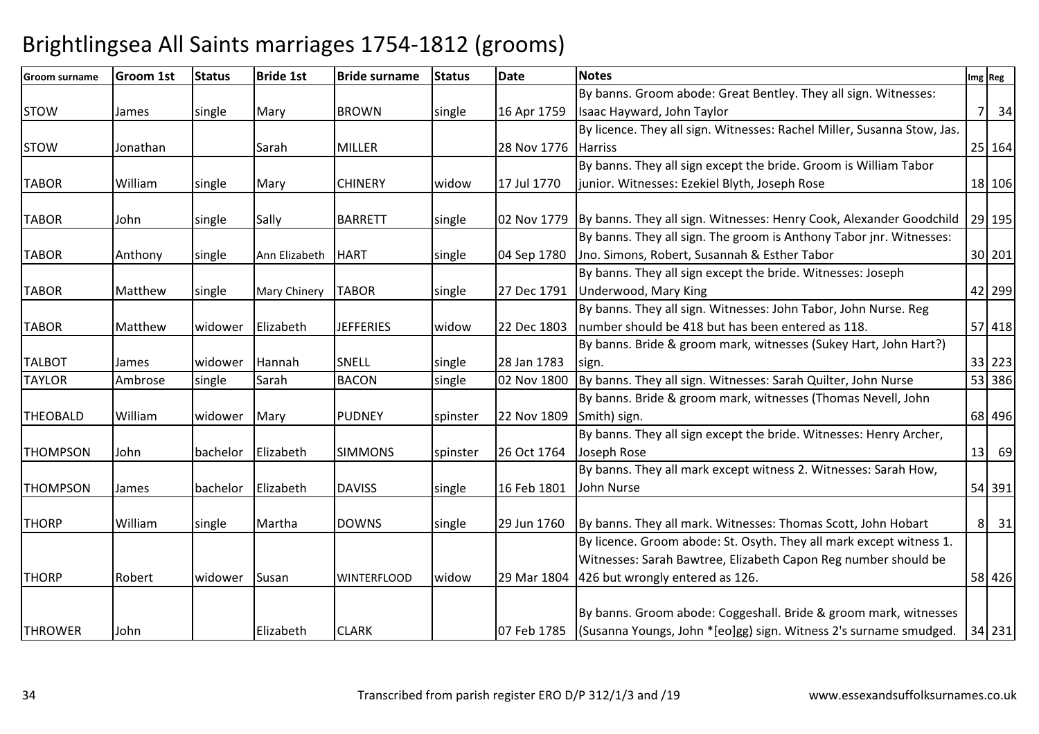# Brightlingsea All Saints marriages 1754-1812 (grooms)

| Groom surname | Groom 1st | Status | Bride 1st | Bride surname | Status | Date | Notes | Img | Reg |
|---|---|---|---|---|---|---|---|---|---|
| STOW | James | single | Mary | BROWN | single | 16 Apr 1759 | By banns. Groom abode: Great Bentley. They all sign. Witnesses: Isaac Hayward, John Taylor | 7 | 34 |
| STOW | Jonathan | | Sarah | MILLER | | 28 Nov 1776 | By licence. They all sign. Witnesses: Rachel Miller, Susanna Stow, Jas. Harriss | 25 | 164 |
| TABOR | William | single | Mary | CHINERY | widow | 17 Jul 1770 | By banns. They all sign except the bride. Groom is William Tabor junior. Witnesses: Ezekiel Blyth, Joseph Rose | 18 | 106 |
| TABOR | John | single | Sally | BARRETT | single | 02 Nov 1779 | By banns. They all sign. Witnesses: Henry Cook, Alexander Goodchild | 29 | 195 |
| TABOR | Anthony | single | Ann Elizabeth | HART | single | 04 Sep 1780 | By banns. They all sign. The groom is Anthony Tabor jnr. Witnesses: Jno. Simons, Robert, Susannah & Esther Tabor | 30 | 201 |
| TABOR | Matthew | single | Mary Chinery | TABOR | single | 27 Dec 1791 | By banns. They all sign except the bride. Witnesses: Joseph Underwood, Mary King | 42 | 299 |
| TABOR | Matthew | widower | Elizabeth | JEFFERIES | widow | 22 Dec 1803 | By banns. They all sign. Witnesses: John Tabor, John Nurse. Reg number should be 418 but has been entered as 118. | 57 | 418 |
| TALBOT | James | widower | Hannah | SNELL | single | 28 Jan 1783 | By banns. Bride & groom mark, witnesses (Sukey Hart, John Hart?) sign. | 33 | 223 |
| TAYLOR | Ambrose | single | Sarah | BACON | single | 02 Nov 1800 | By banns. They all sign. Witnesses: Sarah Quilter, John Nurse | 53 | 386 |
| THEOBALD | William | widower | Mary | PUDNEY | spinster | 22 Nov 1809 | By banns. Bride & groom mark, witnesses (Thomas Nevell, John Smith) sign. | 68 | 496 |
| THOMPSON | John | bachelor | Elizabeth | SIMMONS | spinster | 26 Oct 1764 | By banns. They all sign except the bride. Witnesses: Henry Archer, Joseph Rose | 13 | 69 |
| THOMPSON | James | bachelor | Elizabeth | DAVISS | single | 16 Feb 1801 | By banns. They all mark except witness 2. Witnesses: Sarah How, John Nurse | 54 | 391 |
| THORP | William | single | Martha | DOWNS | single | 29 Jun 1760 | By banns. They all mark. Witnesses: Thomas Scott, John Hobart | 8 | 31 |
| THORP | Robert | widower | Susan | WINTERFLOOD | widow | 29 Mar 1804 | By licence. Groom abode: St. Osyth. They all mark except witness 1. Witnesses: Sarah Bawtree, Elizabeth Capon Reg number should be 426 but wrongly entered as 126. | 58 | 426 |
| THROWER | John | | Elizabeth | CLARK | | 07 Feb 1785 | By banns. Groom abode: Coggeshall. Bride & groom mark, witnesses (Susanna Youngs, John *[eo]gg) sign. Witness 2's surname smudged. | 34 | 231 |

Transcribed from parish register ERO D/P 312/1/3 and /19

www.essexandsuffolksurnames.co.uk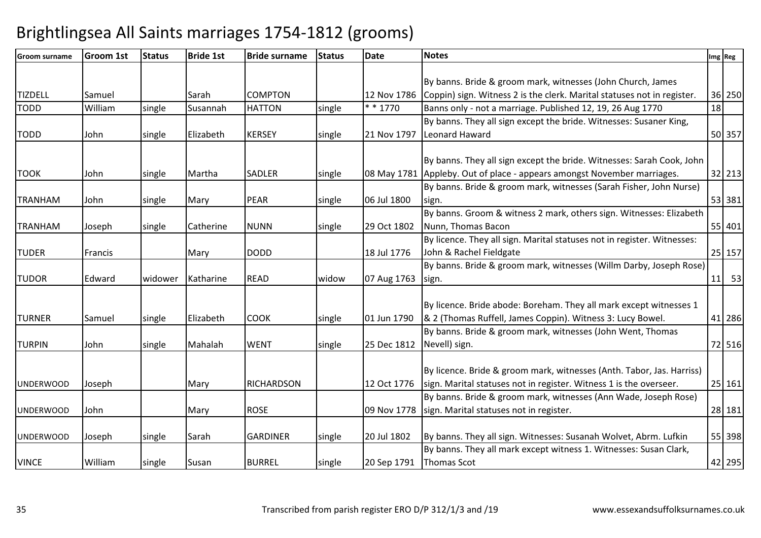# Brightlingsea All Saints marriages 1754-1812 (grooms)

| Groom surname | Groom 1st | Status | Bride 1st | Bride surname | Status | Date | Notes | Img | Reg |
|---|---|---|---|---|---|---|---|---|---|
| TIZDELL | Samuel | | Sarah | COMPTON | | 12 Nov 1786 | By banns. Bride & groom mark, witnesses (John Church, James Coppin) sign. Witness 2 is the clerk. Marital statuses not in register. | 36 | 250 |
| TODD | William | single | Susannah | HATTON | single | * * 1770 | Banns only - not a marriage. Published 12, 19, 26 Aug 1770 | 18 | |
| TODD | John | single | Elizabeth | KERSEY | single | 21 Nov 1797 | By banns. They all sign except the bride. Witnesses: Susaner King, Leonard Haward | 50 | 357 |
| TOOK | John | single | Martha | SADLER | single | 08 May 1781 | By banns. They all sign except the bride. Witnesses: Sarah Cook, John Appleby. Out of place - appears amongst November marriages. | 32 | 213 |
| TRANHAM | John | single | Mary | PEAR | single | 06 Jul 1800 | By banns. Bride & groom mark, witnesses (Sarah Fisher, John Nurse) sign. | 53 | 381 |
| TRANHAM | Joseph | single | Catherine | NUNN | single | 29 Oct 1802 | By banns. Groom & witness 2 mark, others sign. Witnesses: Elizabeth Nunn, Thomas Bacon | 55 | 401 |
| TUDER | Francis | | Mary | DODD | | 18 Jul 1776 | By licence. They all sign. Marital statuses not in register. Witnesses: John & Rachel Fieldgate | 25 | 157 |
| TUDOR | Edward | widower | Katharine | READ | widow | 07 Aug 1763 | By banns. Bride & groom mark, witnesses (Willm Darby, Joseph Rose) sign. | 11 | 53 |
| TURNER | Samuel | single | Elizabeth | COOK | single | 01 Jun 1790 | By licence. Bride abode: Boreham. They all mark except witnesses 1 & 2 (Thomas Ruffell, James Coppin). Witness 3: Lucy Bowel. | 41 | 286 |
| TURPIN | John | single | Mahalah | WENT | single | 25 Dec 1812 | By banns. Bride & groom mark, witnesses (John Went, Thomas Nevell) sign. | 72 | 516 |
| UNDERWOOD | Joseph | | Mary | RICHARDSON | | 12 Oct 1776 | By licence. Bride & groom mark, witnesses (Anth. Tabor, Jas. Harriss) sign. Marital statuses not in register. Witness 1 is the overseer. | 25 | 161 |
| UNDERWOOD | John | | Mary | ROSE | | 09 Nov 1778 | By banns. Bride & groom mark, witnesses (Ann Wade, Joseph Rose) sign. Marital statuses not in register. | 28 | 181 |
| UNDERWOOD | Joseph | single | Sarah | GARDINER | single | 20 Jul 1802 | By banns. They all sign. Witnesses: Susanah Wolvet, Abrm. Lufkin | 55 | 398 |
| VINCE | William | single | Susan | BURREL | single | 20 Sep 1791 | By banns. They all mark except witness 1. Witnesses: Susan Clark, Thomas Scot | 42 | 295 |

Transcribed from parish register ERO D/P 312/1/3 and /19

www.essexandsuffolksurnames.co.uk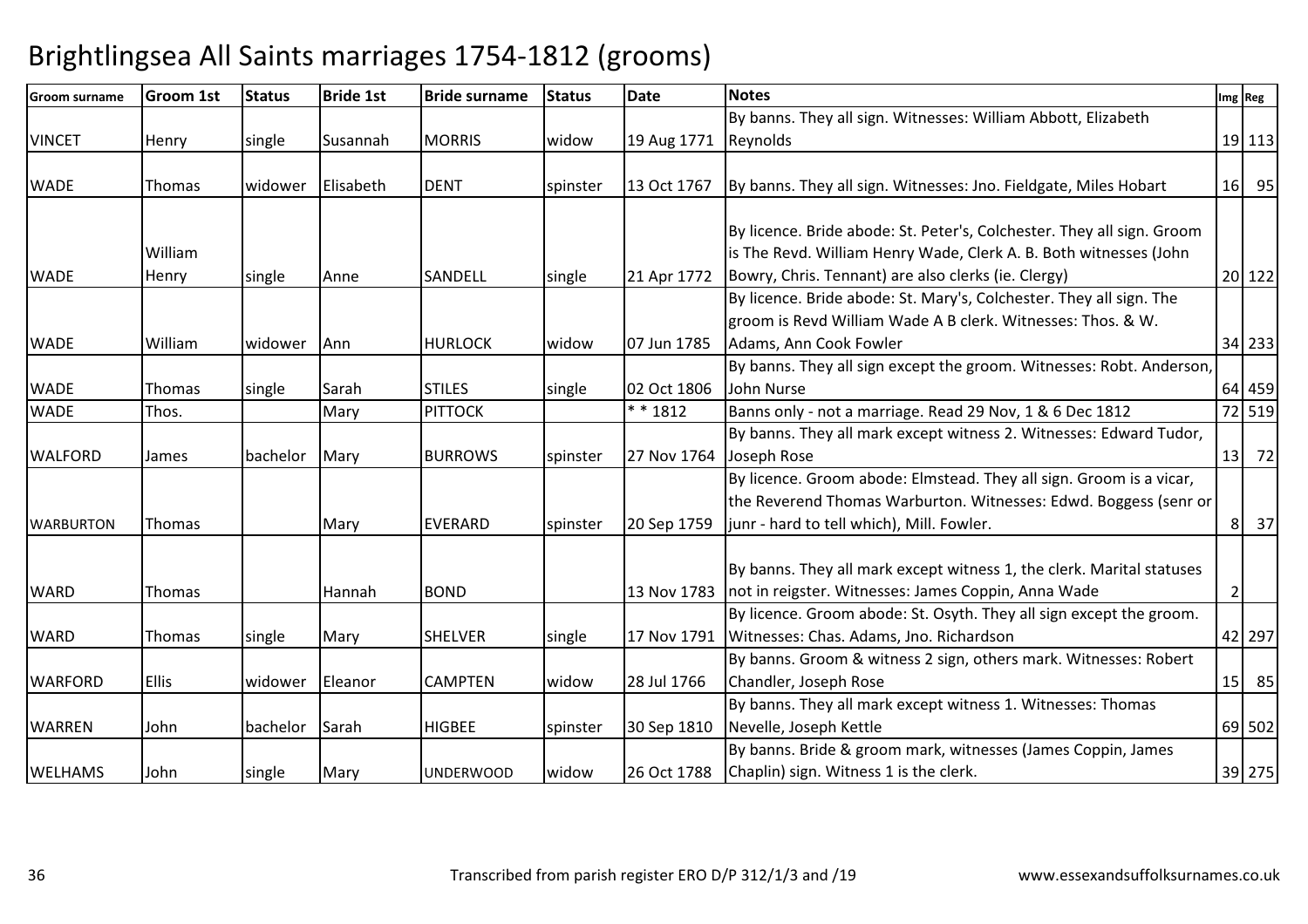# Brightlingsea All Saints marriages 1754-1812 (grooms)

| Groom surname | Groom 1st | Status | Bride 1st | Bride surname | Status | Date | Notes | Img | Reg |
|---|---|---|---|---|---|---|---|---|---|
| VINCET | Henry | single | Susannah | MORRIS | widow | 19 Aug 1771 | By banns. They all sign. Witnesses: William Abbott, Elizabeth Reynolds | 19 | 113 |
| WADE | Thomas | widower | Elisabeth | DENT | spinster | 13 Oct 1767 | By banns. They all sign. Witnesses: Jno. Fieldgate, Miles Hobart | 16 | 95 |
| WADE | William Henry | single | Anne | SANDELL | single | 21 Apr 1772 | By licence. Bride abode: St. Peter's, Colchester. They all sign. Groom is The Revd. William Henry Wade, Clerk A. B. Both witnesses (John Bowry, Chris. Tennant) are also clerks (ie. Clergy) | 20 | 122 |
| WADE | William | widower | Ann | HURLOCK | widow | 07 Jun 1785 | By licence. Bride abode: St. Mary's, Colchester. They all sign. The groom is Revd William Wade A B clerk. Witnesses: Thos. & W. Adams, Ann Cook Fowler | 34 | 233 |
| WADE | Thomas | single | Sarah | STILES | single | 02 Oct 1806 | By banns. They all sign except the groom. Witnesses: Robt. Anderson, John Nurse | 64 | 459 |
| WADE | Thos. | | Mary | PITTOCK | | * * 1812 | Banns only - not a marriage. Read 29 Nov, 1 & 6 Dec 1812 | 72 | 519 |
| WALFORD | James | bachelor | Mary | BURROWS | spinster | 27 Nov 1764 | By banns. They all mark except witness 2. Witnesses: Edward Tudor, Joseph Rose | 13 | 72 |
| WARBURTON | Thomas | | Mary | EVERARD | spinster | 20 Sep 1759 | By licence. Groom abode: Elmstead. They all sign. Groom is a vicar, the Reverend Thomas Warburton. Witnesses: Edwd. Boggess (senr or junr - hard to tell which), Mill. Fowler. | 8 | 37 |
| WARD | Thomas | | Hannah | BOND | | 13 Nov 1783 | By banns. They all mark except witness 1, the clerk. Marital statuses not in reigster. Witnesses: James Coppin, Anna Wade | 2 | |
| WARD | Thomas | single | Mary | SHELVER | single | 17 Nov 1791 | By licence. Groom abode: St. Osyth. They all sign except the groom. Witnesses: Chas. Adams, Jno. Richardson | 42 | 297 |
| WARFORD | Ellis | widower | Eleanor | CAMPTEN | widow | 28 Jul 1766 | By banns. Groom & witness 2 sign, others mark. Witnesses: Robert Chandler, Joseph Rose | 15 | 85 |
| WARREN | John | bachelor | Sarah | HIGBEE | spinster | 30 Sep 1810 | By banns. They all mark except witness 1. Witnesses: Thomas Nevelle, Joseph Kettle | 69 | 502 |
| WELHAMS | John | single | Mary | UNDERWOOD | widow | 26 Oct 1788 | By banns. Bride & groom mark, witnesses (James Coppin, James Chaplin) sign. Witness 1 is the clerk. | 39 | 275 |

Transcribed from parish register ERO D/P 312/1/3 and /19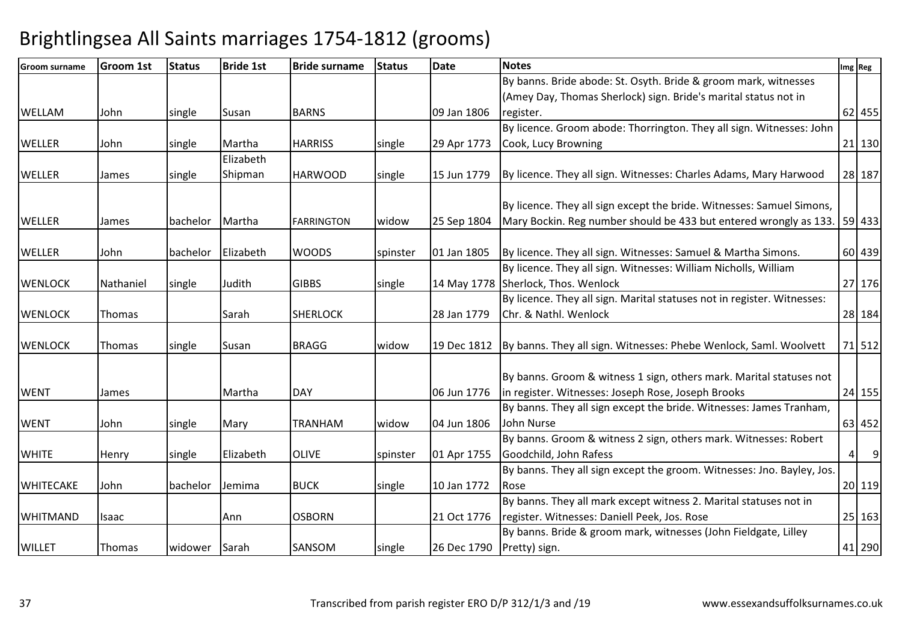# Brightlingsea All Saints marriages 1754-1812 (grooms)

| Groom surname | Groom 1st | Status | Bride 1st | Bride surname | Status | Date | Notes | Img | Reg |
|---|---|---|---|---|---|---|---|---|---|
| WELLAM | John | single | Susan | BARNS | | 09 Jan 1806 | By banns. Bride abode: St. Osyth. Bride & groom mark, witnesses (Amey Day, Thomas Sherlock) sign. Bride's marital status not in register. | 62 | 455 |
| WELLER | John | single | Martha | HARRISS | single | 29 Apr 1773 | By licence. Groom abode: Thorrington. They all sign. Witnesses: John Cook, Lucy Browning | 21 | 130 |
| WELLER | James | single | Elizabeth Shipman | HARWOOD | single | 15 Jun 1779 | By licence. They all sign. Witnesses: Charles Adams, Mary Harwood | 28 | 187 |
| WELLER | James | bachelor | Martha | FARRINGTON | widow | 25 Sep 1804 | By licence. They all sign except the bride. Witnesses: Samuel Simons, Mary Bockin. Reg number should be 433 but entered wrongly as 133. | 59 | 433 |
| WELLER | John | bachelor | Elizabeth | WOODS | spinster | 01 Jan 1805 | By licence. They all sign. Witnesses: Samuel & Martha Simons. | 60 | 439 |
| WENLOCK | Nathaniel | single | Judith | GIBBS | single | 14 May 1778 | By licence. They all sign. Witnesses: William Nicholls, William Sherlock, Thos. Wenlock | 27 | 176 |
| WENLOCK | Thomas | | Sarah | SHERLOCK | | 28 Jan 1779 | By licence. They all sign. Marital statuses not in register. Witnesses: Chr. & Nathl. Wenlock | 28 | 184 |
| WENLOCK | Thomas | single | Susan | BRAGG | widow | 19 Dec 1812 | By banns. They all sign. Witnesses: Phebe Wenlock, Saml. Woolvett | 71 | 512 |
| WENT | James | | Martha | DAY | | 06 Jun 1776 | By banns. Groom & witness 1 sign, others mark. Marital statuses not in register. Witnesses: Joseph Rose, Joseph Brooks | 24 | 155 |
| WENT | John | single | Mary | TRANHAM | widow | 04 Jun 1806 | By banns. They all sign except the bride. Witnesses: James Tranham, John Nurse | 63 | 452 |
| WHITE | Henry | single | Elizabeth | OLIVE | spinster | 01 Apr 1755 | By banns. Groom & witness 2 sign, others mark. Witnesses: Robert Goodchild, John Rafess | 4 | 9 |
| WHITECAKE | John | bachelor | Jemima | BUCK | single | 10 Jan 1772 | By banns. They all sign except the groom. Witnesses: Jno. Bayley, Jos. Rose | 20 | 119 |
| WHITMAND | Isaac | | Ann | OSBORN | | 21 Oct 1776 | By banns. They all mark except witness 2. Marital statuses not in register. Witnesses: Daniell Peek, Jos. Rose | 25 | 163 |
| WILLET | Thomas | widower | Sarah | SANSOM | single | 26 Dec 1790 | By banns. Bride & groom mark, witnesses (John Fieldgate, Lilley Pretty) sign. | 41 | 290 |

Transcribed from parish register ERO D/P 312/1/3 and /19 www.essexandsuffolksurnames.co.uk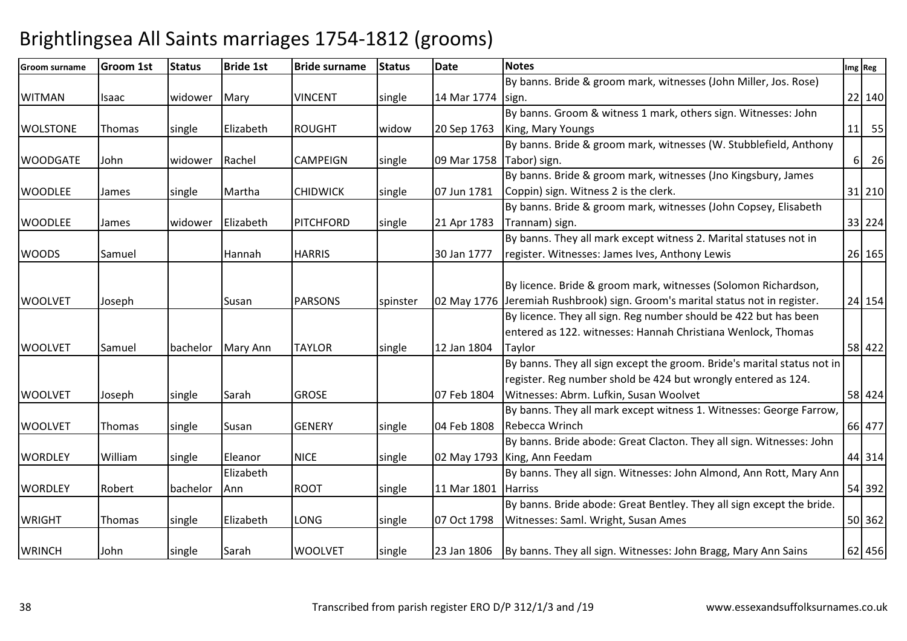# Brightlingsea All Saints marriages 1754-1812 (grooms)

| Groom surname | Groom 1st | Status | Bride 1st | Bride surname | Status | Date | Notes | Img | Reg |
|---|---|---|---|---|---|---|---|---|---|
| WITMAN | Isaac | widower | Mary | VINCENT | single | 14 Mar 1774 | By banns. Bride & groom mark, witnesses (John Miller, Jos. Rose) sign. | 22 | 140 |
| WOLSTONE | Thomas | single | Elizabeth | ROUGHT | widow | 20 Sep 1763 | By banns. Groom & witness 1 mark, others sign. Witnesses: John King, Mary Youngs | 11 | 55 |
| WOODGATE | John | widower | Rachel | CAMPEIGN | single | 09 Mar 1758 | By banns. Bride & groom mark, witnesses (W. Stubblefield, Anthony Tabor) sign. | 6 | 26 |
| WOODLEE | James | single | Martha | CHIDWICK | single | 07 Jun 1781 | By banns. Bride & groom mark, witnesses (Jno Kingsbury, James Coppin) sign. Witness 2 is the clerk. | 31 | 210 |
| WOODLEE | James | widower | Elizabeth | PITCHFORD | single | 21 Apr 1783 | By banns. Bride & groom mark, witnesses (John Copsey, Elisabeth Trannam) sign. | 33 | 224 |
| WOODS | Samuel | | Hannah | HARRIS | | 30 Jan 1777 | By banns. They all mark except witness 2. Marital statuses not in register. Witnesses: James Ives, Anthony Lewis | 26 | 165 |
| WOOLVET | Joseph | | Susan | PARSONS | spinster | 02 May 1776 | By licence. Bride & groom mark, witnesses (Solomon Richardson, Jeremiah Rushbrook) sign. Groom's marital status not in register. | 24 | 154 |
| WOOLVET | Samuel | bachelor | Mary Ann | TAYLOR | single | 12 Jan 1804 | By licence. They all sign. Reg number should be 422 but has been entered as 122. witnesses: Hannah Christiana Wenlock, Thomas Taylor | 58 | 422 |
| WOOLVET | Joseph | single | Sarah | GROSE | | 07 Feb 1804 | By banns. They all sign except the groom. Bride's marital status not in register. Reg number shold be 424 but wrongly entered as 124. Witnesses: Abrm. Lufkin, Susan Woolvet | 58 | 424 |
| WOOLVET | Thomas | single | Susan | GENERY | single | 04 Feb 1808 | By banns. They all mark except witness 1. Witnesses: George Farrow, Rebecca Wrinch | 66 | 477 |
| WORDLEY | William | single | Eleanor | NICE | single | 02 May 1793 | By banns. Bride abode: Great Clacton. They all sign. Witnesses: John King, Ann Feedam | 44 | 314 |
| WORDLEY | Robert | bachelor | Elizabeth Ann | ROOT | single | 11 Mar 1801 | By banns. They all sign. Witnesses: John Almond, Ann Rott, Mary Ann Harriss | 54 | 392 |
| WRIGHT | Thomas | single | Elizabeth | LONG | single | 07 Oct 1798 | By banns. Bride abode: Great Bentley. They all sign except the bride. Witnesses: Saml. Wright, Susan Ames | 50 | 362 |
| WRINCH | John | single | Sarah | WOOLVET | single | 23 Jan 1806 | By banns. They all sign. Witnesses: John Bragg, Mary Ann Sains | 62 | 456 |

Transcribed from parish register ERO D/P 312/1/3 and /19 www.essexandsuffolksurnames.co.uk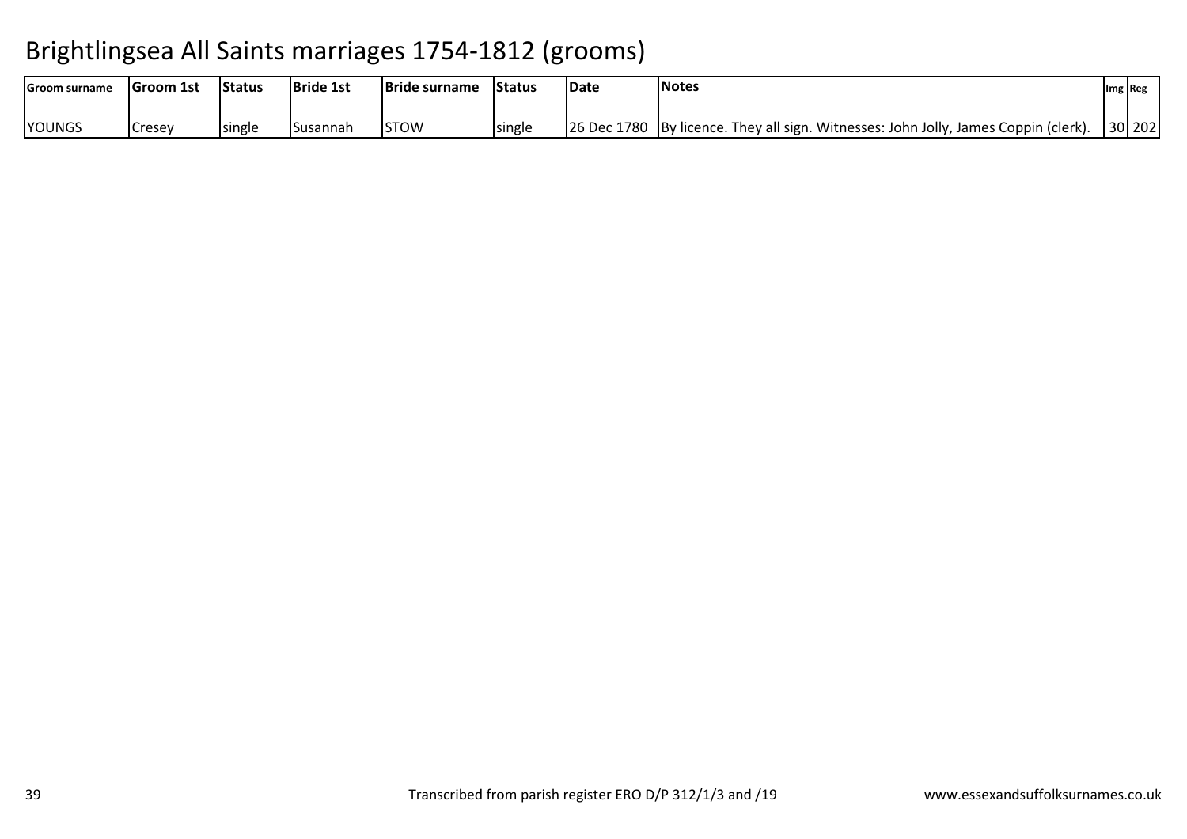# Brightlingsea All Saints marriages 1754-1812 (grooms)

| Groom surname | Groom 1st | Status | Bride 1st | Bride surname | Status | Date | Notes | Img | Reg |
|---|---|---|---|---|---|---|---|---|---|
| YOUNGS | Cresey | single | Susannah | STOW | single | 26 Dec 1780 | By licence. They all sign. Witnesses: John Jolly, James Coppin (clerk). | 30 | 202 |

Transcribed from parish register ERO D/P 312/1/3 and /19

www.essexandsuffolksurnames.co.uk